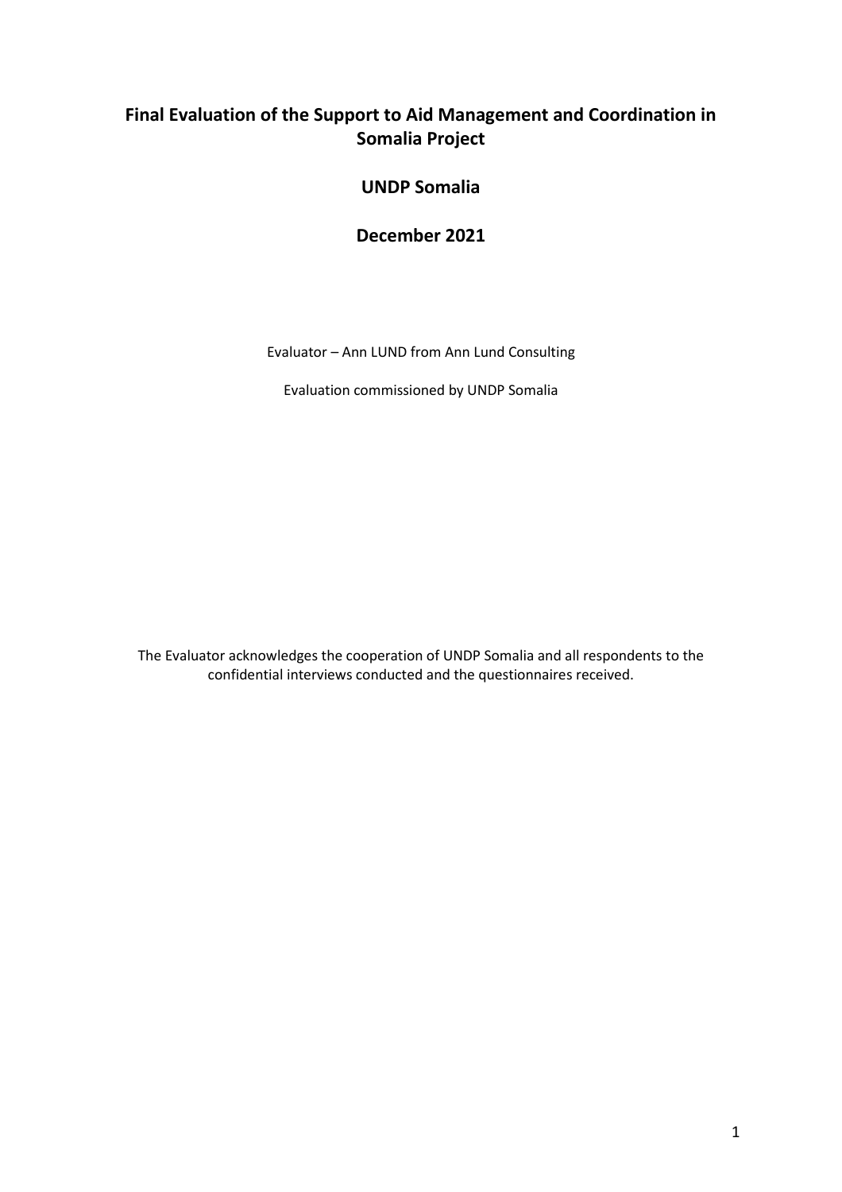# Final Evaluation of the Support to Aid Management and Coordination in Somalia Project

## UNDP Somalia

## December 2021

Evaluator – Ann LUND from Ann Lund Consulting

Evaluation commissioned by UNDP Somalia

The Evaluator acknowledges the cooperation of UNDP Somalia and all respondents to the confidential interviews conducted and the questionnaires received.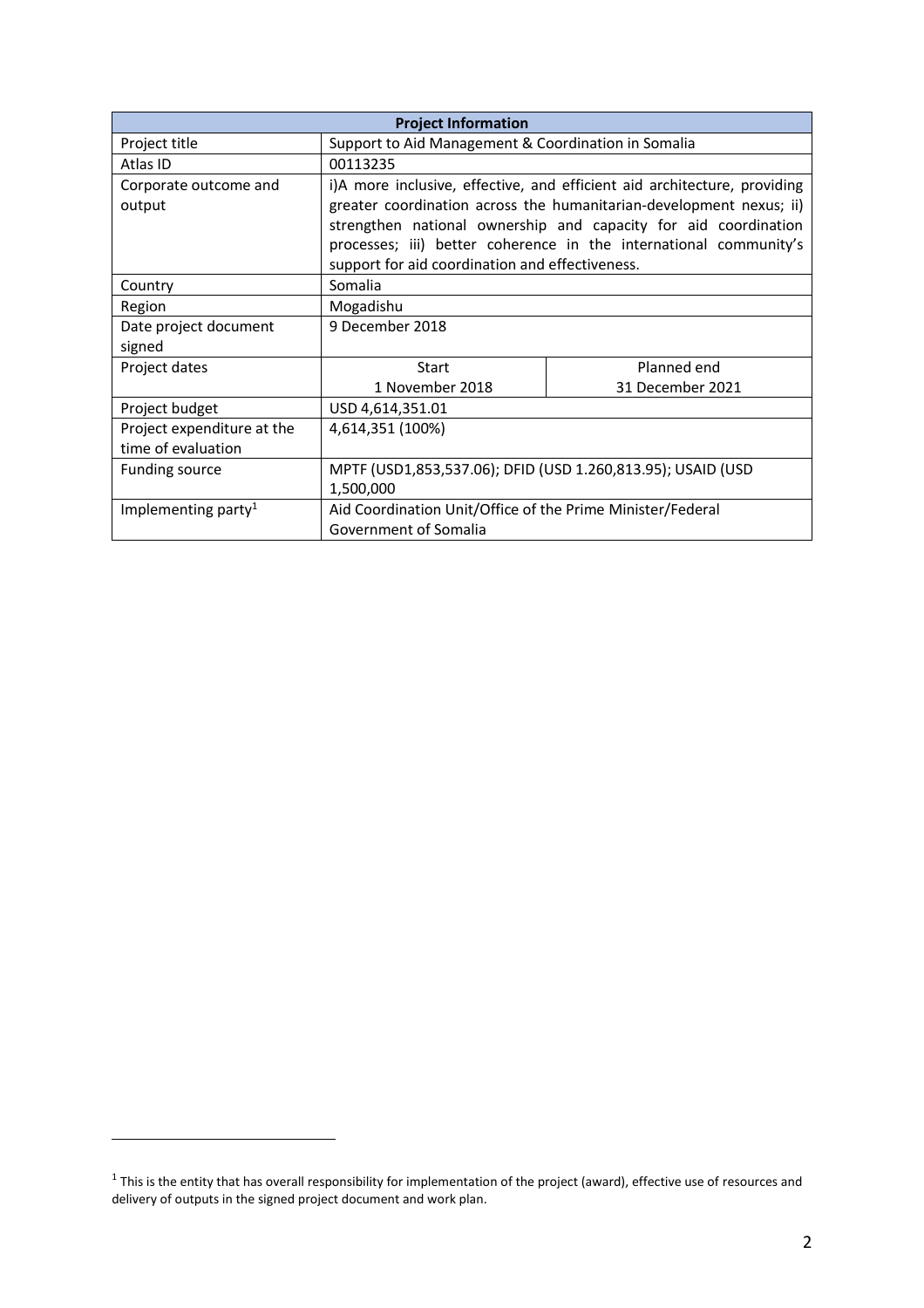| Project Information | | |
|---|---|---|
| Project title | Support to Aid Management & Coordination in Somalia | |
| Atlas ID | 00113235 | |
| Corporate outcome and output | i)A more inclusive, effective, and efficient aid architecture, providing greater coordination across the humanitarian-development nexus; ii) strengthen national ownership and capacity for aid coordination processes; iii) better coherence in the international community's support for aid coordination and effectiveness. | |
| Country | Somalia | |
| Region | Mogadishu | |
| Date project document signed | 9 December 2018 | |
| Project dates | Start<br>1 November 2018 | Planned end<br>31 December 2021 |
| Project budget | USD 4,614,351.01 | |
| Project expenditure at the time of evaluation | 4,614,351 (100%) | |
| Funding source | MPTF (USD1,853,537.06); DFID (USD 1.260,813.95); USAID (USD 1,500,000 | |
| Implementing party[1] | Aid Coordination Unit/Office of the Prime Minister/Federal Government of Somalia | |

[1] This is the entity that has overall responsibility for implementation of the project (award), effective use of resources and delivery of outputs in the signed project document and work plan.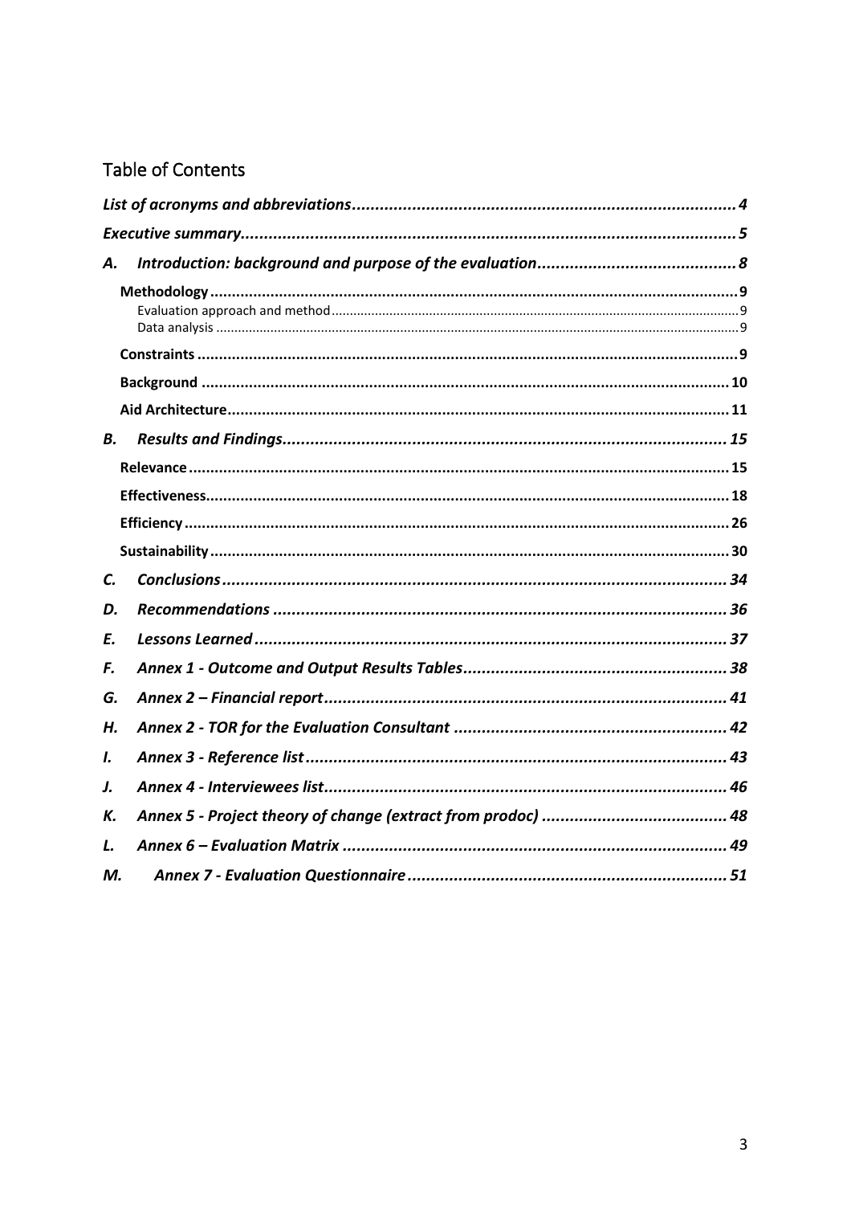## Table of Contents

*List of acronyms and abbreviations* .......... 4

*Executive summary* .......... 5

*A. Introduction: background and purpose of the evaluation* .......... 8

- **Methodology** .......... 9
  - Evaluation approach and method .......... 9
  - Data analysis .......... 9
- **Constraints** .......... 9
- **Background** .......... 10
- **Aid Architecture** .......... 11

*B. Results and Findings* .......... 15

- **Relevance** .......... 15
- **Effectiveness** .......... 18
- **Efficiency** .......... 26
- **Sustainability** .......... 30

*C. Conclusions* .......... 34

*D. Recommendations* .......... 36

*E. Lessons Learned* .......... 37

*F. Annex 1 - Outcome and Output Results Tables* .......... 38

*G. Annex 2 – Financial report* .......... 41

*H. Annex 2 - TOR for the Evaluation Consultant* .......... 42

*I. Annex 3 - Reference list* .......... 43

*J. Annex 4 - Interviewees list* .......... 46

*K. Annex 5 - Project theory of change (extract from prodoc)* .......... 48

*L. Annex 6 – Evaluation Matrix* .......... 49

*M. Annex 7 - Evaluation Questionnaire* .......... 51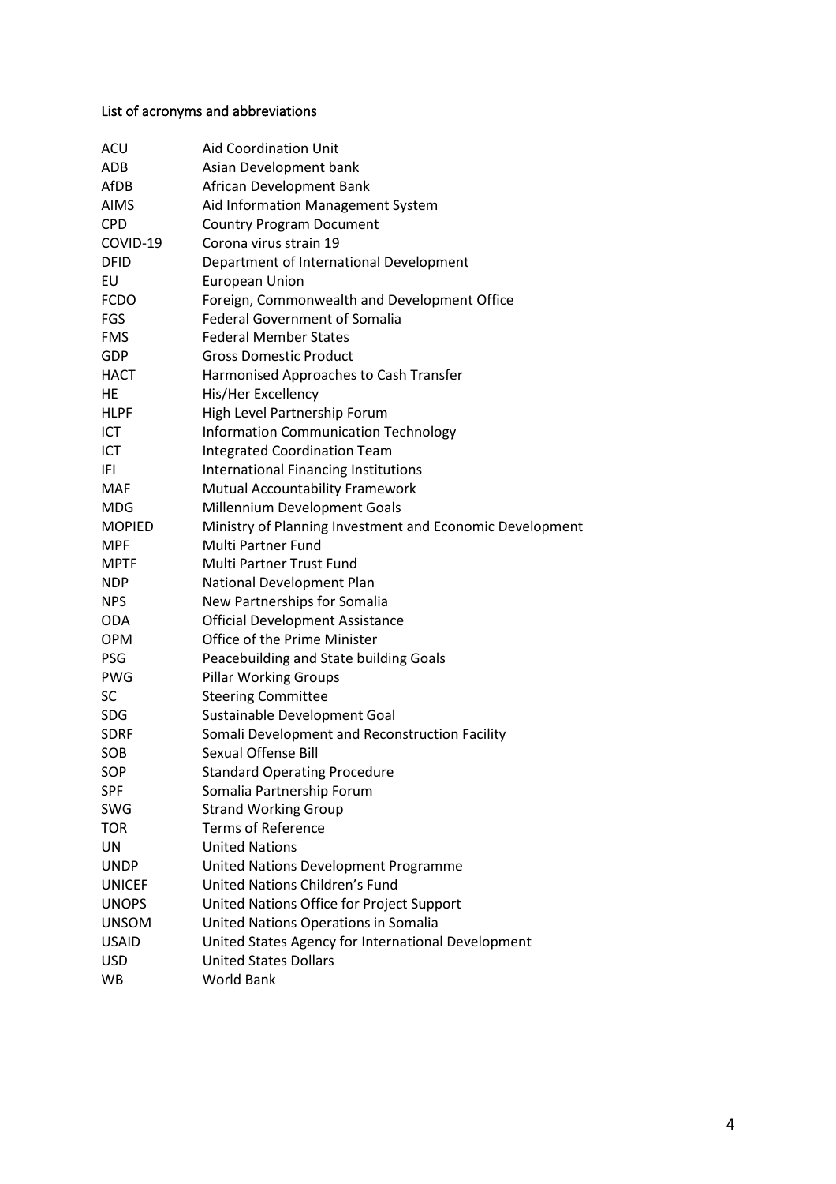## List of acronyms and abbreviations

| | |
|---|---|
| ACU | Aid Coordination Unit |
| ADB | Asian Development bank |
| AfDB | African Development Bank |
| AIMS | Aid Information Management System |
| CPD | Country Program Document |
| COVID-19 | Corona virus strain 19 |
| DFID | Department of International Development |
| EU | European Union |
| FCDO | Foreign, Commonwealth and Development Office |
| FGS | Federal Government of Somalia |
| FMS | Federal Member States |
| GDP | Gross Domestic Product |
| HACT | Harmonised Approaches to Cash Transfer |
| HE | His/Her Excellency |
| HLPF | High Level Partnership Forum |
| ICT | Information Communication Technology |
| ICT | Integrated Coordination Team |
| IFI | International Financing Institutions |
| MAF | Mutual Accountability Framework |
| MDG | Millennium Development Goals |
| MOPIED | Ministry of Planning Investment and Economic Development |
| MPF | Multi Partner Fund |
| MPTF | Multi Partner Trust Fund |
| NDP | National Development Plan |
| NPS | New Partnerships for Somalia |
| ODA | Official Development Assistance |
| OPM | Office of the Prime Minister |
| PSG | Peacebuilding and State building Goals |
| PWG | Pillar Working Groups |
| SC | Steering Committee |
| SDG | Sustainable Development Goal |
| SDRF | Somali Development and Reconstruction Facility |
| SOB | Sexual Offense Bill |
| SOP | Standard Operating Procedure |
| SPF | Somalia Partnership Forum |
| SWG | Strand Working Group |
| TOR | Terms of Reference |
| UN | United Nations |
| UNDP | United Nations Development Programme |
| UNICEF | United Nations Children's Fund |
| UNOPS | United Nations Office for Project Support |
| UNSOM | United Nations Operations in Somalia |
| USAID | United States Agency for International Development |
| USD | United States Dollars |
| WB | World Bank |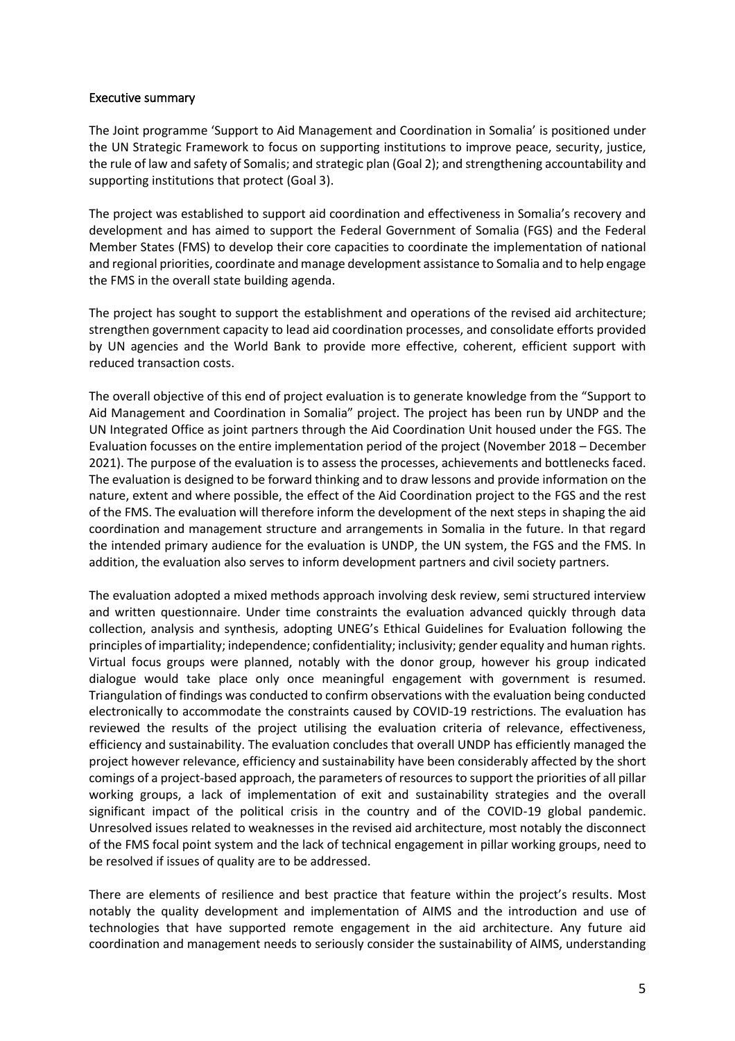## Executive summary

The Joint programme 'Support to Aid Management and Coordination in Somalia' is positioned under the UN Strategic Framework to focus on supporting institutions to improve peace, security, justice, the rule of law and safety of Somalis; and strategic plan (Goal 2); and strengthening accountability and supporting institutions that protect (Goal 3).

The project was established to support aid coordination and effectiveness in Somalia's recovery and development and has aimed to support the Federal Government of Somalia (FGS) and the Federal Member States (FMS) to develop their core capacities to coordinate the implementation of national and regional priorities, coordinate and manage development assistance to Somalia and to help engage the FMS in the overall state building agenda.

The project has sought to support the establishment and operations of the revised aid architecture; strengthen government capacity to lead aid coordination processes, and consolidate efforts provided by UN agencies and the World Bank to provide more effective, coherent, efficient support with reduced transaction costs.

The overall objective of this end of project evaluation is to generate knowledge from the "Support to Aid Management and Coordination in Somalia" project. The project has been run by UNDP and the UN Integrated Office as joint partners through the Aid Coordination Unit housed under the FGS. The Evaluation focusses on the entire implementation period of the project (November 2018 – December 2021). The purpose of the evaluation is to assess the processes, achievements and bottlenecks faced. The evaluation is designed to be forward thinking and to draw lessons and provide information on the nature, extent and where possible, the effect of the Aid Coordination project to the FGS and the rest of the FMS. The evaluation will therefore inform the development of the next steps in shaping the aid coordination and management structure and arrangements in Somalia in the future. In that regard the intended primary audience for the evaluation is UNDP, the UN system, the FGS and the FMS. In addition, the evaluation also serves to inform development partners and civil society partners.

The evaluation adopted a mixed methods approach involving desk review, semi structured interview and written questionnaire. Under time constraints the evaluation advanced quickly through data collection, analysis and synthesis, adopting UNEG's Ethical Guidelines for Evaluation following the principles of impartiality; independence; confidentiality; inclusivity; gender equality and human rights. Virtual focus groups were planned, notably with the donor group, however his group indicated dialogue would take place only once meaningful engagement with government is resumed. Triangulation of findings was conducted to confirm observations with the evaluation being conducted electronically to accommodate the constraints caused by COVID-19 restrictions. The evaluation has reviewed the results of the project utilising the evaluation criteria of relevance, effectiveness, efficiency and sustainability. The evaluation concludes that overall UNDP has efficiently managed the project however relevance, efficiency and sustainability have been considerably affected by the short comings of a project-based approach, the parameters of resources to support the priorities of all pillar working groups, a lack of implementation of exit and sustainability strategies and the overall significant impact of the political crisis in the country and of the COVID-19 global pandemic. Unresolved issues related to weaknesses in the revised aid architecture, most notably the disconnect of the FMS focal point system and the lack of technical engagement in pillar working groups, need to be resolved if issues of quality are to be addressed.

There are elements of resilience and best practice that feature within the project's results. Most notably the quality development and implementation of AIMS and the introduction and use of technologies that have supported remote engagement in the aid architecture. Any future aid coordination and management needs to seriously consider the sustainability of AIMS, understanding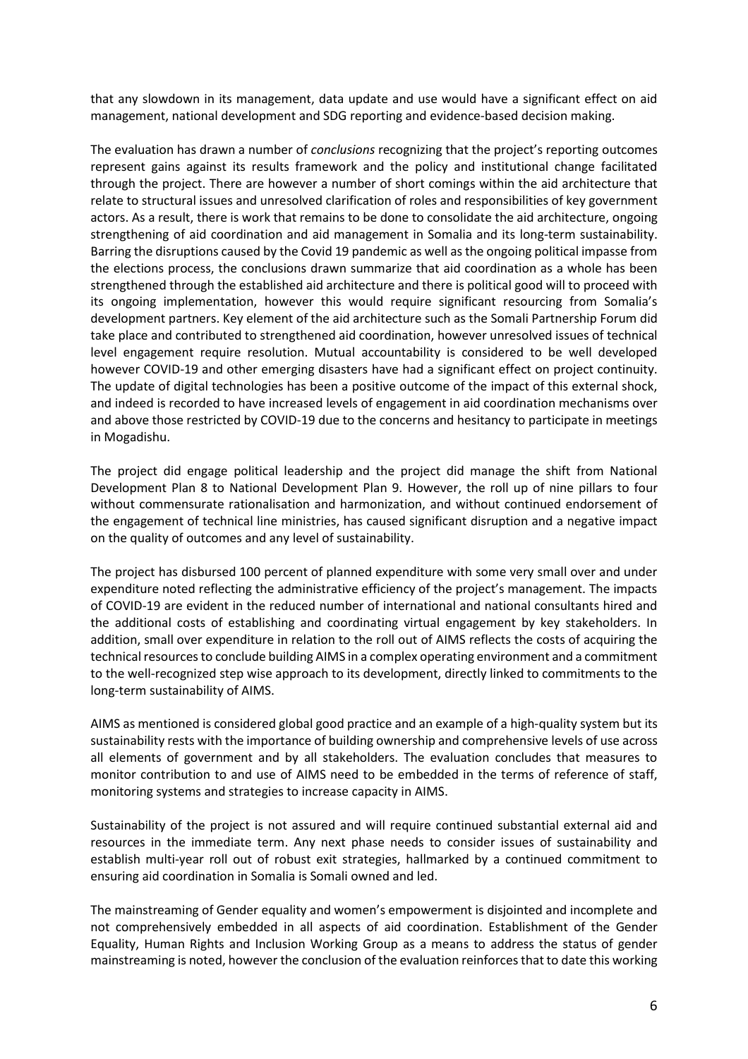that any slowdown in its management, data update and use would have a significant effect on aid management, national development and SDG reporting and evidence-based decision making.

The evaluation has drawn a number of *conclusions* recognizing that the project's reporting outcomes represent gains against its results framework and the policy and institutional change facilitated through the project. There are however a number of short comings within the aid architecture that relate to structural issues and unresolved clarification of roles and responsibilities of key government actors. As a result, there is work that remains to be done to consolidate the aid architecture, ongoing strengthening of aid coordination and aid management in Somalia and its long-term sustainability. Barring the disruptions caused by the Covid 19 pandemic as well as the ongoing political impasse from the elections process, the conclusions drawn summarize that aid coordination as a whole has been strengthened through the established aid architecture and there is political good will to proceed with its ongoing implementation, however this would require significant resourcing from Somalia's development partners. Key element of the aid architecture such as the Somali Partnership Forum did take place and contributed to strengthened aid coordination, however unresolved issues of technical level engagement require resolution. Mutual accountability is considered to be well developed however COVID-19 and other emerging disasters have had a significant effect on project continuity. The update of digital technologies has been a positive outcome of the impact of this external shock, and indeed is recorded to have increased levels of engagement in aid coordination mechanisms over and above those restricted by COVID-19 due to the concerns and hesitancy to participate in meetings in Mogadishu.

The project did engage political leadership and the project did manage the shift from National Development Plan 8 to National Development Plan 9. However, the roll up of nine pillars to four without commensurate rationalisation and harmonization, and without continued endorsement of the engagement of technical line ministries, has caused significant disruption and a negative impact on the quality of outcomes and any level of sustainability.

The project has disbursed 100 percent of planned expenditure with some very small over and under expenditure noted reflecting the administrative efficiency of the project's management. The impacts of COVID-19 are evident in the reduced number of international and national consultants hired and the additional costs of establishing and coordinating virtual engagement by key stakeholders. In addition, small over expenditure in relation to the roll out of AIMS reflects the costs of acquiring the technical resources to conclude building AIMS in a complex operating environment and a commitment to the well-recognized step wise approach to its development, directly linked to commitments to the long-term sustainability of AIMS.

AIMS as mentioned is considered global good practice and an example of a high-quality system but its sustainability rests with the importance of building ownership and comprehensive levels of use across all elements of government and by all stakeholders. The evaluation concludes that measures to monitor contribution to and use of AIMS need to be embedded in the terms of reference of staff, monitoring systems and strategies to increase capacity in AIMS.

Sustainability of the project is not assured and will require continued substantial external aid and resources in the immediate term. Any next phase needs to consider issues of sustainability and establish multi-year roll out of robust exit strategies, hallmarked by a continued commitment to ensuring aid coordination in Somalia is Somali owned and led.

The mainstreaming of Gender equality and women's empowerment is disjointed and incomplete and not comprehensively embedded in all aspects of aid coordination. Establishment of the Gender Equality, Human Rights and Inclusion Working Group as a means to address the status of gender mainstreaming is noted, however the conclusion of the evaluation reinforces that to date this working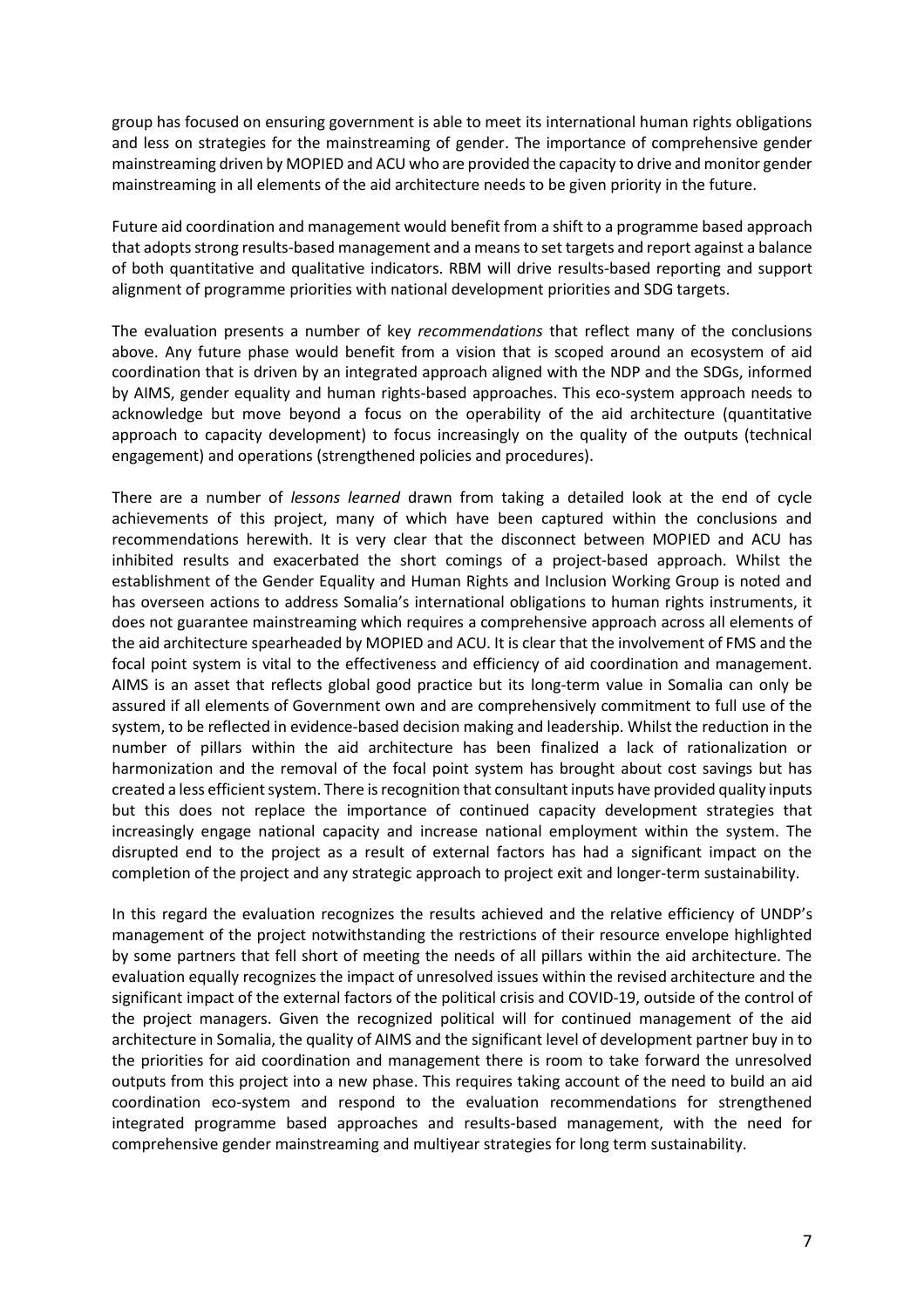group has focused on ensuring government is able to meet its international human rights obligations and less on strategies for the mainstreaming of gender. The importance of comprehensive gender mainstreaming driven by MOPIED and ACU who are provided the capacity to drive and monitor gender mainstreaming in all elements of the aid architecture needs to be given priority in the future.

Future aid coordination and management would benefit from a shift to a programme based approach that adopts strong results-based management and a means to set targets and report against a balance of both quantitative and qualitative indicators. RBM will drive results-based reporting and support alignment of programme priorities with national development priorities and SDG targets.

The evaluation presents a number of key *recommendations* that reflect many of the conclusions above. Any future phase would benefit from a vision that is scoped around an ecosystem of aid coordination that is driven by an integrated approach aligned with the NDP and the SDGs, informed by AIMS, gender equality and human rights-based approaches. This eco-system approach needs to acknowledge but move beyond a focus on the operability of the aid architecture (quantitative approach to capacity development) to focus increasingly on the quality of the outputs (technical engagement) and operations (strengthened policies and procedures).

There are a number of *lessons learned* drawn from taking a detailed look at the end of cycle achievements of this project, many of which have been captured within the conclusions and recommendations herewith. It is very clear that the disconnect between MOPIED and ACU has inhibited results and exacerbated the short comings of a project-based approach. Whilst the establishment of the Gender Equality and Human Rights and Inclusion Working Group is noted and has overseen actions to address Somalia's international obligations to human rights instruments, it does not guarantee mainstreaming which requires a comprehensive approach across all elements of the aid architecture spearheaded by MOPIED and ACU. It is clear that the involvement of FMS and the focal point system is vital to the effectiveness and efficiency of aid coordination and management. AIMS is an asset that reflects global good practice but its long-term value in Somalia can only be assured if all elements of Government own and are comprehensively commitment to full use of the system, to be reflected in evidence-based decision making and leadership. Whilst the reduction in the number of pillars within the aid architecture has been finalized a lack of rationalization or harmonization and the removal of the focal point system has brought about cost savings but has created a less efficient system. There is recognition that consultant inputs have provided quality inputs but this does not replace the importance of continued capacity development strategies that increasingly engage national capacity and increase national employment within the system. The disrupted end to the project as a result of external factors has had a significant impact on the completion of the project and any strategic approach to project exit and longer-term sustainability.

In this regard the evaluation recognizes the results achieved and the relative efficiency of UNDP's management of the project notwithstanding the restrictions of their resource envelope highlighted by some partners that fell short of meeting the needs of all pillars within the aid architecture. The evaluation equally recognizes the impact of unresolved issues within the revised architecture and the significant impact of the external factors of the political crisis and COVID-19, outside of the control of the project managers. Given the recognized political will for continued management of the aid architecture in Somalia, the quality of AIMS and the significant level of development partner buy in to the priorities for aid coordination and management there is room to take forward the unresolved outputs from this project into a new phase. This requires taking account of the need to build an aid coordination eco-system and respond to the evaluation recommendations for strengthened integrated programme based approaches and results-based management, with the need for comprehensive gender mainstreaming and multiyear strategies for long term sustainability.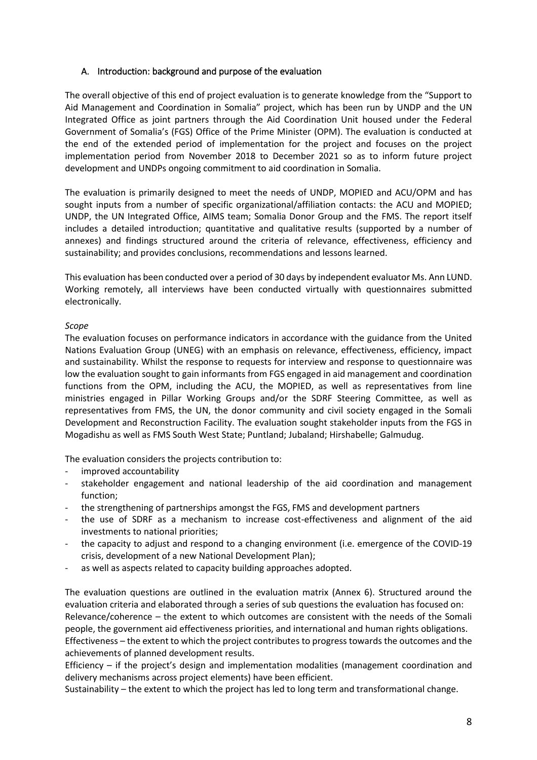## A. Introduction: background and purpose of the evaluation

The overall objective of this end of project evaluation is to generate knowledge from the "Support to Aid Management and Coordination in Somalia" project, which has been run by UNDP and the UN Integrated Office as joint partners through the Aid Coordination Unit housed under the Federal Government of Somalia's (FGS) Office of the Prime Minister (OPM). The evaluation is conducted at the end of the extended period of implementation for the project and focuses on the project implementation period from November 2018 to December 2021 so as to inform future project development and UNDPs ongoing commitment to aid coordination in Somalia.

The evaluation is primarily designed to meet the needs of UNDP, MOPIED and ACU/OPM and has sought inputs from a number of specific organizational/affiliation contacts: the ACU and MOPIED; UNDP, the UN Integrated Office, AIMS team; Somalia Donor Group and the FMS. The report itself includes a detailed introduction; quantitative and qualitative results (supported by a number of annexes) and findings structured around the criteria of relevance, effectiveness, efficiency and sustainability; and provides conclusions, recommendations and lessons learned.

This evaluation has been conducted over a period of 30 days by independent evaluator Ms. Ann LUND. Working remotely, all interviews have been conducted virtually with questionnaires submitted electronically.

*Scope*

The evaluation focuses on performance indicators in accordance with the guidance from the United Nations Evaluation Group (UNEG) with an emphasis on relevance, effectiveness, efficiency, impact and sustainability. Whilst the response to requests for interview and response to questionnaire was low the evaluation sought to gain informants from FGS engaged in aid management and coordination functions from the OPM, including the ACU, the MOPIED, as well as representatives from line ministries engaged in Pillar Working Groups and/or the SDRF Steering Committee, as well as representatives from FMS, the UN, the donor community and civil society engaged in the Somali Development and Reconstruction Facility. The evaluation sought stakeholder inputs from the FGS in Mogadishu as well as FMS South West State; Puntland; Jubaland; Hirshabelle; Galmudug.

The evaluation considers the projects contribution to:

- improved accountability
- stakeholder engagement and national leadership of the aid coordination and management function;
- the strengthening of partnerships amongst the FGS, FMS and development partners
- the use of SDRF as a mechanism to increase cost-effectiveness and alignment of the aid investments to national priorities;
- the capacity to adjust and respond to a changing environment (i.e. emergence of the COVID-19 crisis, development of a new National Development Plan);
- as well as aspects related to capacity building approaches adopted.

The evaluation questions are outlined in the evaluation matrix (Annex 6). Structured around the evaluation criteria and elaborated through a series of sub questions the evaluation has focused on:
Relevance/coherence – the extent to which outcomes are consistent with the needs of the Somali people, the government aid effectiveness priorities, and international and human rights obligations.
Effectiveness – the extent to which the project contributes to progress towards the outcomes and the achievements of planned development results.
Efficiency – if the project's design and implementation modalities (management coordination and delivery mechanisms across project elements) have been efficient.
Sustainability – the extent to which the project has led to long term and transformational change.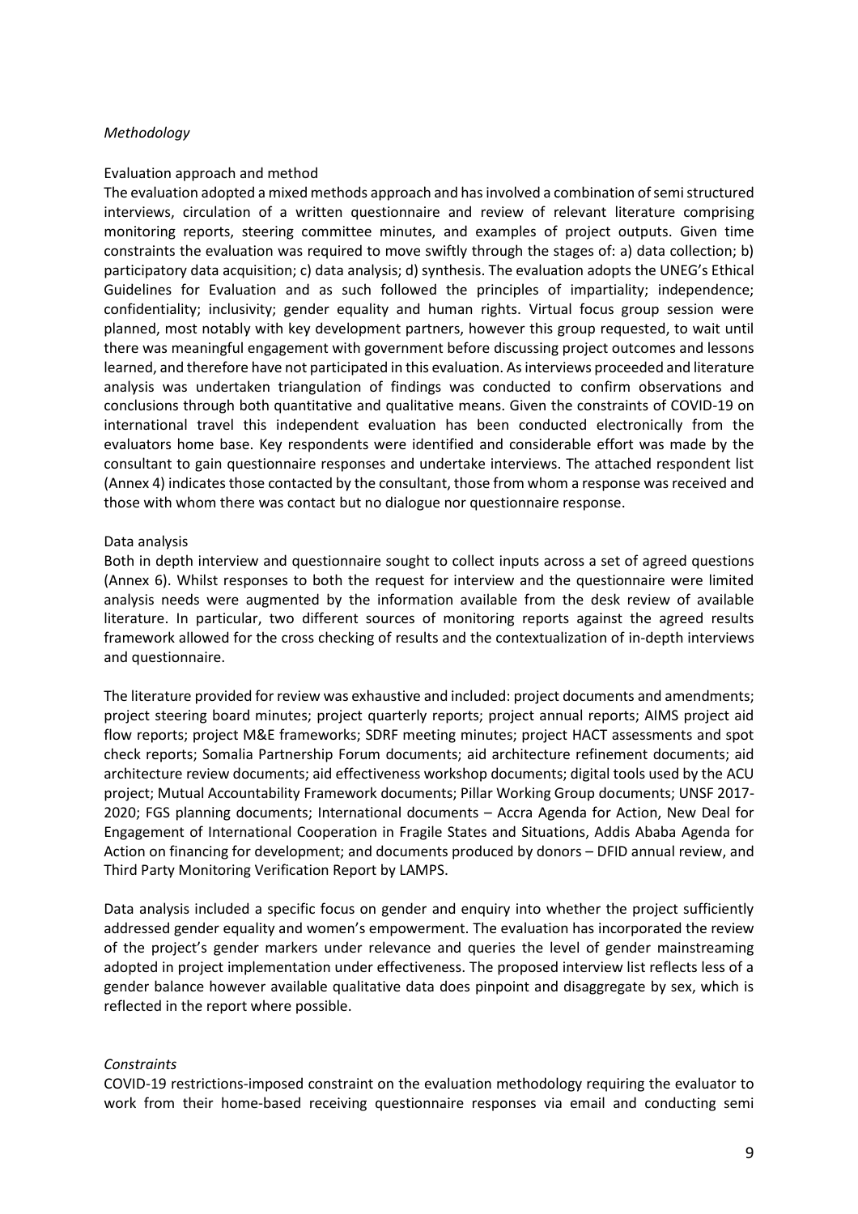*Methodology*

Evaluation approach and method

The evaluation adopted a mixed methods approach and has involved a combination of semi structured interviews, circulation of a written questionnaire and review of relevant literature comprising monitoring reports, steering committee minutes, and examples of project outputs. Given time constraints the evaluation was required to move swiftly through the stages of: a) data collection; b) participatory data acquisition; c) data analysis; d) synthesis. The evaluation adopts the UNEG's Ethical Guidelines for Evaluation and as such followed the principles of impartiality; independence; confidentiality; inclusivity; gender equality and human rights. Virtual focus group session were planned, most notably with key development partners, however this group requested, to wait until there was meaningful engagement with government before discussing project outcomes and lessons learned, and therefore have not participated in this evaluation. As interviews proceeded and literature analysis was undertaken triangulation of findings was conducted to confirm observations and conclusions through both quantitative and qualitative means. Given the constraints of COVID-19 on international travel this independent evaluation has been conducted electronically from the evaluators home base. Key respondents were identified and considerable effort was made by the consultant to gain questionnaire responses and undertake interviews. The attached respondent list (Annex 4) indicates those contacted by the consultant, those from whom a response was received and those with whom there was contact but no dialogue nor questionnaire response.

Data analysis

Both in depth interview and questionnaire sought to collect inputs across a set of agreed questions (Annex 6). Whilst responses to both the request for interview and the questionnaire were limited analysis needs were augmented by the information available from the desk review of available literature. In particular, two different sources of monitoring reports against the agreed results framework allowed for the cross checking of results and the contextualization of in-depth interviews and questionnaire.

The literature provided for review was exhaustive and included: project documents and amendments; project steering board minutes; project quarterly reports; project annual reports; AIMS project aid flow reports; project M&E frameworks; SDRF meeting minutes; project HACT assessments and spot check reports; Somalia Partnership Forum documents; aid architecture refinement documents; aid architecture review documents; aid effectiveness workshop documents; digital tools used by the ACU project; Mutual Accountability Framework documents; Pillar Working Group documents; UNSF 2017-2020; FGS planning documents; International documents – Accra Agenda for Action, New Deal for Engagement of International Cooperation in Fragile States and Situations, Addis Ababa Agenda for Action on financing for development; and documents produced by donors – DFID annual review, and Third Party Monitoring Verification Report by LAMPS.

Data analysis included a specific focus on gender and enquiry into whether the project sufficiently addressed gender equality and women's empowerment. The evaluation has incorporated the review of the project's gender markers under relevance and queries the level of gender mainstreaming adopted in project implementation under effectiveness. The proposed interview list reflects less of a gender balance however available qualitative data does pinpoint and disaggregate by sex, which is reflected in the report where possible.

*Constraints*

COVID-19 restrictions-imposed constraint on the evaluation methodology requiring the evaluator to work from their home-based receiving questionnaire responses via email and conducting semi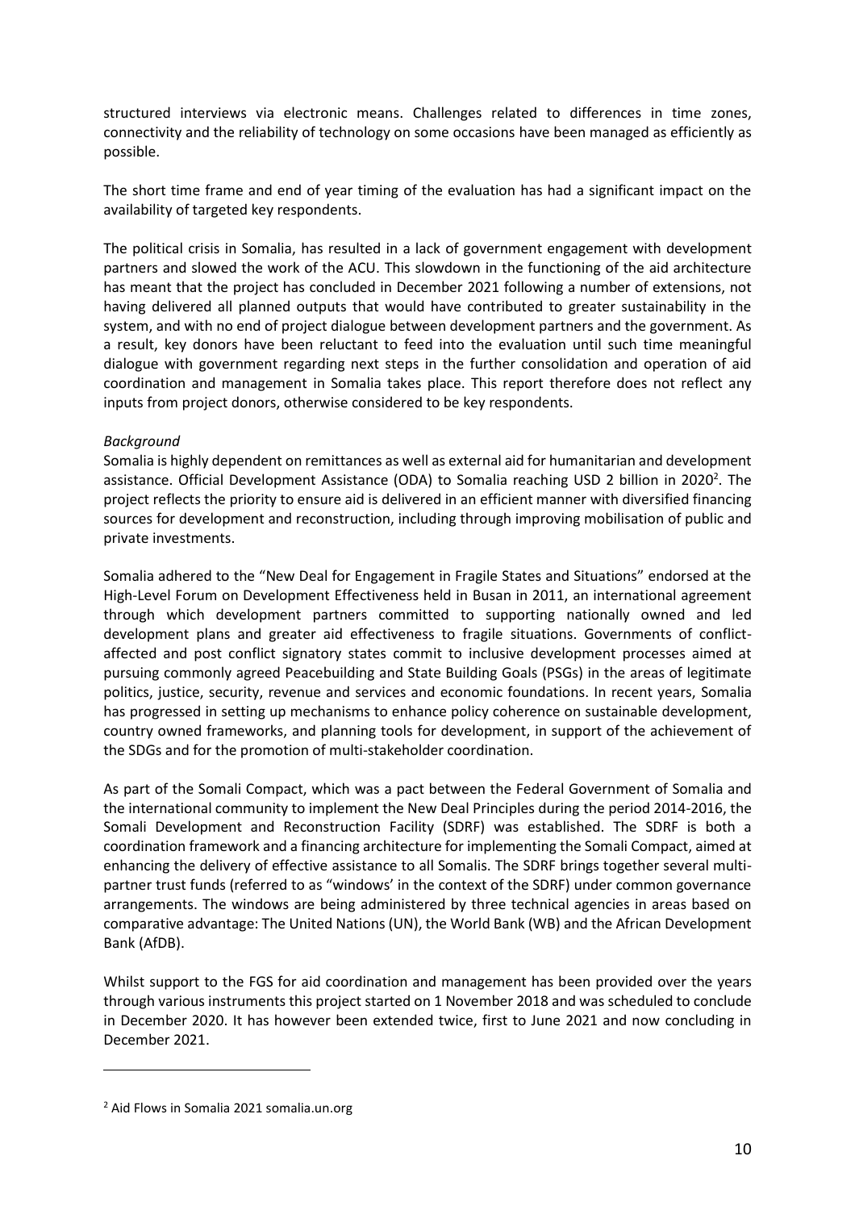structured interviews via electronic means. Challenges related to differences in time zones, connectivity and the reliability of technology on some occasions have been managed as efficiently as possible.

The short time frame and end of year timing of the evaluation has had a significant impact on the availability of targeted key respondents.

The political crisis in Somalia, has resulted in a lack of government engagement with development partners and slowed the work of the ACU. This slowdown in the functioning of the aid architecture has meant that the project has concluded in December 2021 following a number of extensions, not having delivered all planned outputs that would have contributed to greater sustainability in the system, and with no end of project dialogue between development partners and the government. As a result, key donors have been reluctant to feed into the evaluation until such time meaningful dialogue with government regarding next steps in the further consolidation and operation of aid coordination and management in Somalia takes place. This report therefore does not reflect any inputs from project donors, otherwise considered to be key respondents.

*Background*

Somalia is highly dependent on remittances as well as external aid for humanitarian and development assistance. Official Development Assistance (ODA) to Somalia reaching USD 2 billion in 2020[2]. The project reflects the priority to ensure aid is delivered in an efficient manner with diversified financing sources for development and reconstruction, including through improving mobilisation of public and private investments.

Somalia adhered to the "New Deal for Engagement in Fragile States and Situations" endorsed at the High-Level Forum on Development Effectiveness held in Busan in 2011, an international agreement through which development partners committed to supporting nationally owned and led development plans and greater aid effectiveness to fragile situations. Governments of conflict-affected and post conflict signatory states commit to inclusive development processes aimed at pursuing commonly agreed Peacebuilding and State Building Goals (PSGs) in the areas of legitimate politics, justice, security, revenue and services and economic foundations. In recent years, Somalia has progressed in setting up mechanisms to enhance policy coherence on sustainable development, country owned frameworks, and planning tools for development, in support of the achievement of the SDGs and for the promotion of multi-stakeholder coordination.

As part of the Somali Compact, which was a pact between the Federal Government of Somalia and the international community to implement the New Deal Principles during the period 2014-2016, the Somali Development and Reconstruction Facility (SDRF) was established. The SDRF is both a coordination framework and a financing architecture for implementing the Somali Compact, aimed at enhancing the delivery of effective assistance to all Somalis. The SDRF brings together several multi-partner trust funds (referred to as "windows' in the context of the SDRF) under common governance arrangements. The windows are being administered by three technical agencies in areas based on comparative advantage: The United Nations (UN), the World Bank (WB) and the African Development Bank (AfDB).

Whilst support to the FGS for aid coordination and management has been provided over the years through various instruments this project started on 1 November 2018 and was scheduled to conclude in December 2020. It has however been extended twice, first to June 2021 and now concluding in December 2021.

---

[2] Aid Flows in Somalia 2021 somalia.un.org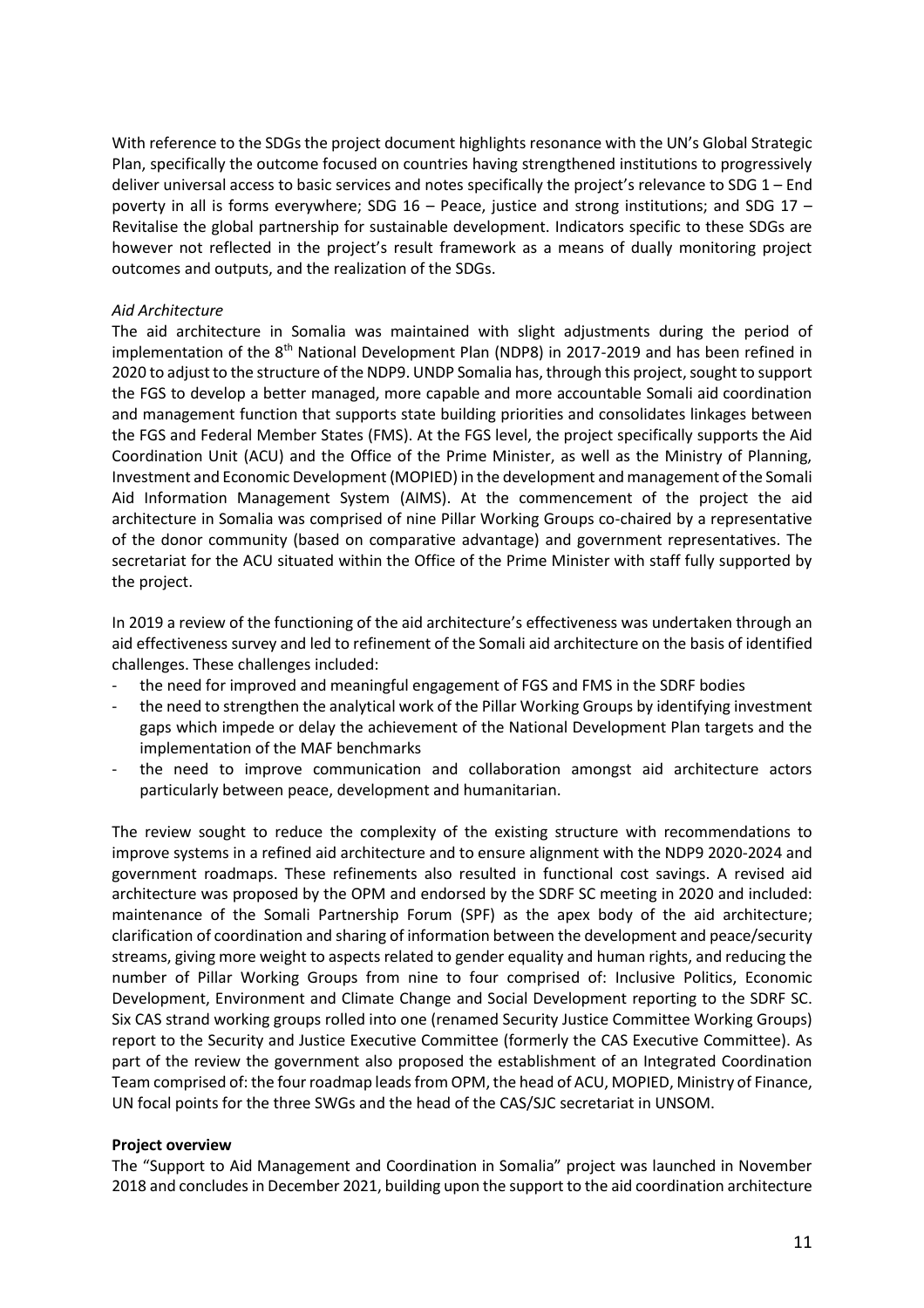With reference to the SDGs the project document highlights resonance with the UN's Global Strategic Plan, specifically the outcome focused on countries having strengthened institutions to progressively deliver universal access to basic services and notes specifically the project's relevance to SDG 1 – End poverty in all is forms everywhere; SDG 16 – Peace, justice and strong institutions; and SDG 17 – Revitalise the global partnership for sustainable development. Indicators specific to these SDGs are however not reflected in the project's result framework as a means of dually monitoring project outcomes and outputs, and the realization of the SDGs.

*Aid Architecture*

The aid architecture in Somalia was maintained with slight adjustments during the period of implementation of the 8th National Development Plan (NDP8) in 2017-2019 and has been refined in 2020 to adjust to the structure of the NDP9. UNDP Somalia has, through this project, sought to support the FGS to develop a better managed, more capable and more accountable Somali aid coordination and management function that supports state building priorities and consolidates linkages between the FGS and Federal Member States (FMS). At the FGS level, the project specifically supports the Aid Coordination Unit (ACU) and the Office of the Prime Minister, as well as the Ministry of Planning, Investment and Economic Development (MOPIED) in the development and management of the Somali Aid Information Management System (AIMS). At the commencement of the project the aid architecture in Somalia was comprised of nine Pillar Working Groups co-chaired by a representative of the donor community (based on comparative advantage) and government representatives. The secretariat for the ACU situated within the Office of the Prime Minister with staff fully supported by the project.

In 2019 a review of the functioning of the aid architecture's effectiveness was undertaken through an aid effectiveness survey and led to refinement of the Somali aid architecture on the basis of identified challenges. These challenges included:

- the need for improved and meaningful engagement of FGS and FMS in the SDRF bodies
- the need to strengthen the analytical work of the Pillar Working Groups by identifying investment gaps which impede or delay the achievement of the National Development Plan targets and the implementation of the MAF benchmarks
- the need to improve communication and collaboration amongst aid architecture actors particularly between peace, development and humanitarian.

The review sought to reduce the complexity of the existing structure with recommendations to improve systems in a refined aid architecture and to ensure alignment with the NDP9 2020-2024 and government roadmaps. These refinements also resulted in functional cost savings. A revised aid architecture was proposed by the OPM and endorsed by the SDRF SC meeting in 2020 and included: maintenance of the Somali Partnership Forum (SPF) as the apex body of the aid architecture; clarification of coordination and sharing of information between the development and peace/security streams, giving more weight to aspects related to gender equality and human rights, and reducing the number of Pillar Working Groups from nine to four comprised of: Inclusive Politics, Economic Development, Environment and Climate Change and Social Development reporting to the SDRF SC. Six CAS strand working groups rolled into one (renamed Security Justice Committee Working Groups) report to the Security and Justice Executive Committee (formerly the CAS Executive Committee). As part of the review the government also proposed the establishment of an Integrated Coordination Team comprised of: the four roadmap leads from OPM, the head of ACU, MOPIED, Ministry of Finance, UN focal points for the three SWGs and the head of the CAS/SJC secretariat in UNSOM.

**Project overview**

The "Support to Aid Management and Coordination in Somalia" project was launched in November 2018 and concludes in December 2021, building upon the support to the aid coordination architecture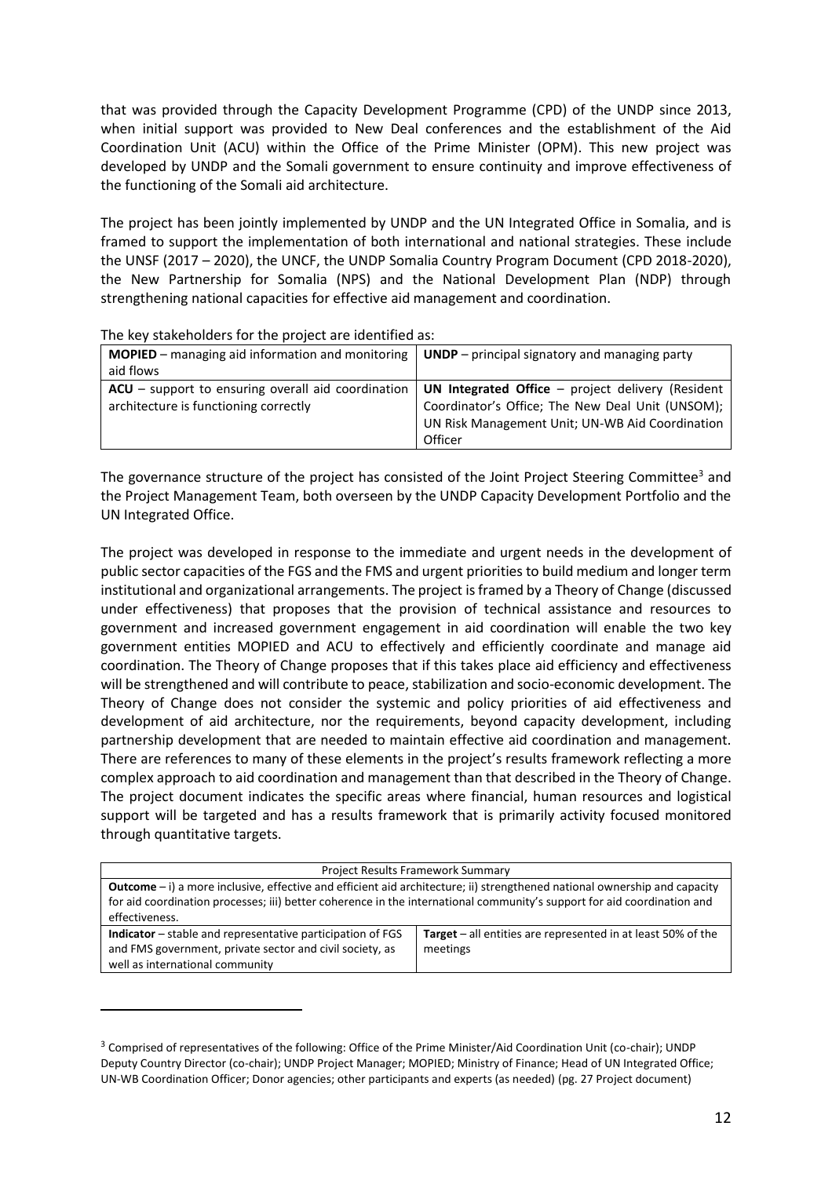that was provided through the Capacity Development Programme (CPD) of the UNDP since 2013, when initial support was provided to New Deal conferences and the establishment of the Aid Coordination Unit (ACU) within the Office of the Prime Minister (OPM). This new project was developed by UNDP and the Somali government to ensure continuity and improve effectiveness of the functioning of the Somali aid architecture.

The project has been jointly implemented by UNDP and the UN Integrated Office in Somalia, and is framed to support the implementation of both international and national strategies. These include the UNSF (2017 – 2020), the UNCF, the UNDP Somalia Country Program Document (CPD 2018-2020), the New Partnership for Somalia (NPS) and the National Development Plan (NDP) through strengthening national capacities for effective aid management and coordination.

The key stakeholders for the project are identified as:

| | |
|---|---|
| **MOPIED** – managing aid information and monitoring aid flows | **UNDP** – principal signatory and managing party |
| **ACU** – support to ensuring overall aid coordination architecture is functioning correctly | **UN Integrated Office** – project delivery (Resident Coordinator's Office; The New Deal Unit (UNSOM); UN Risk Management Unit; UN-WB Aid Coordination Officer |

The governance structure of the project has consisted of the Joint Project Steering Committee[3] and the Project Management Team, both overseen by the UNDP Capacity Development Portfolio and the UN Integrated Office.

The project was developed in response to the immediate and urgent needs in the development of public sector capacities of the FGS and the FMS and urgent priorities to build medium and longer term institutional and organizational arrangements. The project is framed by a Theory of Change (discussed under effectiveness) that proposes that the provision of technical assistance and resources to government and increased government engagement in aid coordination will enable the two key government entities MOPIED and ACU to effectively and efficiently coordinate and manage aid coordination. The Theory of Change proposes that if this takes place aid efficiency and effectiveness will be strengthened and will contribute to peace, stabilization and socio-economic development. The Theory of Change does not consider the systemic and policy priorities of aid effectiveness and development of aid architecture, nor the requirements, beyond capacity development, including partnership development that are needed to maintain effective aid coordination and management. There are references to many of these elements in the project's results framework reflecting a more complex approach to aid coordination and management than that described in the Theory of Change. The project document indicates the specific areas where financial, human resources and logistical support will be targeted and has a results framework that is primarily activity focused monitored through quantitative targets.

| Project Results Framework Summary | |
|---|---|
| **Outcome** – i) a more inclusive, effective and efficient aid architecture; ii) strengthened national ownership and capacity for aid coordination processes; iii) better coherence in the international community's support for aid coordination and effectiveness. | |
| **Indicator** – stable and representative participation of FGS and FMS government, private sector and civil society, as well as international community | **Target** – all entities are represented in at least 50% of the meetings |

[3] Comprised of representatives of the following: Office of the Prime Minister/Aid Coordination Unit (co-chair); UNDP Deputy Country Director (co-chair); UNDP Project Manager; MOPIED; Ministry of Finance; Head of UN Integrated Office; UN-WB Coordination Officer; Donor agencies; other participants and experts (as needed) (pg. 27 Project document)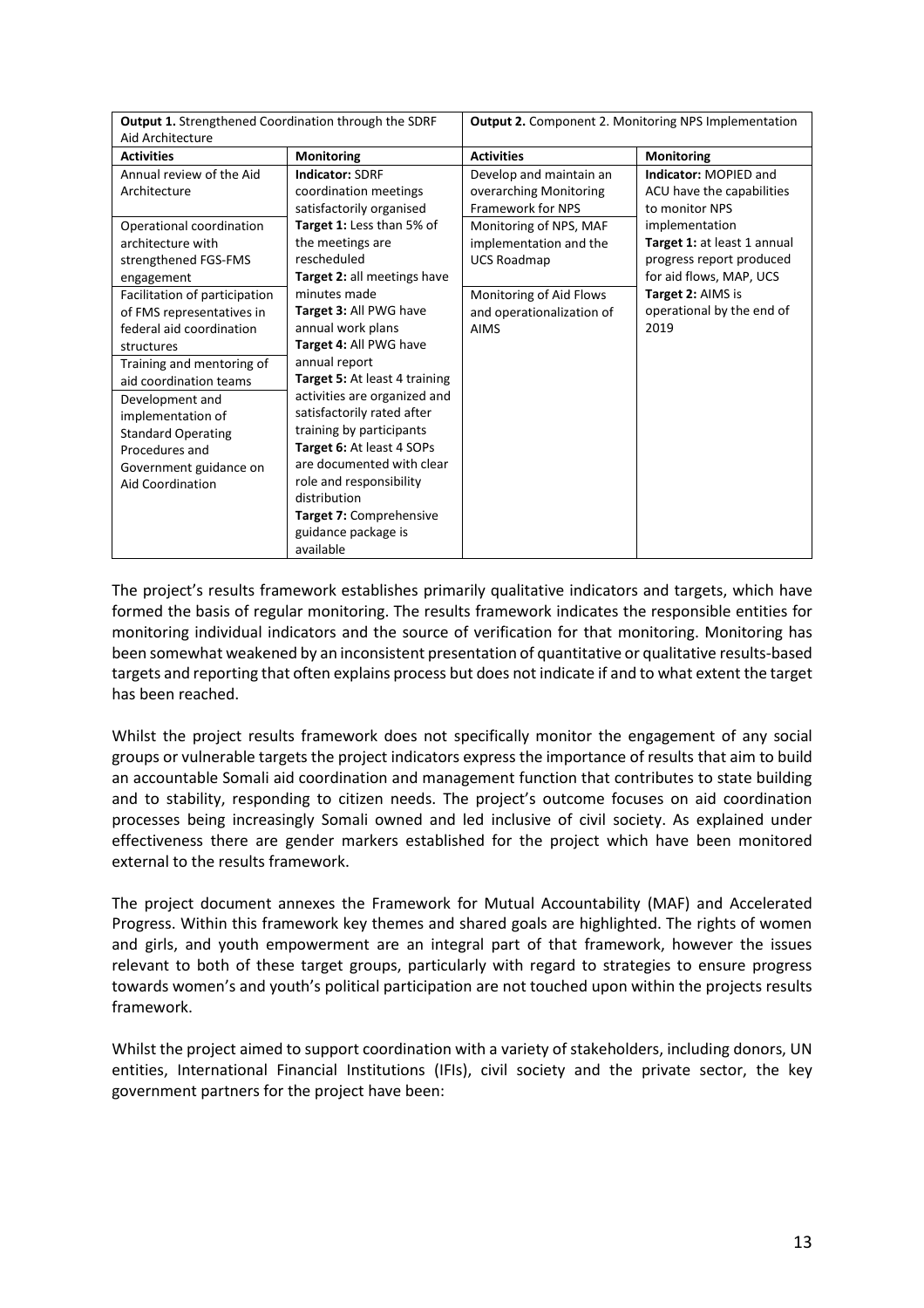| **Output 1.** Strengthened Coordination through the SDRF Aid Architecture | | **Output 2.** Component 2. Monitoring NPS Implementation | |
|---|---|---|---|
| **Activities** | **Monitoring** | **Activities** | **Monitoring** |
| Annual review of the Aid Architecture<br><br>Operational coordination architecture with strengthened FGS-FMS engagement<br><br>Facilitation of participation of FMS representatives in federal aid coordination structures<br><br>Training and mentoring of aid coordination teams<br><br>Development and implementation of Standard Operating Procedures and Government guidance on Aid Coordination | **Indicator:** SDRF coordination meetings satisfactorily organised<br>**Target 1:** Less than 5% of the meetings are rescheduled<br>**Target 2:** all meetings have minutes made<br>**Target 3:** All PWG have annual work plans<br>**Target 4:** All PWG have annual report<br>**Target 5:** At least 4 training activities are organized and satisfactorily rated after training by participants<br>**Target 6:** At least 4 SOPs are documented with clear role and responsibility distribution<br>**Target 7:** Comprehensive guidance package is available | Develop and maintain an overarching Monitoring Framework for NPS<br><br>Monitoring of NPS, MAF implementation and the UCS Roadmap<br><br>Monitoring of Aid Flows and operationalization of AIMS | **Indicator:** MOPIED and ACU have the capabilities to monitor NPS implementation<br>**Target 1:** at least 1 annual progress report produced for aid flows, MAP, UCS<br>**Target 2:** AIMS is operational by the end of 2019 |

The project's results framework establishes primarily qualitative indicators and targets, which have formed the basis of regular monitoring. The results framework indicates the responsible entities for monitoring individual indicators and the source of verification for that monitoring. Monitoring has been somewhat weakened by an inconsistent presentation of quantitative or qualitative results-based targets and reporting that often explains process but does not indicate if and to what extent the target has been reached.

Whilst the project results framework does not specifically monitor the engagement of any social groups or vulnerable targets the project indicators express the importance of results that aim to build an accountable Somali aid coordination and management function that contributes to state building and to stability, responding to citizen needs. The project's outcome focuses on aid coordination processes being increasingly Somali owned and led inclusive of civil society. As explained under effectiveness there are gender markers established for the project which have been monitored external to the results framework.

The project document annexes the Framework for Mutual Accountability (MAF) and Accelerated Progress. Within this framework key themes and shared goals are highlighted. The rights of women and girls, and youth empowerment are an integral part of that framework, however the issues relevant to both of these target groups, particularly with regard to strategies to ensure progress towards women's and youth's political participation are not touched upon within the projects results framework.

Whilst the project aimed to support coordination with a variety of stakeholders, including donors, UN entities, International Financial Institutions (IFIs), civil society and the private sector, the key government partners for the project have been: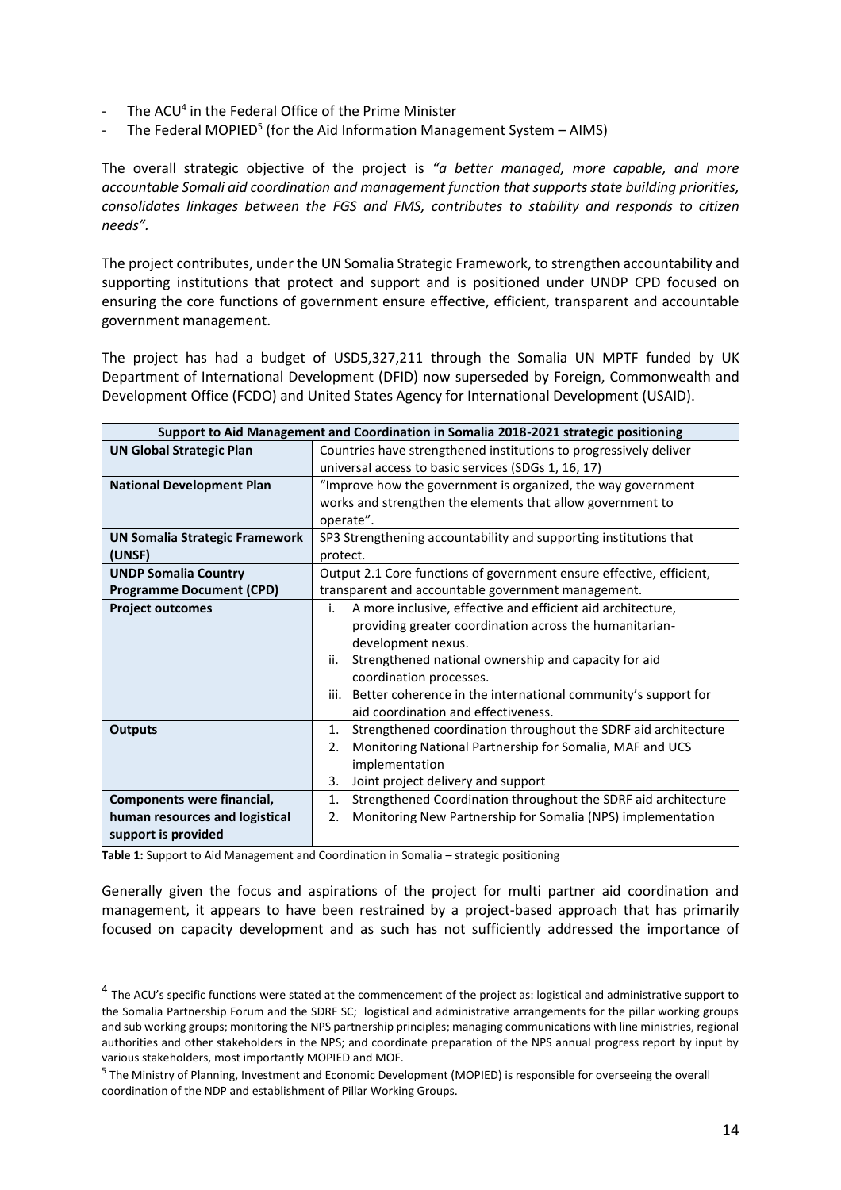- The ACU[4] in the Federal Office of the Prime Minister
- The Federal MOPIED[5] (for the Aid Information Management System – AIMS)

The overall strategic objective of the project is *"a better managed, more capable, and more accountable Somali aid coordination and management function that supports state building priorities, consolidates linkages between the FGS and FMS, contributes to stability and responds to citizen needs"*.

The project contributes, under the UN Somalia Strategic Framework, to strengthen accountability and supporting institutions that protect and support and is positioned under UNDP CPD focused on ensuring the core functions of government ensure effective, efficient, transparent and accountable government management.

The project has had a budget of USD5,327,211 through the Somalia UN MPTF funded by UK Department of International Development (DFID) now superseded by Foreign, Commonwealth and Development Office (FCDO) and United States Agency for International Development (USAID).

| **Support to Aid Management and Coordination in Somalia 2018-2021 strategic positioning** | |
|---|---|
| **UN Global Strategic Plan** | Countries have strengthened institutions to progressively deliver universal access to basic services (SDGs 1, 16, 17) |
| **National Development Plan** | "Improve how the government is organized, the way government works and strengthen the elements that allow government to operate". |
| **UN Somalia Strategic Framework (UNSF)** | SP3 Strengthening accountability and supporting institutions that protect. |
| **UNDP Somalia Country Programme Document (CPD)** | Output 2.1 Core functions of government ensure effective, efficient, transparent and accountable government management. |
| **Project outcomes** | i. A more inclusive, effective and efficient aid architecture, providing greater coordination across the humanitarian-development nexus.<br>ii. Strengthened national ownership and capacity for aid coordination processes.<br>iii. Better coherence in the international community's support for aid coordination and effectiveness. |
| **Outputs** | 1. Strengthened coordination throughout the SDRF aid architecture<br>2. Monitoring National Partnership for Somalia, MAF and UCS implementation<br>3. Joint project delivery and support |
| **Components were financial, human resources and logistical support is provided** | 1. Strengthened Coordination throughout the SDRF aid architecture<br>2. Monitoring New Partnership for Somalia (NPS) implementation |

**Table 1:** Support to Aid Management and Coordination in Somalia – strategic positioning

Generally given the focus and aspirations of the project for multi partner aid coordination and management, it appears to have been restrained by a project-based approach that has primarily focused on capacity development and as such has not sufficiently addressed the importance of

---

[4] The ACU's specific functions were stated at the commencement of the project as: logistical and administrative support to the Somalia Partnership Forum and the SDRF SC; logistical and administrative arrangements for the pillar working groups and sub working groups; monitoring the NPS partnership principles; managing communications with line ministries, regional authorities and other stakeholders in the NPS; and coordinate preparation of the NPS annual progress report by input by various stakeholders, most importantly MOPIED and MOF.

[5] The Ministry of Planning, Investment and Economic Development (MOPIED) is responsible for overseeing the overall coordination of the NDP and establishment of Pillar Working Groups.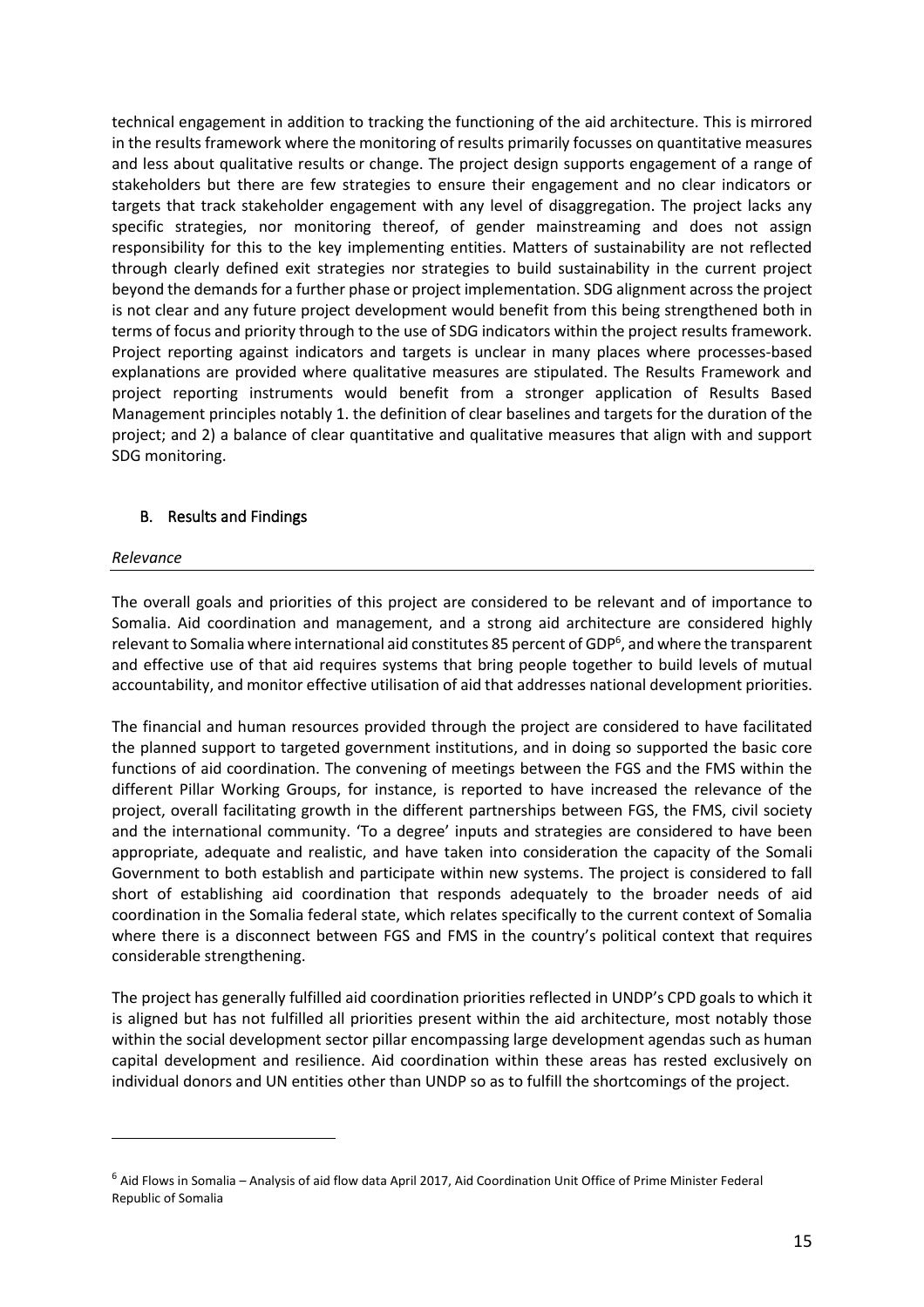technical engagement in addition to tracking the functioning of the aid architecture. This is mirrored in the results framework where the monitoring of results primarily focusses on quantitative measures and less about qualitative results or change. The project design supports engagement of a range of stakeholders but there are few strategies to ensure their engagement and no clear indicators or targets that track stakeholder engagement with any level of disaggregation. The project lacks any specific strategies, nor monitoring thereof, of gender mainstreaming and does not assign responsibility for this to the key implementing entities. Matters of sustainability are not reflected through clearly defined exit strategies nor strategies to build sustainability in the current project beyond the demands for a further phase or project implementation. SDG alignment across the project is not clear and any future project development would benefit from this being strengthened both in terms of focus and priority through to the use of SDG indicators within the project results framework. Project reporting against indicators and targets is unclear in many places where processes-based explanations are provided where qualitative measures are stipulated. The Results Framework and project reporting instruments would benefit from a stronger application of Results Based Management principles notably 1. the definition of clear baselines and targets for the duration of the project; and 2) a balance of clear quantitative and qualitative measures that align with and support SDG monitoring.

## B. Results and Findings

### *Relevance*

The overall goals and priorities of this project are considered to be relevant and of importance to Somalia. Aid coordination and management, and a strong aid architecture are considered highly relevant to Somalia where international aid constitutes 85 percent of GDP[6], and where the transparent and effective use of that aid requires systems that bring people together to build levels of mutual accountability, and monitor effective utilisation of aid that addresses national development priorities.

The financial and human resources provided through the project are considered to have facilitated the planned support to targeted government institutions, and in doing so supported the basic core functions of aid coordination. The convening of meetings between the FGS and the FMS within the different Pillar Working Groups, for instance, is reported to have increased the relevance of the project, overall facilitating growth in the different partnerships between FGS, the FMS, civil society and the international community. 'To a degree' inputs and strategies are considered to have been appropriate, adequate and realistic, and have taken into consideration the capacity of the Somali Government to both establish and participate within new systems. The project is considered to fall short of establishing aid coordination that responds adequately to the broader needs of aid coordination in the Somalia federal state, which relates specifically to the current context of Somalia where there is a disconnect between FGS and FMS in the country's political context that requires considerable strengthening.

The project has generally fulfilled aid coordination priorities reflected in UNDP's CPD goals to which it is aligned but has not fulfilled all priorities present within the aid architecture, most notably those within the social development sector pillar encompassing large development agendas such as human capital development and resilience. Aid coordination within these areas has rested exclusively on individual donors and UN entities other than UNDP so as to fulfill the shortcomings of the project.

---

[6] Aid Flows in Somalia – Analysis of aid flow data April 2017, Aid Coordination Unit Office of Prime Minister Federal Republic of Somalia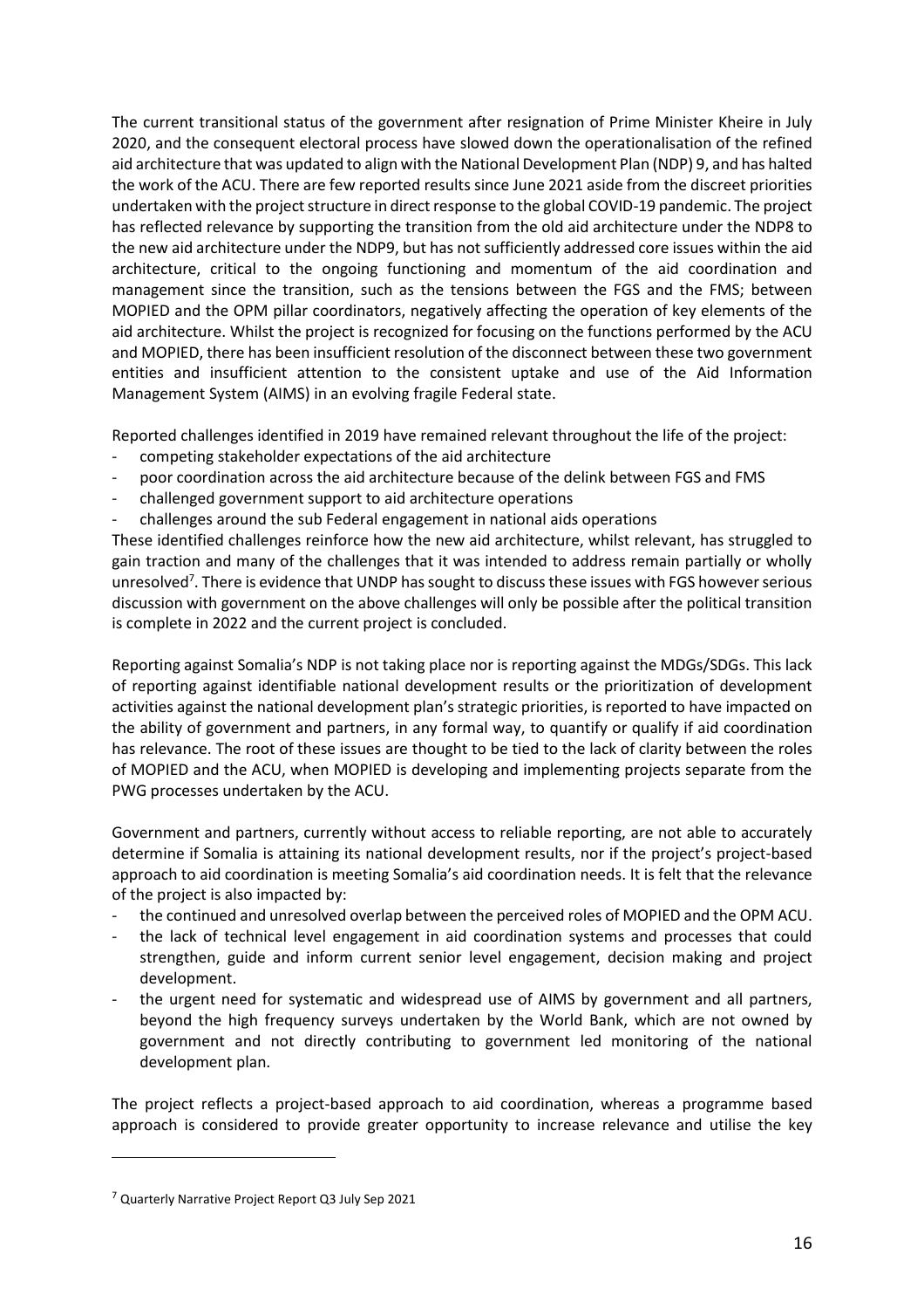The current transitional status of the government after resignation of Prime Minister Kheire in July 2020, and the consequent electoral process have slowed down the operationalisation of the refined aid architecture that was updated to align with the National Development Plan (NDP) 9, and has halted the work of the ACU. There are few reported results since June 2021 aside from the discreet priorities undertaken with the project structure in direct response to the global COVID-19 pandemic. The project has reflected relevance by supporting the transition from the old aid architecture under the NDP8 to the new aid architecture under the NDP9, but has not sufficiently addressed core issues within the aid architecture, critical to the ongoing functioning and momentum of the aid coordination and management since the transition, such as the tensions between the FGS and the FMS; between MOPIED and the OPM pillar coordinators, negatively affecting the operation of key elements of the aid architecture. Whilst the project is recognized for focusing on the functions performed by the ACU and MOPIED, there has been insufficient resolution of the disconnect between these two government entities and insufficient attention to the consistent uptake and use of the Aid Information Management System (AIMS) in an evolving fragile Federal state.

Reported challenges identified in 2019 have remained relevant throughout the life of the project:

- competing stakeholder expectations of the aid architecture
- poor coordination across the aid architecture because of the delink between FGS and FMS
- challenged government support to aid architecture operations
- challenges around the sub Federal engagement in national aids operations

These identified challenges reinforce how the new aid architecture, whilst relevant, has struggled to gain traction and many of the challenges that it was intended to address remain partially or wholly unresolved[7]. There is evidence that UNDP has sought to discuss these issues with FGS however serious discussion with government on the above challenges will only be possible after the political transition is complete in 2022 and the current project is concluded.

Reporting against Somalia's NDP is not taking place nor is reporting against the MDGs/SDGs. This lack of reporting against identifiable national development results or the prioritization of development activities against the national development plan's strategic priorities, is reported to have impacted on the ability of government and partners, in any formal way, to quantify or qualify if aid coordination has relevance. The root of these issues are thought to be tied to the lack of clarity between the roles of MOPIED and the ACU, when MOPIED is developing and implementing projects separate from the PWG processes undertaken by the ACU.

Government and partners, currently without access to reliable reporting, are not able to accurately determine if Somalia is attaining its national development results, nor if the project's project-based approach to aid coordination is meeting Somalia's aid coordination needs. It is felt that the relevance of the project is also impacted by:

- the continued and unresolved overlap between the perceived roles of MOPIED and the OPM ACU.
- the lack of technical level engagement in aid coordination systems and processes that could strengthen, guide and inform current senior level engagement, decision making and project development.
- the urgent need for systematic and widespread use of AIMS by government and all partners, beyond the high frequency surveys undertaken by the World Bank, which are not owned by government and not directly contributing to government led monitoring of the national development plan.

The project reflects a project-based approach to aid coordination, whereas a programme based approach is considered to provide greater opportunity to increase relevance and utilise the key

[7] Quarterly Narrative Project Report Q3 July Sep 2021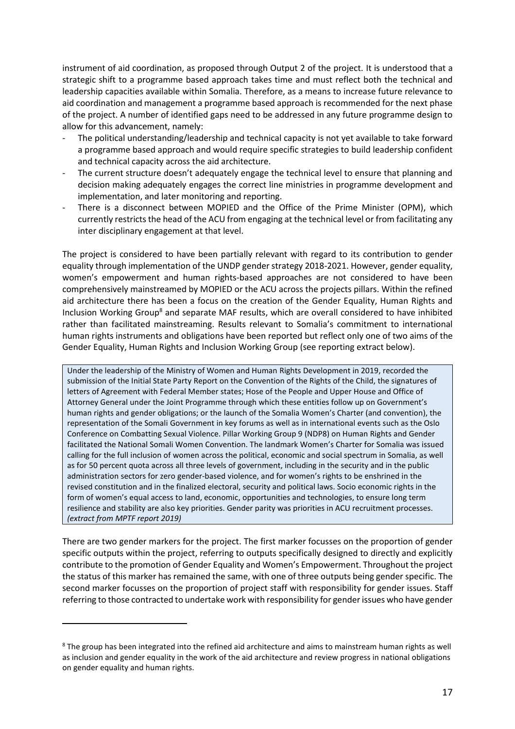instrument of aid coordination, as proposed through Output 2 of the project. It is understood that a strategic shift to a programme based approach takes time and must reflect both the technical and leadership capacities available within Somalia. Therefore, as a means to increase future relevance to aid coordination and management a programme based approach is recommended for the next phase of the project. A number of identified gaps need to be addressed in any future programme design to allow for this advancement, namely:

- The political understanding/leadership and technical capacity is not yet available to take forward a programme based approach and would require specific strategies to build leadership confident and technical capacity across the aid architecture.
- The current structure doesn't adequately engage the technical level to ensure that planning and decision making adequately engages the correct line ministries in programme development and implementation, and later monitoring and reporting.
- There is a disconnect between MOPIED and the Office of the Prime Minister (OPM), which currently restricts the head of the ACU from engaging at the technical level or from facilitating any inter disciplinary engagement at that level.

The project is considered to have been partially relevant with regard to its contribution to gender equality through implementation of the UNDP gender strategy 2018-2021. However, gender equality, women's empowerment and human rights-based approaches are not considered to have been comprehensively mainstreamed by MOPIED or the ACU across the projects pillars. Within the refined aid architecture there has been a focus on the creation of the Gender Equality, Human Rights and Inclusion Working Group[8] and separate MAF results, which are overall considered to have inhibited rather than facilitated mainstreaming. Results relevant to Somalia's commitment to international human rights instruments and obligations have been reported but reflect only one of two aims of the Gender Equality, Human Rights and Inclusion Working Group (see reporting extract below).

> Under the leadership of the Ministry of Women and Human Rights Development in 2019, recorded the submission of the Initial State Party Report on the Convention of the Rights of the Child, the signatures of letters of Agreement with Federal Member states; Hose of the People and Upper House and Office of Attorney General under the Joint Programme through which these entities follow up on Government's human rights and gender obligations; or the launch of the Somalia Women's Charter (and convention), the representation of the Somali Government in key forums as well as in international events such as the Oslo Conference on Combatting Sexual Violence. Pillar Working Group 9 (NDP8) on Human Rights and Gender facilitated the National Somali Women Convention. The landmark Women's Charter for Somalia was issued calling for the full inclusion of women across the political, economic and social spectrum in Somalia, as well as for 50 percent quota across all three levels of government, including in the security and in the public administration sectors for zero gender-based violence, and for women's rights to be enshrined in the revised constitution and in the finalized electoral, security and political laws. Socio economic rights in the form of women's equal access to land, economic, opportunities and technologies, to ensure long term resilience and stability are also key priorities. Gender parity was priorities in ACU recruitment processes. *(extract from MPTF report 2019)*

There are two gender markers for the project. The first marker focusses on the proportion of gender specific outputs within the project, referring to outputs specifically designed to directly and explicitly contribute to the promotion of Gender Equality and Women's Empowerment. Throughout the project the status of this marker has remained the same, with one of three outputs being gender specific. The second marker focusses on the proportion of project staff with responsibility for gender issues. Staff referring to those contracted to undertake work with responsibility for gender issues who have gender

[8] The group has been integrated into the refined aid architecture and aims to mainstream human rights as well as inclusion and gender equality in the work of the aid architecture and review progress in national obligations on gender equality and human rights.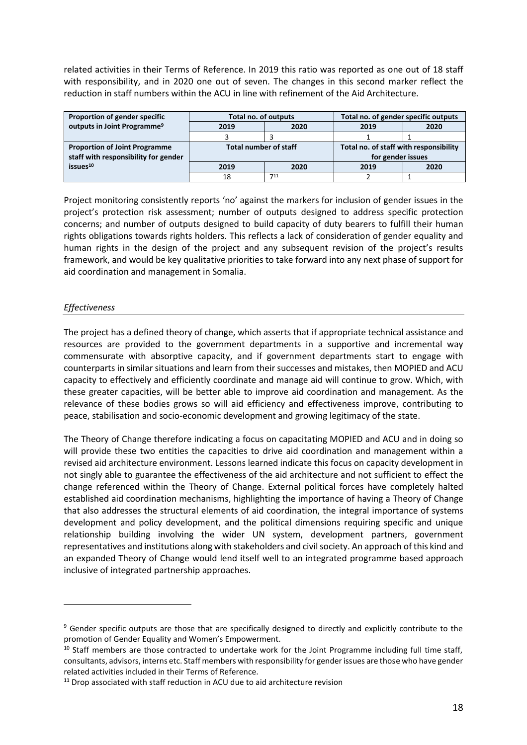related activities in their Terms of Reference. In 2019 this ratio was reported as one out of 18 staff with responsibility, and in 2020 one out of seven. The changes in this second marker reflect the reduction in staff numbers within the ACU in line with refinement of the Aid Architecture.

| **Proportion of gender specific outputs in Joint Programme**[9] | **Total no. of outputs** | | **Total no. of gender specific outputs** | |
|---|---|---|---|---|
| | **2019** | **2020** | **2019** | **2020** |
| | 3 | 3 | 1 | 1 |
| **Proportion of Joint Programme staff with responsibility for gender issues**[10] | **Total number of staff** | | **Total no. of staff with responsibility for gender issues** | |
| | **2019** | **2020** | **2019** | **2020** |
| | 18 | 7[11] | 2 | 1 |

Project monitoring consistently reports 'no' against the markers for inclusion of gender issues in the project's protection risk assessment; number of outputs designed to address specific protection concerns; and number of outputs designed to build capacity of duty bearers to fulfill their human rights obligations towards rights holders. This reflects a lack of consideration of gender equality and human rights in the design of the project and any subsequent revision of the project's results framework, and would be key qualitative priorities to take forward into any next phase of support for aid coordination and management in Somalia.

### *Effectiveness*

The project has a defined theory of change, which asserts that if appropriate technical assistance and resources are provided to the government departments in a supportive and incremental way commensurate with absorptive capacity, and if government departments start to engage with counterparts in similar situations and learn from their successes and mistakes, then MOPIED and ACU capacity to effectively and efficiently coordinate and manage aid will continue to grow. Which, with these greater capacities, will be better able to improve aid coordination and management. As the relevance of these bodies grows so will aid efficiency and effectiveness improve, contributing to peace, stabilisation and socio-economic development and growing legitimacy of the state.

The Theory of Change therefore indicating a focus on capacitating MOPIED and ACU and in doing so will provide these two entities the capacities to drive aid coordination and management within a revised aid architecture environment. Lessons learned indicate this focus on capacity development in not singly able to guarantee the effectiveness of the aid architecture and not sufficient to effect the change referenced within the Theory of Change. External political forces have completely halted established aid coordination mechanisms, highlighting the importance of having a Theory of Change that also addresses the structural elements of aid coordination, the integral importance of systems development and policy development, and the political dimensions requiring specific and unique relationship building involving the wider UN system, development partners, government representatives and institutions along with stakeholders and civil society. An approach of this kind and an expanded Theory of Change would lend itself well to an integrated programme based approach inclusive of integrated partnership approaches.

---

[9] Gender specific outputs are those that are specifically designed to directly and explicitly contribute to the promotion of Gender Equality and Women's Empowerment.

[10] Staff members are those contracted to undertake work for the Joint Programme including full time staff, consultants, advisors, interns etc. Staff members with responsibility for gender issues are those who have gender related activities included in their Terms of Reference.

[11] Drop associated with staff reduction in ACU due to aid architecture revision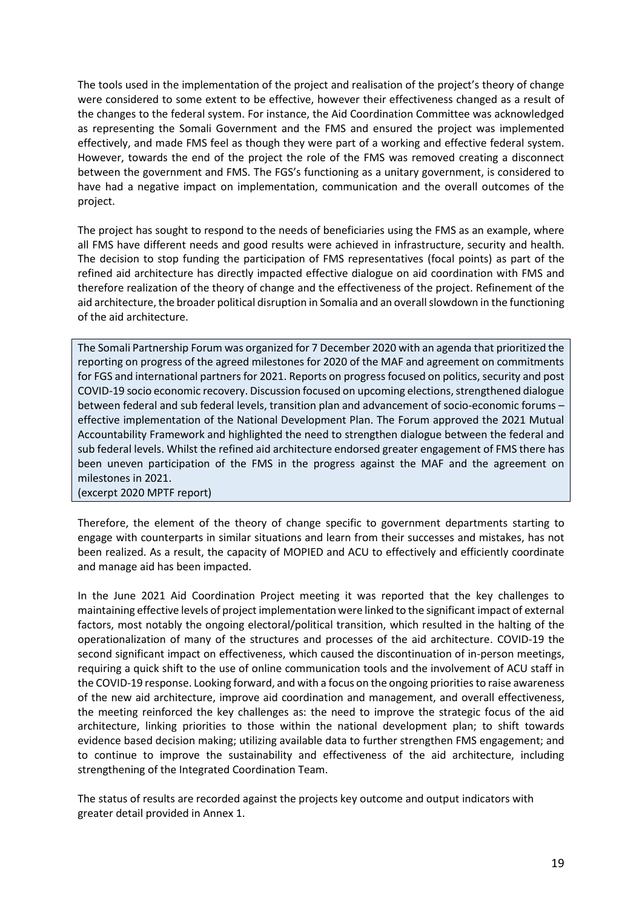The tools used in the implementation of the project and realisation of the project's theory of change were considered to some extent to be effective, however their effectiveness changed as a result of the changes to the federal system. For instance, the Aid Coordination Committee was acknowledged as representing the Somali Government and the FMS and ensured the project was implemented effectively, and made FMS feel as though they were part of a working and effective federal system. However, towards the end of the project the role of the FMS was removed creating a disconnect between the government and FMS. The FGS's functioning as a unitary government, is considered to have had a negative impact on implementation, communication and the overall outcomes of the project.

The project has sought to respond to the needs of beneficiaries using the FMS as an example, where all FMS have different needs and good results were achieved in infrastructure, security and health. The decision to stop funding the participation of FMS representatives (focal points) as part of the refined aid architecture has directly impacted effective dialogue on aid coordination with FMS and therefore realization of the theory of change and the effectiveness of the project. Refinement of the aid architecture, the broader political disruption in Somalia and an overall slowdown in the functioning of the aid architecture.

> The Somali Partnership Forum was organized for 7 December 2020 with an agenda that prioritized the reporting on progress of the agreed milestones for 2020 of the MAF and agreement on commitments for FGS and international partners for 2021. Reports on progress focused on politics, security and post COVID-19 socio economic recovery. Discussion focused on upcoming elections, strengthened dialogue between federal and sub federal levels, transition plan and advancement of socio-economic forums – effective implementation of the National Development Plan. The Forum approved the 2021 Mutual Accountability Framework and highlighted the need to strengthen dialogue between the federal and sub federal levels. Whilst the refined aid architecture endorsed greater engagement of FMS there has been uneven participation of the FMS in the progress against the MAF and the agreement on milestones in 2021.
> (excerpt 2020 MPTF report)

Therefore, the element of the theory of change specific to government departments starting to engage with counterparts in similar situations and learn from their successes and mistakes, has not been realized. As a result, the capacity of MOPIED and ACU to effectively and efficiently coordinate and manage aid has been impacted.

In the June 2021 Aid Coordination Project meeting it was reported that the key challenges to maintaining effective levels of project implementation were linked to the significant impact of external factors, most notably the ongoing electoral/political transition, which resulted in the halting of the operationalization of many of the structures and processes of the aid architecture. COVID-19 the second significant impact on effectiveness, which caused the discontinuation of in-person meetings, requiring a quick shift to the use of online communication tools and the involvement of ACU staff in the COVID-19 response. Looking forward, and with a focus on the ongoing priorities to raise awareness of the new aid architecture, improve aid coordination and management, and overall effectiveness, the meeting reinforced the key challenges as: the need to improve the strategic focus of the aid architecture, linking priorities to those within the national development plan; to shift towards evidence based decision making; utilizing available data to further strengthen FMS engagement; and to continue to improve the sustainability and effectiveness of the aid architecture, including strengthening of the Integrated Coordination Team.

The status of results are recorded against the projects key outcome and output indicators with greater detail provided in Annex 1.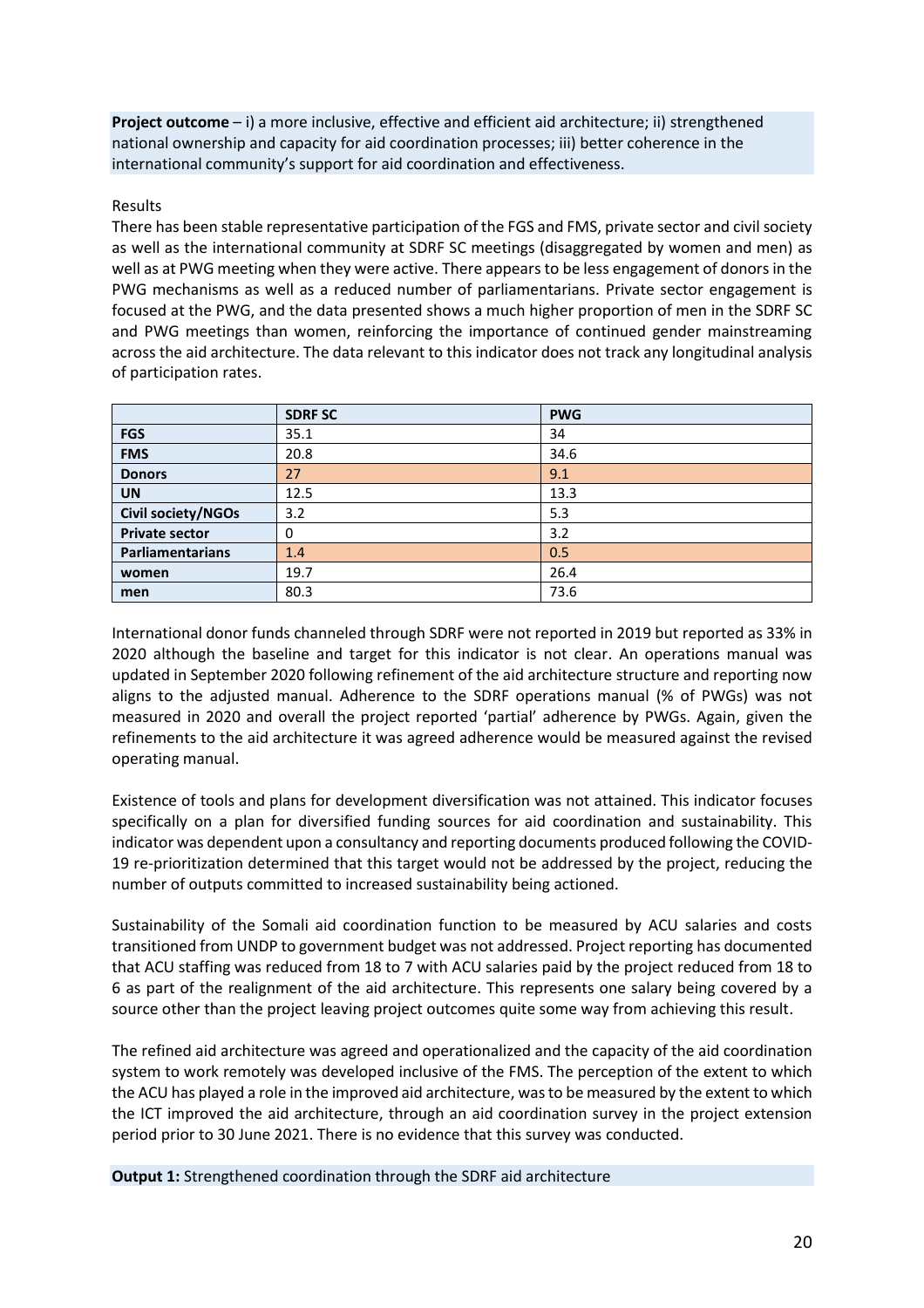**Project outcome** – i) a more inclusive, effective and efficient aid architecture; ii) strengthened national ownership and capacity for aid coordination processes; iii) better coherence in the international community's support for aid coordination and effectiveness.

Results

There has been stable representative participation of the FGS and FMS, private sector and civil society as well as the international community at SDRF SC meetings (disaggregated by women and men) as well as at PWG meeting when they were active. There appears to be less engagement of donors in the PWG mechanisms as well as a reduced number of parliamentarians. Private sector engagement is focused at the PWG, and the data presented shows a much higher proportion of men in the SDRF SC and PWG meetings than women, reinforcing the importance of continued gender mainstreaming across the aid architecture. The data relevant to this indicator does not track any longitudinal analysis of participation rates.

| | **SDRF SC** | **PWG** |
|---|---|---|
| **FGS** | 35.1 | 34 |
| **FMS** | 20.8 | 34.6 |
| **Donors** | 27 | 9.1 |
| **UN** | 12.5 | 13.3 |
| **Civil society/NGOs** | 3.2 | 5.3 |
| **Private sector** | 0 | 3.2 |
| **Parliamentarians** | 1.4 | 0.5 |
| **women** | 19.7 | 26.4 |
| **men** | 80.3 | 73.6 |

International donor funds channeled through SDRF were not reported in 2019 but reported as 33% in 2020 although the baseline and target for this indicator is not clear. An operations manual was updated in September 2020 following refinement of the aid architecture structure and reporting now aligns to the adjusted manual. Adherence to the SDRF operations manual (% of PWGs) was not measured in 2020 and overall the project reported 'partial' adherence by PWGs. Again, given the refinements to the aid architecture it was agreed adherence would be measured against the revised operating manual.

Existence of tools and plans for development diversification was not attained. This indicator focuses specifically on a plan for diversified funding sources for aid coordination and sustainability. This indicator was dependent upon a consultancy and reporting documents produced following the COVID-19 re-prioritization determined that this target would not be addressed by the project, reducing the number of outputs committed to increased sustainability being actioned.

Sustainability of the Somali aid coordination function to be measured by ACU salaries and costs transitioned from UNDP to government budget was not addressed. Project reporting has documented that ACU staffing was reduced from 18 to 7 with ACU salaries paid by the project reduced from 18 to 6 as part of the realignment of the aid architecture. This represents one salary being covered by a source other than the project leaving project outcomes quite some way from achieving this result.

The refined aid architecture was agreed and operationalized and the capacity of the aid coordination system to work remotely was developed inclusive of the FMS. The perception of the extent to which the ACU has played a role in the improved aid architecture, was to be measured by the extent to which the ICT improved the aid architecture, through an aid coordination survey in the project extension period prior to 30 June 2021. There is no evidence that this survey was conducted.

**Output 1:** Strengthened coordination through the SDRF aid architecture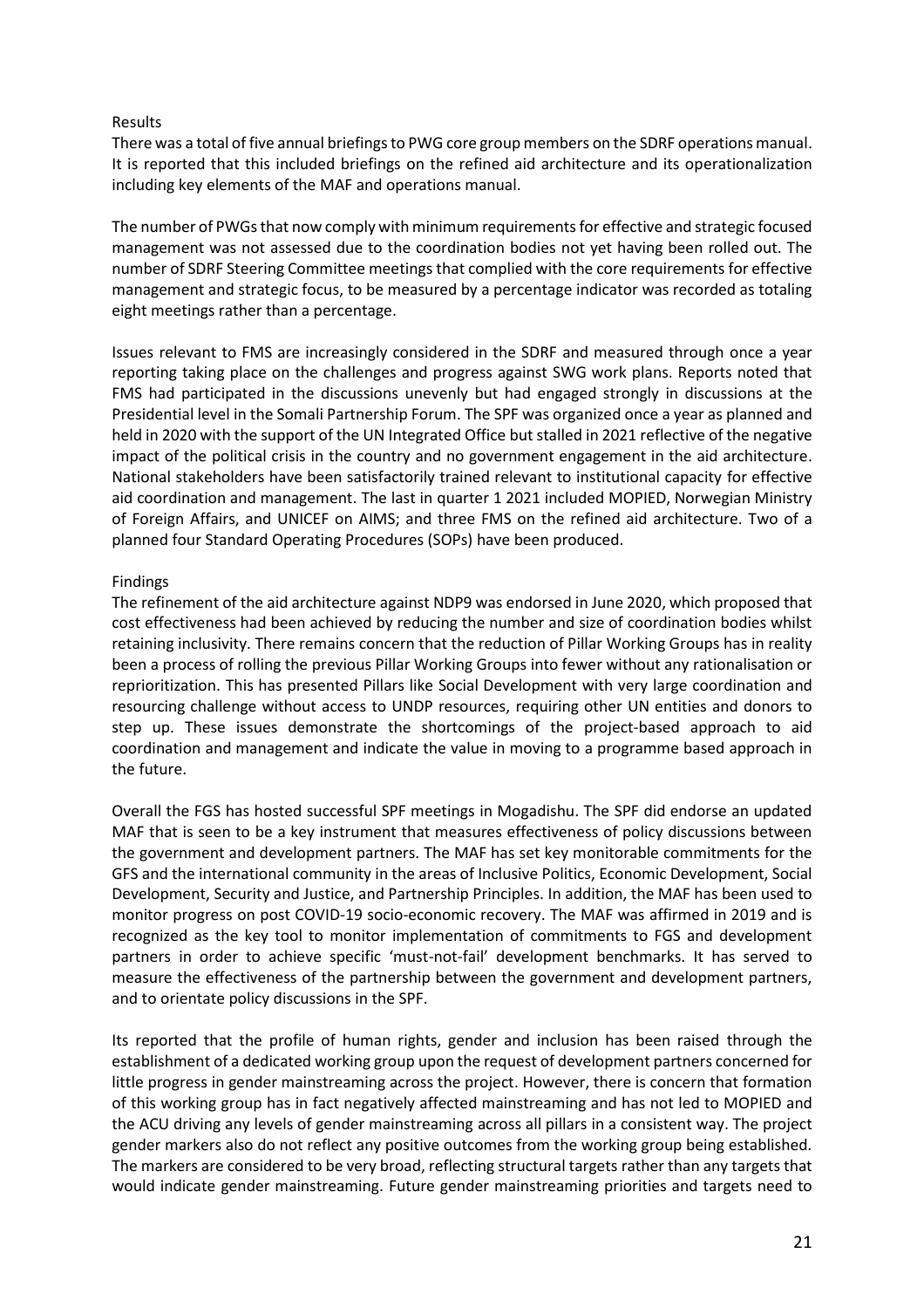Results

There was a total of five annual briefings to PWG core group members on the SDRF operations manual. It is reported that this included briefings on the refined aid architecture and its operationalization including key elements of the MAF and operations manual.

The number of PWGs that now comply with minimum requirements for effective and strategic focused management was not assessed due to the coordination bodies not yet having been rolled out. The number of SDRF Steering Committee meetings that complied with the core requirements for effective management and strategic focus, to be measured by a percentage indicator was recorded as totaling eight meetings rather than a percentage.

Issues relevant to FMS are increasingly considered in the SDRF and measured through once a year reporting taking place on the challenges and progress against SWG work plans. Reports noted that FMS had participated in the discussions unevenly but had engaged strongly in discussions at the Presidential level in the Somali Partnership Forum. The SPF was organized once a year as planned and held in 2020 with the support of the UN Integrated Office but stalled in 2021 reflective of the negative impact of the political crisis in the country and no government engagement in the aid architecture. National stakeholders have been satisfactorily trained relevant to institutional capacity for effective aid coordination and management. The last in quarter 1 2021 included MOPIED, Norwegian Ministry of Foreign Affairs, and UNICEF on AIMS; and three FMS on the refined aid architecture. Two of a planned four Standard Operating Procedures (SOPs) have been produced.

Findings

The refinement of the aid architecture against NDP9 was endorsed in June 2020, which proposed that cost effectiveness had been achieved by reducing the number and size of coordination bodies whilst retaining inclusivity. There remains concern that the reduction of Pillar Working Groups has in reality been a process of rolling the previous Pillar Working Groups into fewer without any rationalisation or reprioritization. This has presented Pillars like Social Development with very large coordination and resourcing challenge without access to UNDP resources, requiring other UN entities and donors to step up. These issues demonstrate the shortcomings of the project-based approach to aid coordination and management and indicate the value in moving to a programme based approach in the future.

Overall the FGS has hosted successful SPF meetings in Mogadishu. The SPF did endorse an updated MAF that is seen to be a key instrument that measures effectiveness of policy discussions between the government and development partners. The MAF has set key monitorable commitments for the GFS and the international community in the areas of Inclusive Politics, Economic Development, Social Development, Security and Justice, and Partnership Principles. In addition, the MAF has been used to monitor progress on post COVID-19 socio-economic recovery. The MAF was affirmed in 2019 and is recognized as the key tool to monitor implementation of commitments to FGS and development partners in order to achieve specific 'must-not-fail' development benchmarks. It has served to measure the effectiveness of the partnership between the government and development partners, and to orientate policy discussions in the SPF.

Its reported that the profile of human rights, gender and inclusion has been raised through the establishment of a dedicated working group upon the request of development partners concerned for little progress in gender mainstreaming across the project. However, there is concern that formation of this working group has in fact negatively affected mainstreaming and has not led to MOPIED and the ACU driving any levels of gender mainstreaming across all pillars in a consistent way. The project gender markers also do not reflect any positive outcomes from the working group being established. The markers are considered to be very broad, reflecting structural targets rather than any targets that would indicate gender mainstreaming. Future gender mainstreaming priorities and targets need to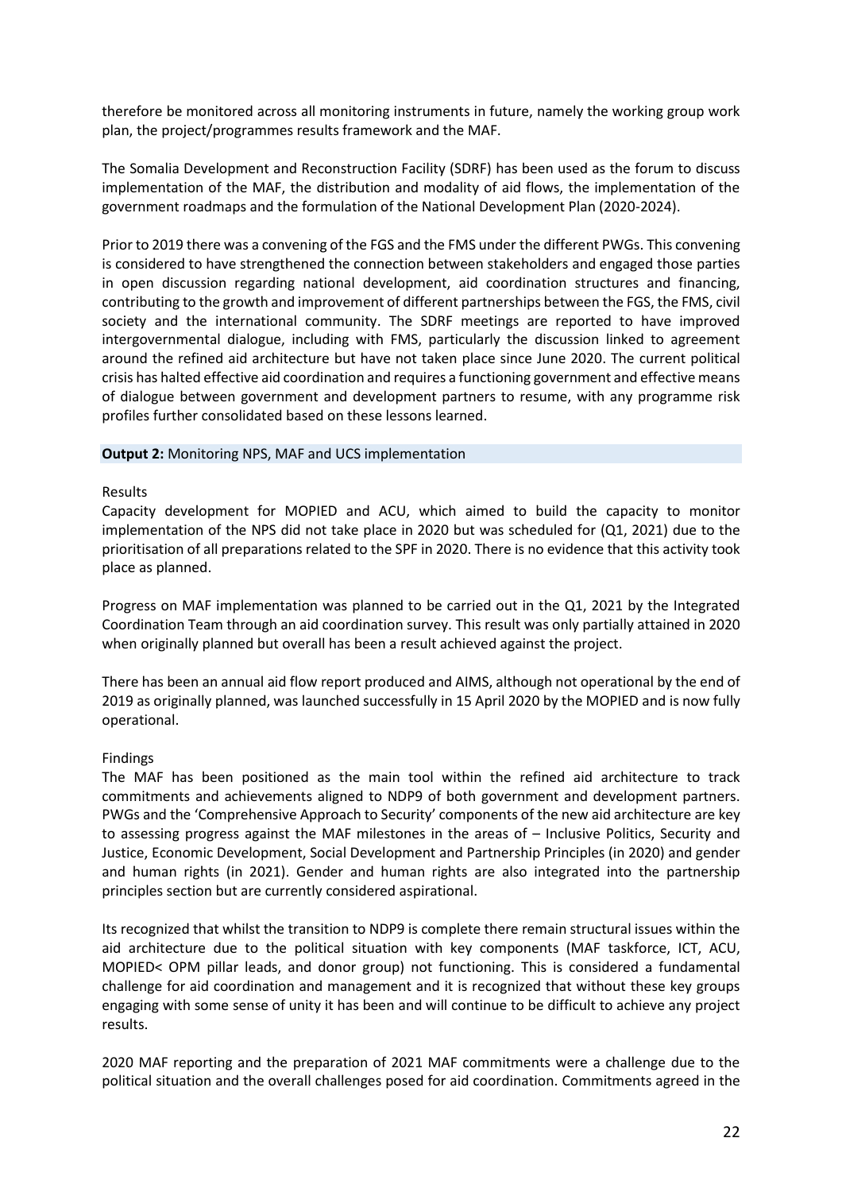therefore be monitored across all monitoring instruments in future, namely the working group work plan, the project/programmes results framework and the MAF.

The Somalia Development and Reconstruction Facility (SDRF) has been used as the forum to discuss implementation of the MAF, the distribution and modality of aid flows, the implementation of the government roadmaps and the formulation of the National Development Plan (2020-2024).

Prior to 2019 there was a convening of the FGS and the FMS under the different PWGs. This convening is considered to have strengthened the connection between stakeholders and engaged those parties in open discussion regarding national development, aid coordination structures and financing, contributing to the growth and improvement of different partnerships between the FGS, the FMS, civil society and the international community. The SDRF meetings are reported to have improved intergovernmental dialogue, including with FMS, particularly the discussion linked to agreement around the refined aid architecture but have not taken place since June 2020. The current political crisis has halted effective aid coordination and requires a functioning government and effective means of dialogue between government and development partners to resume, with any programme risk profiles further consolidated based on these lessons learned.

**Output 2:** Monitoring NPS, MAF and UCS implementation

Results

Capacity development for MOPIED and ACU, which aimed to build the capacity to monitor implementation of the NPS did not take place in 2020 but was scheduled for (Q1, 2021) due to the prioritisation of all preparations related to the SPF in 2020. There is no evidence that this activity took place as planned.

Progress on MAF implementation was planned to be carried out in the Q1, 2021 by the Integrated Coordination Team through an aid coordination survey. This result was only partially attained in 2020 when originally planned but overall has been a result achieved against the project.

There has been an annual aid flow report produced and AIMS, although not operational by the end of 2019 as originally planned, was launched successfully in 15 April 2020 by the MOPIED and is now fully operational.

Findings

The MAF has been positioned as the main tool within the refined aid architecture to track commitments and achievements aligned to NDP9 of both government and development partners. PWGs and the 'Comprehensive Approach to Security' components of the new aid architecture are key to assessing progress against the MAF milestones in the areas of – Inclusive Politics, Security and Justice, Economic Development, Social Development and Partnership Principles (in 2020) and gender and human rights (in 2021). Gender and human rights are also integrated into the partnership principles section but are currently considered aspirational.

Its recognized that whilst the transition to NDP9 is complete there remain structural issues within the aid architecture due to the political situation with key components (MAF taskforce, ICT, ACU, MOPIED< OPM pillar leads, and donor group) not functioning. This is considered a fundamental challenge for aid coordination and management and it is recognized that without these key groups engaging with some sense of unity it has been and will continue to be difficult to achieve any project results.

2020 MAF reporting and the preparation of 2021 MAF commitments were a challenge due to the political situation and the overall challenges posed for aid coordination. Commitments agreed in the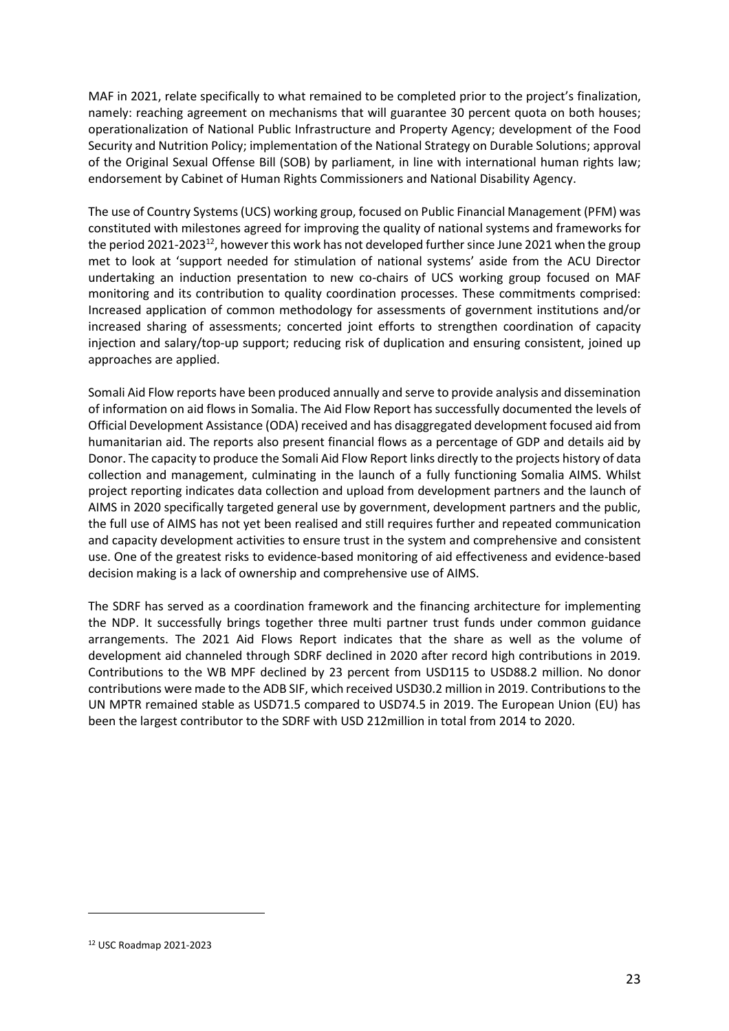MAF in 2021, relate specifically to what remained to be completed prior to the project's finalization, namely: reaching agreement on mechanisms that will guarantee 30 percent quota on both houses; operationalization of National Public Infrastructure and Property Agency; development of the Food Security and Nutrition Policy; implementation of the National Strategy on Durable Solutions; approval of the Original Sexual Offense Bill (SOB) by parliament, in line with international human rights law; endorsement by Cabinet of Human Rights Commissioners and National Disability Agency.

The use of Country Systems (UCS) working group, focused on Public Financial Management (PFM) was constituted with milestones agreed for improving the quality of national systems and frameworks for the period 2021-2023[12], however this work has not developed further since June 2021 when the group met to look at 'support needed for stimulation of national systems' aside from the ACU Director undertaking an induction presentation to new co-chairs of UCS working group focused on MAF monitoring and its contribution to quality coordination processes. These commitments comprised: Increased application of common methodology for assessments of government institutions and/or increased sharing of assessments; concerted joint efforts to strengthen coordination of capacity injection and salary/top-up support; reducing risk of duplication and ensuring consistent, joined up approaches are applied.

Somali Aid Flow reports have been produced annually and serve to provide analysis and dissemination of information on aid flows in Somalia. The Aid Flow Report has successfully documented the levels of Official Development Assistance (ODA) received and has disaggregated development focused aid from humanitarian aid. The reports also present financial flows as a percentage of GDP and details aid by Donor. The capacity to produce the Somali Aid Flow Report links directly to the projects history of data collection and management, culminating in the launch of a fully functioning Somalia AIMS. Whilst project reporting indicates data collection and upload from development partners and the launch of AIMS in 2020 specifically targeted general use by government, development partners and the public, the full use of AIMS has not yet been realised and still requires further and repeated communication and capacity development activities to ensure trust in the system and comprehensive and consistent use. One of the greatest risks to evidence-based monitoring of aid effectiveness and evidence-based decision making is a lack of ownership and comprehensive use of AIMS.

The SDRF has served as a coordination framework and the financing architecture for implementing the NDP. It successfully brings together three multi partner trust funds under common guidance arrangements. The 2021 Aid Flows Report indicates that the share as well as the volume of development aid channeled through SDRF declined in 2020 after record high contributions in 2019. Contributions to the WB MPF declined by 23 percent from USD115 to USD88.2 million. No donor contributions were made to the ADB SIF, which received USD30.2 million in 2019. Contributions to the UN MPTR remained stable as USD71.5 compared to USD74.5 in 2019. The European Union (EU) has been the largest contributor to the SDRF with USD 212million in total from 2014 to 2020.

---

[12] USC Roadmap 2021-2023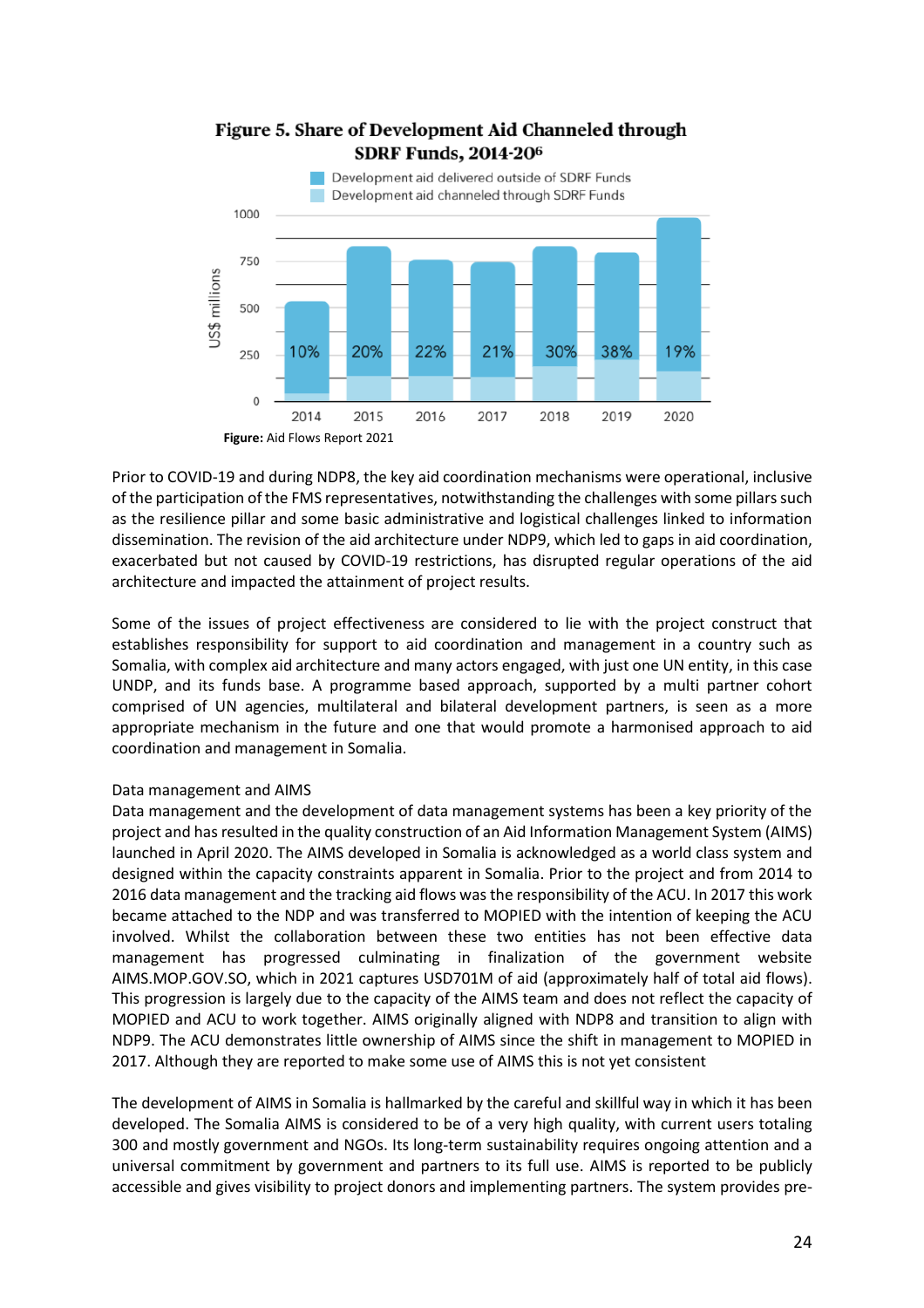**Figure 5. Share of Development Aid Channeled through SDRF Funds, 2014-206**

**Figure:** Aid Flows Report 2021

Prior to COVID-19 and during NDP8, the key aid coordination mechanisms were operational, inclusive of the participation of the FMS representatives, notwithstanding the challenges with some pillars such as the resilience pillar and some basic administrative and logistical challenges linked to information dissemination. The revision of the aid architecture under NDP9, which led to gaps in aid coordination, exacerbated but not caused by COVID-19 restrictions, has disrupted regular operations of the aid architecture and impacted the attainment of project results.

Some of the issues of project effectiveness are considered to lie with the project construct that establishes responsibility for support to aid coordination and management in a country such as Somalia, with complex aid architecture and many actors engaged, with just one UN entity, in this case UNDP, and its funds base. A programme based approach, supported by a multi partner cohort comprised of UN agencies, multilateral and bilateral development partners, is seen as a more appropriate mechanism in the future and one that would promote a harmonised approach to aid coordination and management in Somalia.

Data management and AIMS

Data management and the development of data management systems has been a key priority of the project and has resulted in the quality construction of an Aid Information Management System (AIMS) launched in April 2020. The AIMS developed in Somalia is acknowledged as a world class system and designed within the capacity constraints apparent in Somalia. Prior to the project and from 2014 to 2016 data management and the tracking aid flows was the responsibility of the ACU. In 2017 this work became attached to the NDP and was transferred to MOPIED with the intention of keeping the ACU involved. Whilst the collaboration between these two entities has not been effective data management has progressed culminating in finalization of the government website AIMS.MOP.GOV.SO, which in 2021 captures USD701M of aid (approximately half of total aid flows). This progression is largely due to the capacity of the AIMS team and does not reflect the capacity of MOPIED and ACU to work together. AIMS originally aligned with NDP8 and transition to align with NDP9. The ACU demonstrates little ownership of AIMS since the shift in management to MOPIED in 2017. Although they are reported to make some use of AIMS this is not yet consistent

The development of AIMS in Somalia is hallmarked by the careful and skillful way in which it has been developed. The Somalia AIMS is considered to be of a very high quality, with current users totaling 300 and mostly government and NGOs. Its long-term sustainability requires ongoing attention and a universal commitment by government and partners to its full use. AIMS is reported to be publicly accessible and gives visibility to project donors and implementing partners. The system provides pre-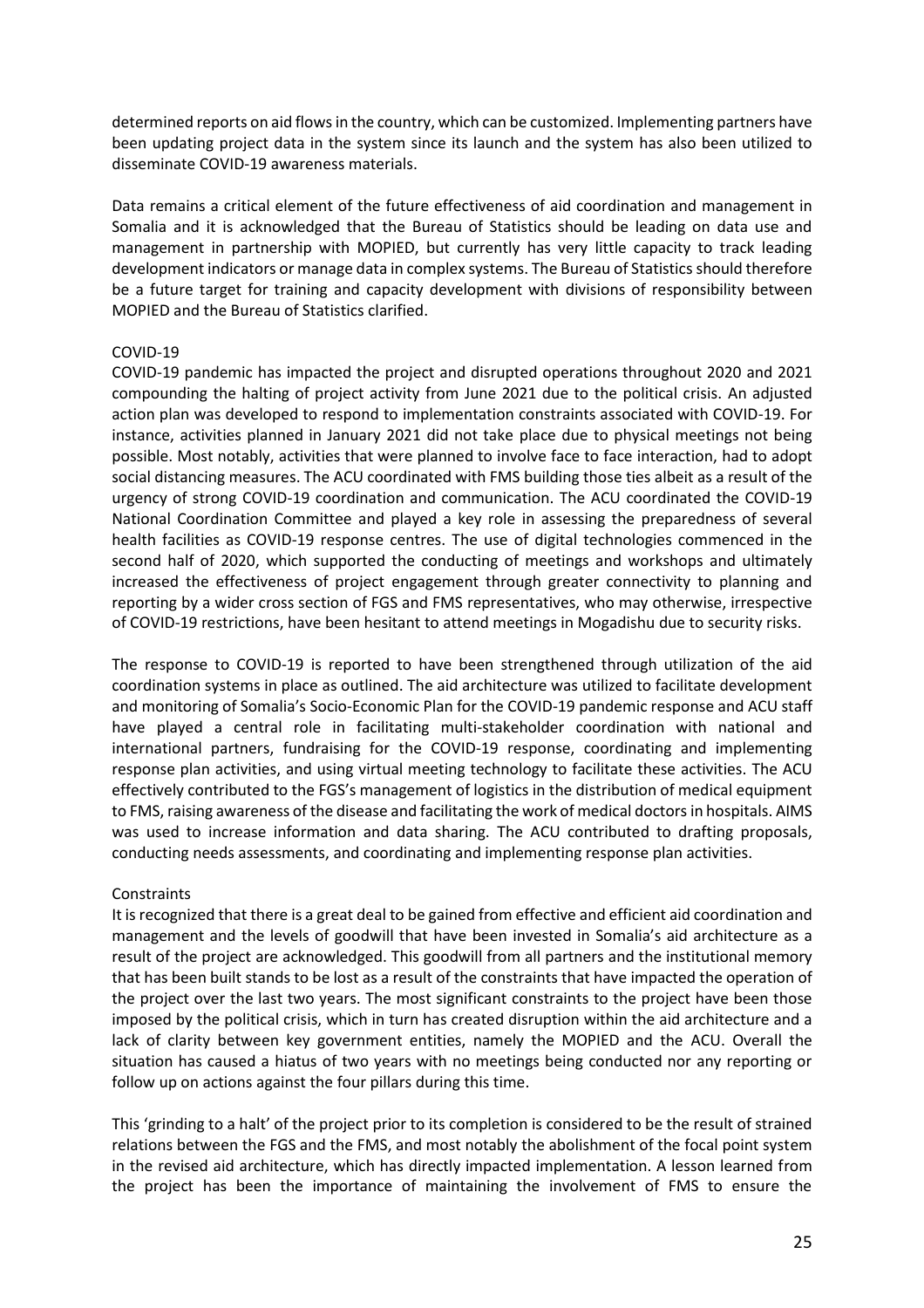determined reports on aid flows in the country, which can be customized. Implementing partners have been updating project data in the system since its launch and the system has also been utilized to disseminate COVID-19 awareness materials.

Data remains a critical element of the future effectiveness of aid coordination and management in Somalia and it is acknowledged that the Bureau of Statistics should be leading on data use and management in partnership with MOPIED, but currently has very little capacity to track leading development indicators or manage data in complex systems. The Bureau of Statistics should therefore be a future target for training and capacity development with divisions of responsibility between MOPIED and the Bureau of Statistics clarified.

COVID-19

COVID-19 pandemic has impacted the project and disrupted operations throughout 2020 and 2021 compounding the halting of project activity from June 2021 due to the political crisis. An adjusted action plan was developed to respond to implementation constraints associated with COVID-19. For instance, activities planned in January 2021 did not take place due to physical meetings not being possible. Most notably, activities that were planned to involve face to face interaction, had to adopt social distancing measures. The ACU coordinated with FMS building those ties albeit as a result of the urgency of strong COVID-19 coordination and communication. The ACU coordinated the COVID-19 National Coordination Committee and played a key role in assessing the preparedness of several health facilities as COVID-19 response centres. The use of digital technologies commenced in the second half of 2020, which supported the conducting of meetings and workshops and ultimately increased the effectiveness of project engagement through greater connectivity to planning and reporting by a wider cross section of FGS and FMS representatives, who may otherwise, irrespective of COVID-19 restrictions, have been hesitant to attend meetings in Mogadishu due to security risks.

The response to COVID-19 is reported to have been strengthened through utilization of the aid coordination systems in place as outlined. The aid architecture was utilized to facilitate development and monitoring of Somalia's Socio-Economic Plan for the COVID-19 pandemic response and ACU staff have played a central role in facilitating multi-stakeholder coordination with national and international partners, fundraising for the COVID-19 response, coordinating and implementing response plan activities, and using virtual meeting technology to facilitate these activities. The ACU effectively contributed to the FGS's management of logistics in the distribution of medical equipment to FMS, raising awareness of the disease and facilitating the work of medical doctors in hospitals. AIMS was used to increase information and data sharing. The ACU contributed to drafting proposals, conducting needs assessments, and coordinating and implementing response plan activities.

Constraints

It is recognized that there is a great deal to be gained from effective and efficient aid coordination and management and the levels of goodwill that have been invested in Somalia's aid architecture as a result of the project are acknowledged. This goodwill from all partners and the institutional memory that has been built stands to be lost as a result of the constraints that have impacted the operation of the project over the last two years. The most significant constraints to the project have been those imposed by the political crisis, which in turn has created disruption within the aid architecture and a lack of clarity between key government entities, namely the MOPIED and the ACU. Overall the situation has caused a hiatus of two years with no meetings being conducted nor any reporting or follow up on actions against the four pillars during this time.

This 'grinding to a halt' of the project prior to its completion is considered to be the result of strained relations between the FGS and the FMS, and most notably the abolishment of the focal point system in the revised aid architecture, which has directly impacted implementation. A lesson learned from the project has been the importance of maintaining the involvement of FMS to ensure the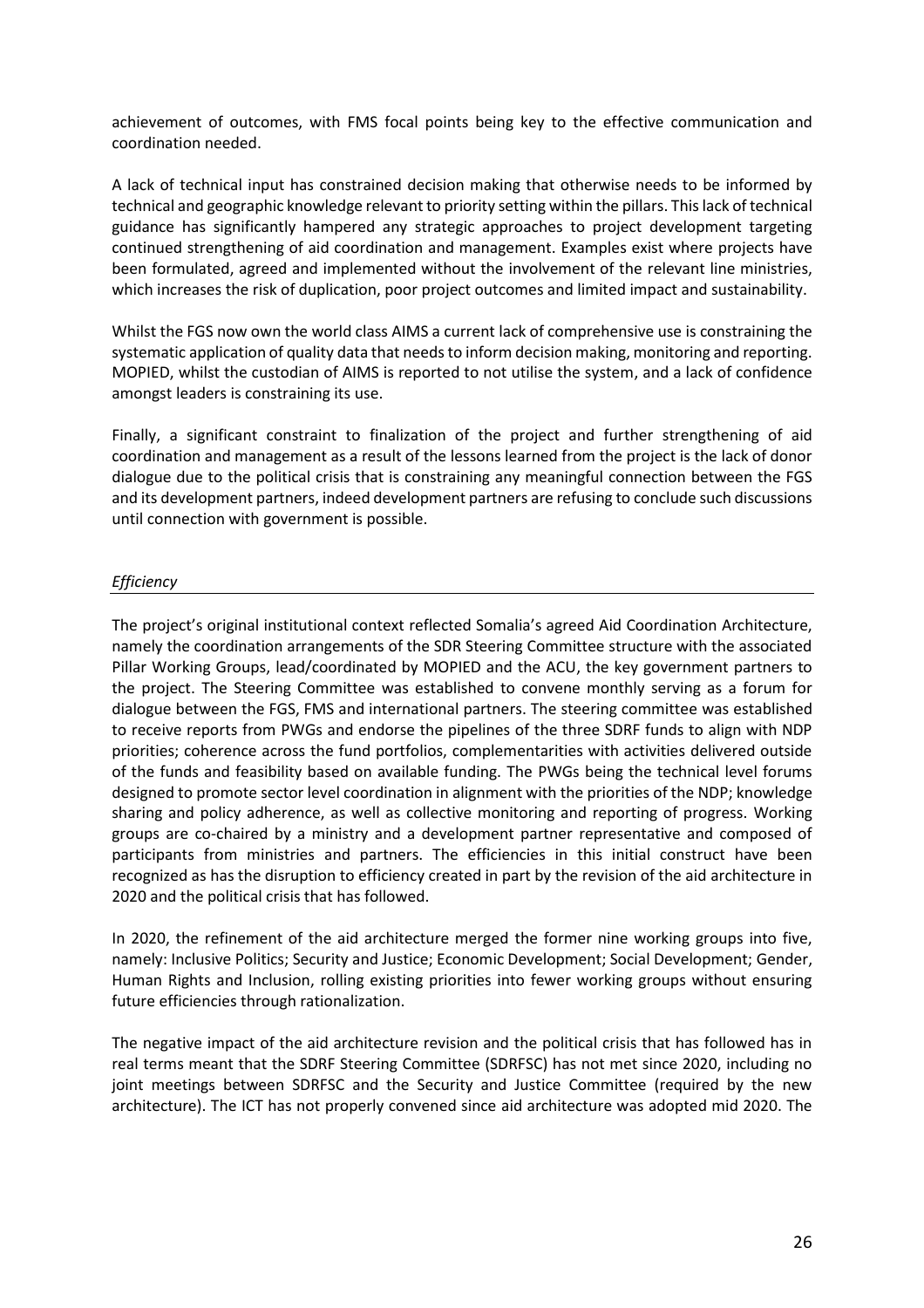achievement of outcomes, with FMS focal points being key to the effective communication and coordination needed.

A lack of technical input has constrained decision making that otherwise needs to be informed by technical and geographic knowledge relevant to priority setting within the pillars. This lack of technical guidance has significantly hampered any strategic approaches to project development targeting continued strengthening of aid coordination and management. Examples exist where projects have been formulated, agreed and implemented without the involvement of the relevant line ministries, which increases the risk of duplication, poor project outcomes and limited impact and sustainability.

Whilst the FGS now own the world class AIMS a current lack of comprehensive use is constraining the systematic application of quality data that needs to inform decision making, monitoring and reporting. MOPIED, whilst the custodian of AIMS is reported to not utilise the system, and a lack of confidence amongst leaders is constraining its use.

Finally, a significant constraint to finalization of the project and further strengthening of aid coordination and management as a result of the lessons learned from the project is the lack of donor dialogue due to the political crisis that is constraining any meaningful connection between the FGS and its development partners, indeed development partners are refusing to conclude such discussions until connection with government is possible.

*Efficiency*

The project's original institutional context reflected Somalia's agreed Aid Coordination Architecture, namely the coordination arrangements of the SDR Steering Committee structure with the associated Pillar Working Groups, lead/coordinated by MOPIED and the ACU, the key government partners to the project. The Steering Committee was established to convene monthly serving as a forum for dialogue between the FGS, FMS and international partners. The steering committee was established to receive reports from PWGs and endorse the pipelines of the three SDRF funds to align with NDP priorities; coherence across the fund portfolios, complementarities with activities delivered outside of the funds and feasibility based on available funding. The PWGs being the technical level forums designed to promote sector level coordination in alignment with the priorities of the NDP; knowledge sharing and policy adherence, as well as collective monitoring and reporting of progress. Working groups are co-chaired by a ministry and a development partner representative and composed of participants from ministries and partners. The efficiencies in this initial construct have been recognized as has the disruption to efficiency created in part by the revision of the aid architecture in 2020 and the political crisis that has followed.

In 2020, the refinement of the aid architecture merged the former nine working groups into five, namely: Inclusive Politics; Security and Justice; Economic Development; Social Development; Gender, Human Rights and Inclusion, rolling existing priorities into fewer working groups without ensuring future efficiencies through rationalization.

The negative impact of the aid architecture revision and the political crisis that has followed has in real terms meant that the SDRF Steering Committee (SDRFSC) has not met since 2020, including no joint meetings between SDRFSC and the Security and Justice Committee (required by the new architecture). The ICT has not properly convened since aid architecture was adopted mid 2020. The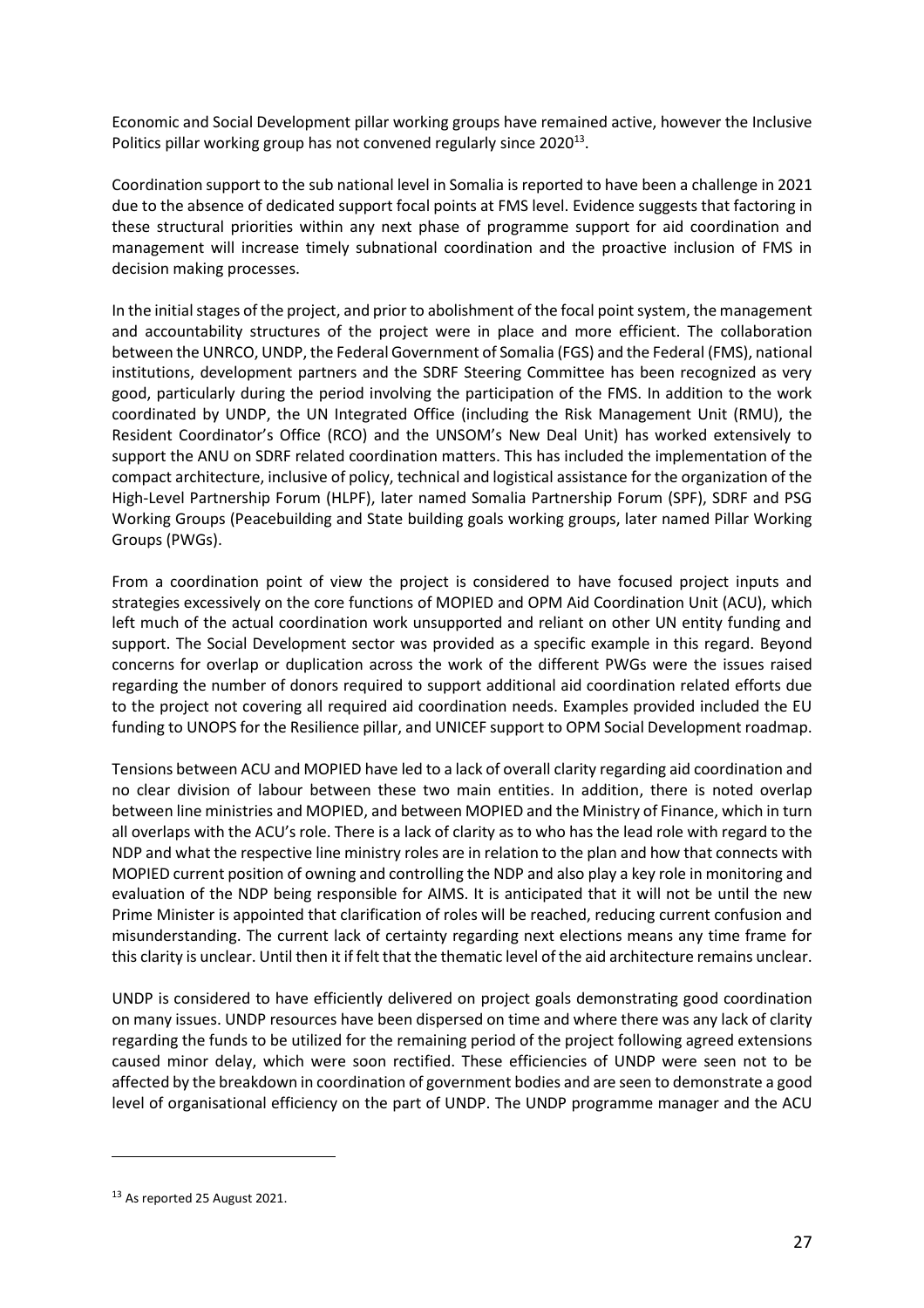Economic and Social Development pillar working groups have remained active, however the Inclusive Politics pillar working group has not convened regularly since 2020[13].

Coordination support to the sub national level in Somalia is reported to have been a challenge in 2021 due to the absence of dedicated support focal points at FMS level. Evidence suggests that factoring in these structural priorities within any next phase of programme support for aid coordination and management will increase timely subnational coordination and the proactive inclusion of FMS in decision making processes.

In the initial stages of the project, and prior to abolishment of the focal point system, the management and accountability structures of the project were in place and more efficient. The collaboration between the UNRCO, UNDP, the Federal Government of Somalia (FGS) and the Federal (FMS), national institutions, development partners and the SDRF Steering Committee has been recognized as very good, particularly during the period involving the participation of the FMS. In addition to the work coordinated by UNDP, the UN Integrated Office (including the Risk Management Unit (RMU), the Resident Coordinator's Office (RCO) and the UNSOM's New Deal Unit) has worked extensively to support the ANU on SDRF related coordination matters. This has included the implementation of the compact architecture, inclusive of policy, technical and logistical assistance for the organization of the High-Level Partnership Forum (HLPF), later named Somalia Partnership Forum (SPF), SDRF and PSG Working Groups (Peacebuilding and State building goals working groups, later named Pillar Working Groups (PWGs).

From a coordination point of view the project is considered to have focused project inputs and strategies excessively on the core functions of MOPIED and OPM Aid Coordination Unit (ACU), which left much of the actual coordination work unsupported and reliant on other UN entity funding and support. The Social Development sector was provided as a specific example in this regard. Beyond concerns for overlap or duplication across the work of the different PWGs were the issues raised regarding the number of donors required to support additional aid coordination related efforts due to the project not covering all required aid coordination needs. Examples provided included the EU funding to UNOPS for the Resilience pillar, and UNICEF support to OPM Social Development roadmap.

Tensions between ACU and MOPIED have led to a lack of overall clarity regarding aid coordination and no clear division of labour between these two main entities. In addition, there is noted overlap between line ministries and MOPIED, and between MOPIED and the Ministry of Finance, which in turn all overlaps with the ACU's role. There is a lack of clarity as to who has the lead role with regard to the NDP and what the respective line ministry roles are in relation to the plan and how that connects with MOPIED current position of owning and controlling the NDP and also play a key role in monitoring and evaluation of the NDP being responsible for AIMS. It is anticipated that it will not be until the new Prime Minister is appointed that clarification of roles will be reached, reducing current confusion and misunderstanding. The current lack of certainty regarding next elections means any time frame for this clarity is unclear. Until then it if felt that the thematic level of the aid architecture remains unclear.

UNDP is considered to have efficiently delivered on project goals demonstrating good coordination on many issues. UNDP resources have been dispersed on time and where there was any lack of clarity regarding the funds to be utilized for the remaining period of the project following agreed extensions caused minor delay, which were soon rectified. These efficiencies of UNDP were seen not to be affected by the breakdown in coordination of government bodies and are seen to demonstrate a good level of organisational efficiency on the part of UNDP. The UNDP programme manager and the ACU

[13] As reported 25 August 2021.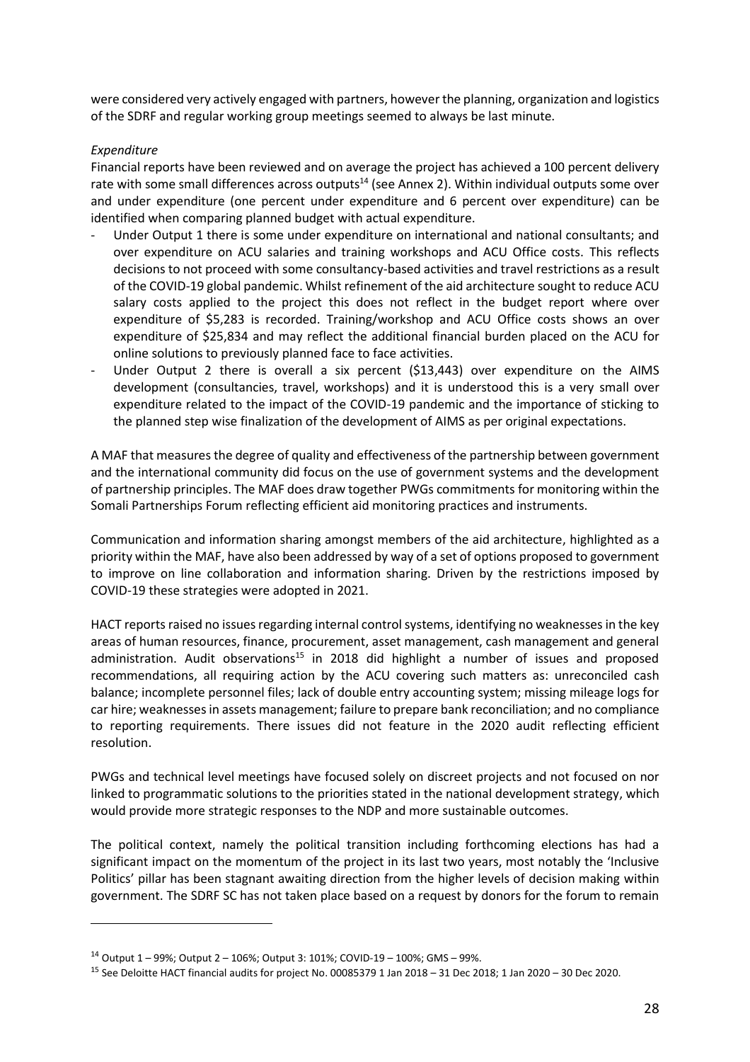were considered very actively engaged with partners, however the planning, organization and logistics of the SDRF and regular working group meetings seemed to always be last minute.

*Expenditure*

Financial reports have been reviewed and on average the project has achieved a 100 percent delivery rate with some small differences across outputs[14] (see Annex 2). Within individual outputs some over and under expenditure (one percent under expenditure and 6 percent over expenditure) can be identified when comparing planned budget with actual expenditure.

- Under Output 1 there is some under expenditure on international and national consultants; and over expenditure on ACU salaries and training workshops and ACU Office costs. This reflects decisions to not proceed with some consultancy-based activities and travel restrictions as a result of the COVID-19 global pandemic. Whilst refinement of the aid architecture sought to reduce ACU salary costs applied to the project this does not reflect in the budget report where over expenditure of $5,283 is recorded. Training/workshop and ACU Office costs shows an over expenditure of $25,834 and may reflect the additional financial burden placed on the ACU for online solutions to previously planned face to face activities.
- Under Output 2 there is overall a six percent ($13,443) over expenditure on the AIMS development (consultancies, travel, workshops) and it is understood this is a very small over expenditure related to the impact of the COVID-19 pandemic and the importance of sticking to the planned step wise finalization of the development of AIMS as per original expectations.

A MAF that measures the degree of quality and effectiveness of the partnership between government and the international community did focus on the use of government systems and the development of partnership principles. The MAF does draw together PWGs commitments for monitoring within the Somali Partnerships Forum reflecting efficient aid monitoring practices and instruments.

Communication and information sharing amongst members of the aid architecture, highlighted as a priority within the MAF, have also been addressed by way of a set of options proposed to government to improve on line collaboration and information sharing. Driven by the restrictions imposed by COVID-19 these strategies were adopted in 2021.

HACT reports raised no issues regarding internal control systems, identifying no weaknesses in the key areas of human resources, finance, procurement, asset management, cash management and general administration. Audit observations[15] in 2018 did highlight a number of issues and proposed recommendations, all requiring action by the ACU covering such matters as: unreconciled cash balance; incomplete personnel files; lack of double entry accounting system; missing mileage logs for car hire; weaknesses in assets management; failure to prepare bank reconciliation; and no compliance to reporting requirements. There issues did not feature in the 2020 audit reflecting efficient resolution.

PWGs and technical level meetings have focused solely on discreet projects and not focused on nor linked to programmatic solutions to the priorities stated in the national development strategy, which would provide more strategic responses to the NDP and more sustainable outcomes.

The political context, namely the political transition including forthcoming elections has had a significant impact on the momentum of the project in its last two years, most notably the 'Inclusive Politics' pillar has been stagnant awaiting direction from the higher levels of decision making within government. The SDRF SC has not taken place based on a request by donors for the forum to remain

[14] Output 1 – 99%; Output 2 – 106%; Output 3: 101%; COVID-19 – 100%; GMS – 99%.

[15] See Deloitte HACT financial audits for project No. 00085379 1 Jan 2018 – 31 Dec 2018; 1 Jan 2020 – 30 Dec 2020.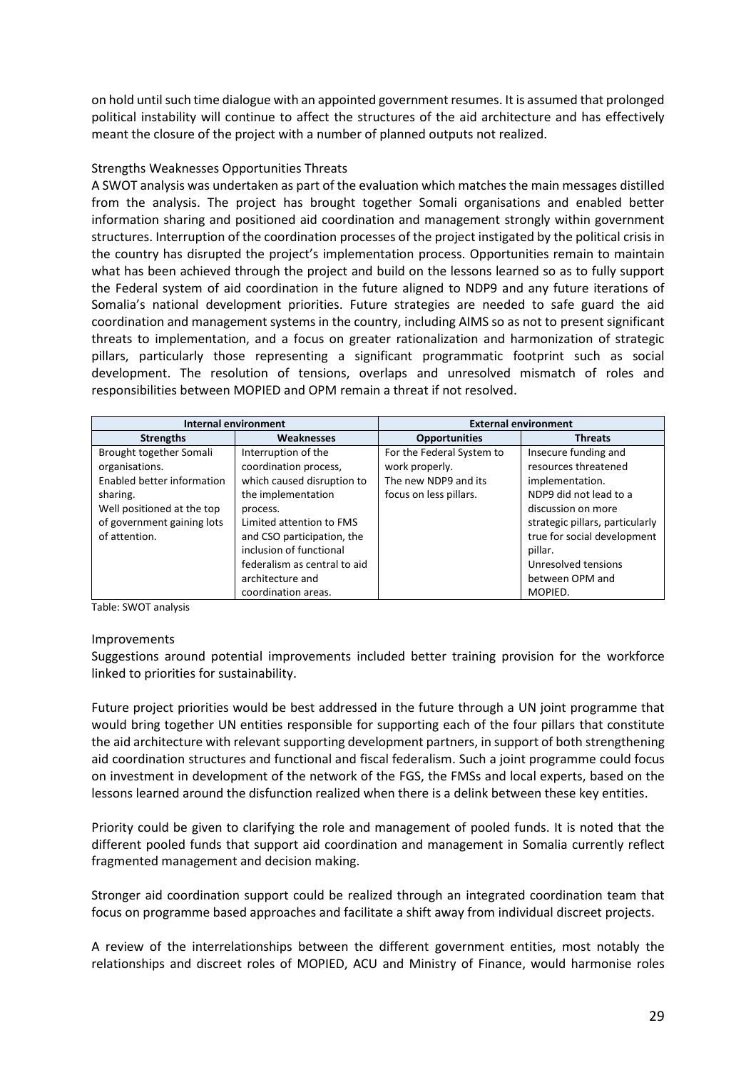on hold until such time dialogue with an appointed government resumes. It is assumed that prolonged political instability will continue to affect the structures of the aid architecture and has effectively meant the closure of the project with a number of planned outputs not realized.

### Strengths Weaknesses Opportunities Threats

A SWOT analysis was undertaken as part of the evaluation which matches the main messages distilled from the analysis. The project has brought together Somali organisations and enabled better information sharing and positioned aid coordination and management strongly within government structures. Interruption of the coordination processes of the project instigated by the political crisis in the country has disrupted the project's implementation process. Opportunities remain to maintain what has been achieved through the project and build on the lessons learned so as to fully support the Federal system of aid coordination in the future aligned to NDP9 and any future iterations of Somalia's national development priorities. Future strategies are needed to safe guard the aid coordination and management systems in the country, including AIMS so as not to present significant threats to implementation, and a focus on greater rationalization and harmonization of strategic pillars, particularly those representing a significant programmatic footprint such as social development. The resolution of tensions, overlaps and unresolved mismatch of roles and responsibilities between MOPIED and OPM remain a threat if not resolved.

| Internal environment | | External environment | |
|---|---|---|---|
| **Strengths** | **Weaknesses** | **Opportunities** | **Threats** |
| Brought together Somali organisations.<br>Enabled better information sharing.<br>Well positioned at the top of government gaining lots of attention. | Interruption of the coordination process, which caused disruption to the implementation process.<br>Limited attention to FMS and CSO participation, the inclusion of functional federalism as central to aid architecture and coordination areas. | For the Federal System to work properly.<br>The new NDP9 and its focus on less pillars. | Insecure funding and resources threatened implementation.<br>NDP9 did not lead to a discussion on more strategic pillars, particularly true for social development pillar.<br>Unresolved tensions between OPM and MOPIED. |

Table: SWOT analysis

### Improvements

Suggestions around potential improvements included better training provision for the workforce linked to priorities for sustainability.

Future project priorities would be best addressed in the future through a UN joint programme that would bring together UN entities responsible for supporting each of the four pillars that constitute the aid architecture with relevant supporting development partners, in support of both strengthening aid coordination structures and functional and fiscal federalism. Such a joint programme could focus on investment in development of the network of the FGS, the FMSs and local experts, based on the lessons learned around the disfunction realized when there is a delink between these key entities.

Priority could be given to clarifying the role and management of pooled funds. It is noted that the different pooled funds that support aid coordination and management in Somalia currently reflect fragmented management and decision making.

Stronger aid coordination support could be realized through an integrated coordination team that focus on programme based approaches and facilitate a shift away from individual discreet projects.

A review of the interrelationships between the different government entities, most notably the relationships and discreet roles of MOPIED, ACU and Ministry of Finance, would harmonise roles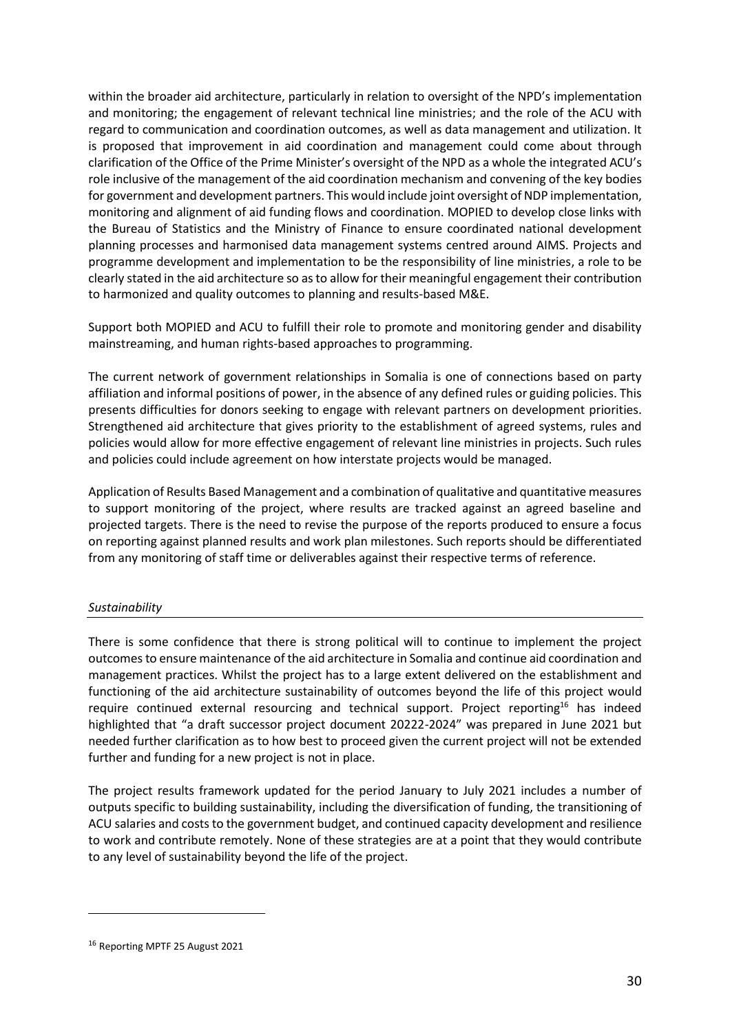within the broader aid architecture, particularly in relation to oversight of the NPD's implementation and monitoring; the engagement of relevant technical line ministries; and the role of the ACU with regard to communication and coordination outcomes, as well as data management and utilization. It is proposed that improvement in aid coordination and management could come about through clarification of the Office of the Prime Minister's oversight of the NPD as a whole the integrated ACU's role inclusive of the management of the aid coordination mechanism and convening of the key bodies for government and development partners. This would include joint oversight of NDP implementation, monitoring and alignment of aid funding flows and coordination. MOPIED to develop close links with the Bureau of Statistics and the Ministry of Finance to ensure coordinated national development planning processes and harmonised data management systems centred around AIMS. Projects and programme development and implementation to be the responsibility of line ministries, a role to be clearly stated in the aid architecture so as to allow for their meaningful engagement their contribution to harmonized and quality outcomes to planning and results-based M&E.

Support both MOPIED and ACU to fulfill their role to promote and monitoring gender and disability mainstreaming, and human rights-based approaches to programming.

The current network of government relationships in Somalia is one of connections based on party affiliation and informal positions of power, in the absence of any defined rules or guiding policies. This presents difficulties for donors seeking to engage with relevant partners on development priorities. Strengthened aid architecture that gives priority to the establishment of agreed systems, rules and policies would allow for more effective engagement of relevant line ministries in projects. Such rules and policies could include agreement on how interstate projects would be managed.

Application of Results Based Management and a combination of qualitative and quantitative measures to support monitoring of the project, where results are tracked against an agreed baseline and projected targets. There is the need to revise the purpose of the reports produced to ensure a focus on reporting against planned results and work plan milestones. Such reports should be differentiated from any monitoring of staff time or deliverables against their respective terms of reference.

*Sustainability*

There is some confidence that there is strong political will to continue to implement the project outcomes to ensure maintenance of the aid architecture in Somalia and continue aid coordination and management practices. Whilst the project has to a large extent delivered on the establishment and functioning of the aid architecture sustainability of outcomes beyond the life of this project would require continued external resourcing and technical support. Project reporting[16] has indeed highlighted that "a draft successor project document 20222-2024" was prepared in June 2021 but needed further clarification as to how best to proceed given the current project will not be extended further and funding for a new project is not in place.

The project results framework updated for the period January to July 2021 includes a number of outputs specific to building sustainability, including the diversification of funding, the transitioning of ACU salaries and costs to the government budget, and continued capacity development and resilience to work and contribute remotely. None of these strategies are at a point that they would contribute to any level of sustainability beyond the life of the project.

[16] Reporting MPTF 25 August 2021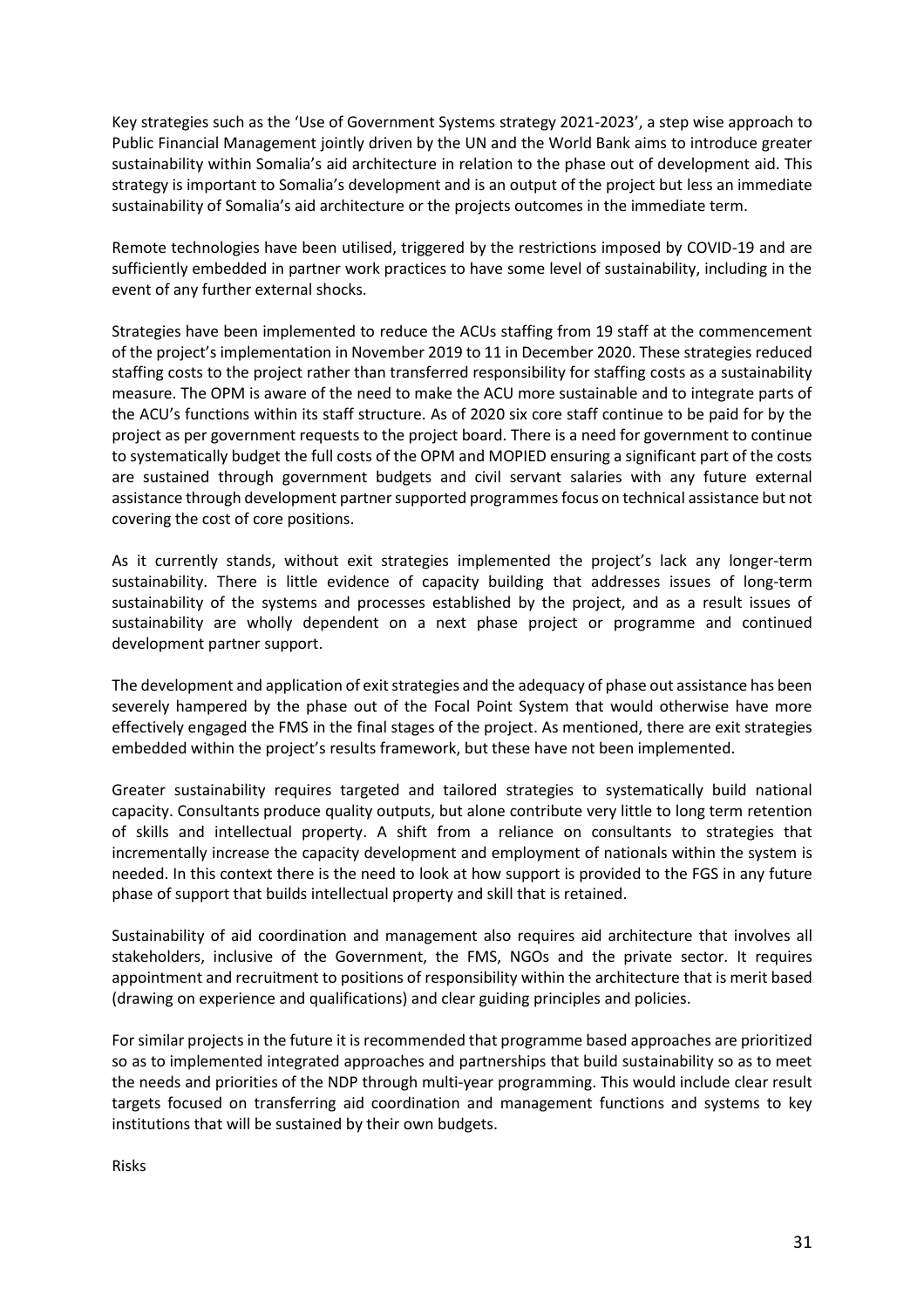Key strategies such as the 'Use of Government Systems strategy 2021-2023', a step wise approach to Public Financial Management jointly driven by the UN and the World Bank aims to introduce greater sustainability within Somalia's aid architecture in relation to the phase out of development aid. This strategy is important to Somalia's development and is an output of the project but less an immediate sustainability of Somalia's aid architecture or the projects outcomes in the immediate term.

Remote technologies have been utilised, triggered by the restrictions imposed by COVID-19 and are sufficiently embedded in partner work practices to have some level of sustainability, including in the event of any further external shocks.

Strategies have been implemented to reduce the ACUs staffing from 19 staff at the commencement of the project's implementation in November 2019 to 11 in December 2020. These strategies reduced staffing costs to the project rather than transferred responsibility for staffing costs as a sustainability measure. The OPM is aware of the need to make the ACU more sustainable and to integrate parts of the ACU's functions within its staff structure. As of 2020 six core staff continue to be paid for by the project as per government requests to the project board. There is a need for government to continue to systematically budget the full costs of the OPM and MOPIED ensuring a significant part of the costs are sustained through government budgets and civil servant salaries with any future external assistance through development partner supported programmes focus on technical assistance but not covering the cost of core positions.

As it currently stands, without exit strategies implemented the project's lack any longer-term sustainability. There is little evidence of capacity building that addresses issues of long-term sustainability of the systems and processes established by the project, and as a result issues of sustainability are wholly dependent on a next phase project or programme and continued development partner support.

The development and application of exit strategies and the adequacy of phase out assistance has been severely hampered by the phase out of the Focal Point System that would otherwise have more effectively engaged the FMS in the final stages of the project. As mentioned, there are exit strategies embedded within the project's results framework, but these have not been implemented.

Greater sustainability requires targeted and tailored strategies to systematically build national capacity. Consultants produce quality outputs, but alone contribute very little to long term retention of skills and intellectual property. A shift from a reliance on consultants to strategies that incrementally increase the capacity development and employment of nationals within the system is needed. In this context there is the need to look at how support is provided to the FGS in any future phase of support that builds intellectual property and skill that is retained.

Sustainability of aid coordination and management also requires aid architecture that involves all stakeholders, inclusive of the Government, the FMS, NGOs and the private sector. It requires appointment and recruitment to positions of responsibility within the architecture that is merit based (drawing on experience and qualifications) and clear guiding principles and policies.

For similar projects in the future it is recommended that programme based approaches are prioritized so as to implemented integrated approaches and partnerships that build sustainability so as to meet the needs and priorities of the NDP through multi-year programming. This would include clear result targets focused on transferring aid coordination and management functions and systems to key institutions that will be sustained by their own budgets.

Risks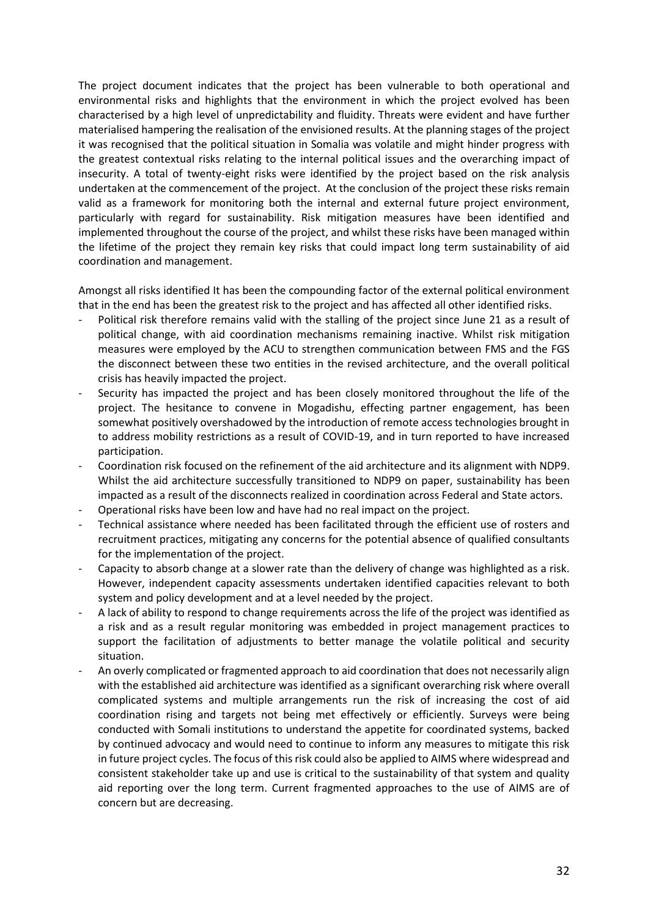The project document indicates that the project has been vulnerable to both operational and environmental risks and highlights that the environment in which the project evolved has been characterised by a high level of unpredictability and fluidity. Threats were evident and have further materialised hampering the realisation of the envisioned results. At the planning stages of the project it was recognised that the political situation in Somalia was volatile and might hinder progress with the greatest contextual risks relating to the internal political issues and the overarching impact of insecurity. A total of twenty-eight risks were identified by the project based on the risk analysis undertaken at the commencement of the project. At the conclusion of the project these risks remain valid as a framework for monitoring both the internal and external future project environment, particularly with regard for sustainability. Risk mitigation measures have been identified and implemented throughout the course of the project, and whilst these risks have been managed within the lifetime of the project they remain key risks that could impact long term sustainability of aid coordination and management.

Amongst all risks identified It has been the compounding factor of the external political environment that in the end has been the greatest risk to the project and has affected all other identified risks.

- Political risk therefore remains valid with the stalling of the project since June 21 as a result of political change, with aid coordination mechanisms remaining inactive. Whilst risk mitigation measures were employed by the ACU to strengthen communication between FMS and the FGS the disconnect between these two entities in the revised architecture, and the overall political crisis has heavily impacted the project.
- Security has impacted the project and has been closely monitored throughout the life of the project. The hesitance to convene in Mogadishu, effecting partner engagement, has been somewhat positively overshadowed by the introduction of remote access technologies brought in to address mobility restrictions as a result of COVID-19, and in turn reported to have increased participation.
- Coordination risk focused on the refinement of the aid architecture and its alignment with NDP9. Whilst the aid architecture successfully transitioned to NDP9 on paper, sustainability has been impacted as a result of the disconnects realized in coordination across Federal and State actors.
- Operational risks have been low and have had no real impact on the project.
- Technical assistance where needed has been facilitated through the efficient use of rosters and recruitment practices, mitigating any concerns for the potential absence of qualified consultants for the implementation of the project.
- Capacity to absorb change at a slower rate than the delivery of change was highlighted as a risk. However, independent capacity assessments undertaken identified capacities relevant to both system and policy development and at a level needed by the project.
- A lack of ability to respond to change requirements across the life of the project was identified as a risk and as a result regular monitoring was embedded in project management practices to support the facilitation of adjustments to better manage the volatile political and security situation.
- An overly complicated or fragmented approach to aid coordination that does not necessarily align with the established aid architecture was identified as a significant overarching risk where overall complicated systems and multiple arrangements run the risk of increasing the cost of aid coordination rising and targets not being met effectively or efficiently. Surveys were being conducted with Somali institutions to understand the appetite for coordinated systems, backed by continued advocacy and would need to continue to inform any measures to mitigate this risk in future project cycles. The focus of this risk could also be applied to AIMS where widespread and consistent stakeholder take up and use is critical to the sustainability of that system and quality aid reporting over the long term. Current fragmented approaches to the use of AIMS are of concern but are decreasing.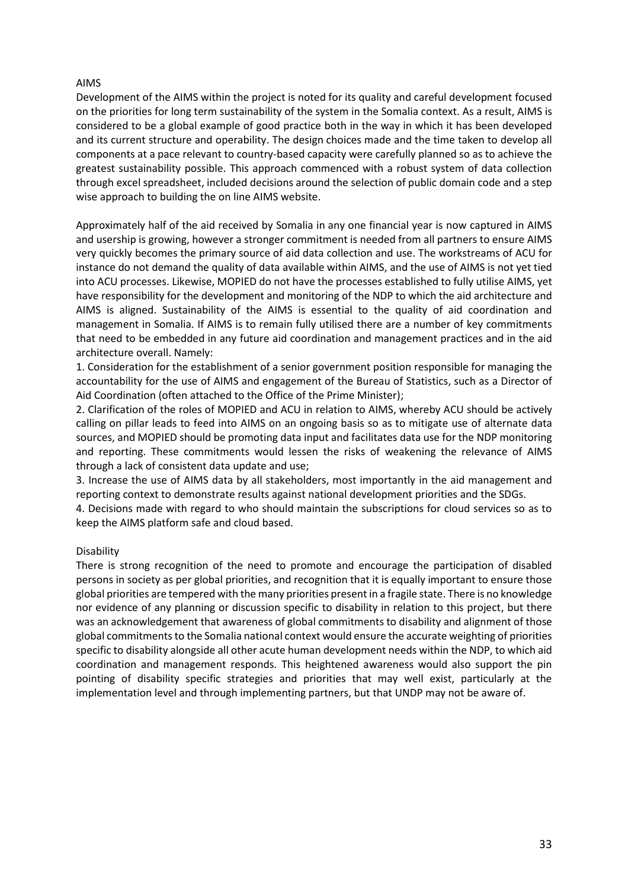### AIMS

Development of the AIMS within the project is noted for its quality and careful development focused on the priorities for long term sustainability of the system in the Somalia context. As a result, AIMS is considered to be a global example of good practice both in the way in which it has been developed and its current structure and operability. The design choices made and the time taken to develop all components at a pace relevant to country-based capacity were carefully planned so as to achieve the greatest sustainability possible. This approach commenced with a robust system of data collection through excel spreadsheet, included decisions around the selection of public domain code and a step wise approach to building the on line AIMS website.

Approximately half of the aid received by Somalia in any one financial year is now captured in AIMS and usership is growing, however a stronger commitment is needed from all partners to ensure AIMS very quickly becomes the primary source of aid data collection and use. The workstreams of ACU for instance do not demand the quality of data available within AIMS, and the use of AIMS is not yet tied into ACU processes. Likewise, MOPIED do not have the processes established to fully utilise AIMS, yet have responsibility for the development and monitoring of the NDP to which the aid architecture and AIMS is aligned. Sustainability of the AIMS is essential to the quality of aid coordination and management in Somalia. If AIMS is to remain fully utilised there are a number of key commitments that need to be embedded in any future aid coordination and management practices and in the aid architecture overall. Namely:

1. Consideration for the establishment of a senior government position responsible for managing the accountability for the use of AIMS and engagement of the Bureau of Statistics, such as a Director of Aid Coordination (often attached to the Office of the Prime Minister);
2. Clarification of the roles of MOPIED and ACU in relation to AIMS, whereby ACU should be actively calling on pillar leads to feed into AIMS on an ongoing basis so as to mitigate use of alternate data sources, and MOPIED should be promoting data input and facilitates data use for the NDP monitoring and reporting. These commitments would lessen the risks of weakening the relevance of AIMS through a lack of consistent data update and use;
3. Increase the use of AIMS data by all stakeholders, most importantly in the aid management and reporting context to demonstrate results against national development priorities and the SDGs.
4. Decisions made with regard to who should maintain the subscriptions for cloud services so as to keep the AIMS platform safe and cloud based.

### Disability

There is strong recognition of the need to promote and encourage the participation of disabled persons in society as per global priorities, and recognition that it is equally important to ensure those global priorities are tempered with the many priorities present in a fragile state. There is no knowledge nor evidence of any planning or discussion specific to disability in relation to this project, but there was an acknowledgement that awareness of global commitments to disability and alignment of those global commitments to the Somalia national context would ensure the accurate weighting of priorities specific to disability alongside all other acute human development needs within the NDP, to which aid coordination and management responds. This heightened awareness would also support the pin pointing of disability specific strategies and priorities that may well exist, particularly at the implementation level and through implementing partners, but that UNDP may not be aware of.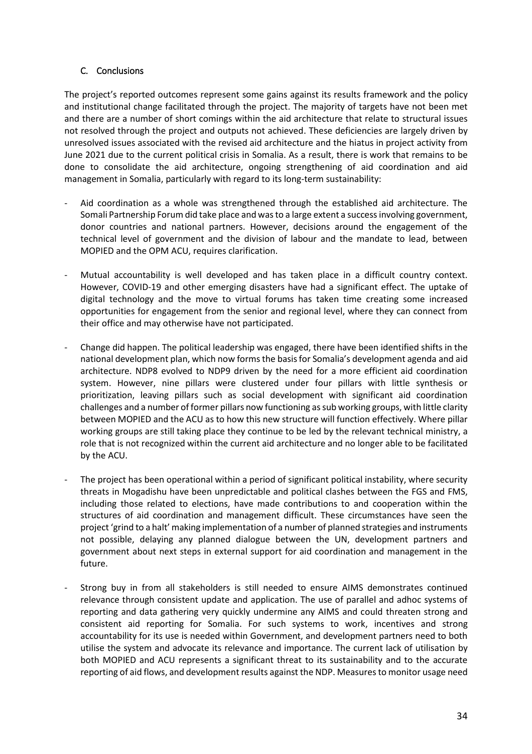### C. Conclusions

The project's reported outcomes represent some gains against its results framework and the policy and institutional change facilitated through the project. The majority of targets have not been met and there are a number of short comings within the aid architecture that relate to structural issues not resolved through the project and outputs not achieved. These deficiencies are largely driven by unresolved issues associated with the revised aid architecture and the hiatus in project activity from June 2021 due to the current political crisis in Somalia. As a result, there is work that remains to be done to consolidate the aid architecture, ongoing strengthening of aid coordination and aid management in Somalia, particularly with regard to its long-term sustainability:

- Aid coordination as a whole was strengthened through the established aid architecture. The Somali Partnership Forum did take place and was to a large extent a success involving government, donor countries and national partners. However, decisions around the engagement of the technical level of government and the division of labour and the mandate to lead, between MOPIED and the OPM ACU, requires clarification.
- Mutual accountability is well developed and has taken place in a difficult country context. However, COVID-19 and other emerging disasters have had a significant effect. The uptake of digital technology and the move to virtual forums has taken time creating some increased opportunities for engagement from the senior and regional level, where they can connect from their office and may otherwise have not participated.
- Change did happen. The political leadership was engaged, there have been identified shifts in the national development plan, which now forms the basis for Somalia's development agenda and aid architecture. NDP8 evolved to NDP9 driven by the need for a more efficient aid coordination system. However, nine pillars were clustered under four pillars with little synthesis or prioritization, leaving pillars such as social development with significant aid coordination challenges and a number of former pillars now functioning as sub working groups, with little clarity between MOPIED and the ACU as to how this new structure will function effectively. Where pillar working groups are still taking place they continue to be led by the relevant technical ministry, a role that is not recognized within the current aid architecture and no longer able to be facilitated by the ACU.
- The project has been operational within a period of significant political instability, where security threats in Mogadishu have been unpredictable and political clashes between the FGS and FMS, including those related to elections, have made contributions to and cooperation within the structures of aid coordination and management difficult. These circumstances have seen the project 'grind to a halt' making implementation of a number of planned strategies and instruments not possible, delaying any planned dialogue between the UN, development partners and government about next steps in external support for aid coordination and management in the future.
- Strong buy in from all stakeholders is still needed to ensure AIMS demonstrates continued relevance through consistent update and application. The use of parallel and adhoc systems of reporting and data gathering very quickly undermine any AIMS and could threaten strong and consistent aid reporting for Somalia. For such systems to work, incentives and strong accountability for its use is needed within Government, and development partners need to both utilise the system and advocate its relevance and importance. The current lack of utilisation by both MOPIED and ACU represents a significant threat to its sustainability and to the accurate reporting of aid flows, and development results against the NDP. Measures to monitor usage need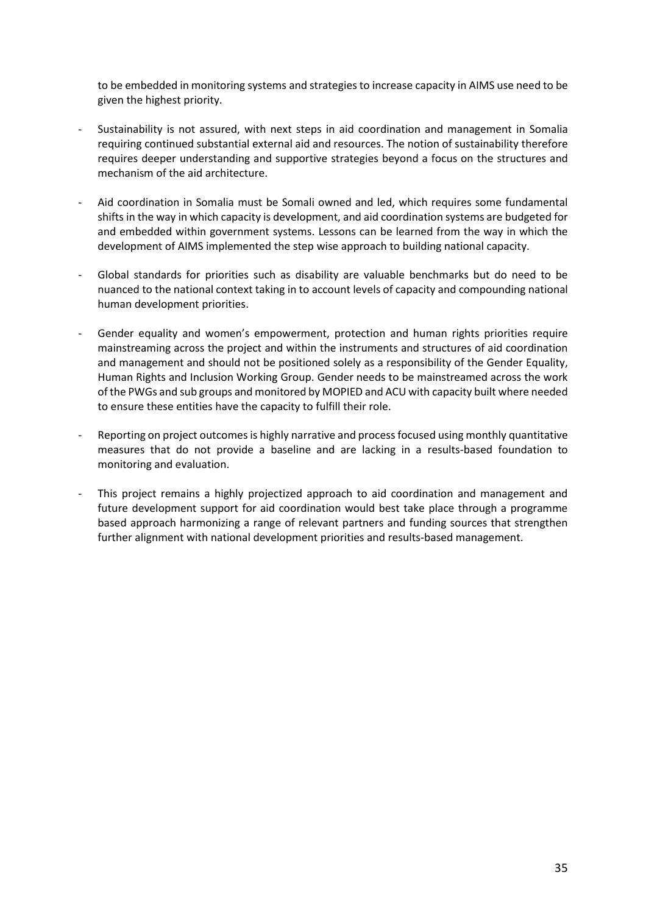to be embedded in monitoring systems and strategies to increase capacity in AIMS use need to be given the highest priority.

- Sustainability is not assured, with next steps in aid coordination and management in Somalia requiring continued substantial external aid and resources. The notion of sustainability therefore requires deeper understanding and supportive strategies beyond a focus on the structures and mechanism of the aid architecture.
- Aid coordination in Somalia must be Somali owned and led, which requires some fundamental shifts in the way in which capacity is development, and aid coordination systems are budgeted for and embedded within government systems. Lessons can be learned from the way in which the development of AIMS implemented the step wise approach to building national capacity.
- Global standards for priorities such as disability are valuable benchmarks but do need to be nuanced to the national context taking in to account levels of capacity and compounding national human development priorities.
- Gender equality and women's empowerment, protection and human rights priorities require mainstreaming across the project and within the instruments and structures of aid coordination and management and should not be positioned solely as a responsibility of the Gender Equality, Human Rights and Inclusion Working Group. Gender needs to be mainstreamed across the work of the PWGs and sub groups and monitored by MOPIED and ACU with capacity built where needed to ensure these entities have the capacity to fulfill their role.
- Reporting on project outcomes is highly narrative and process focused using monthly quantitative measures that do not provide a baseline and are lacking in a results-based foundation to monitoring and evaluation.
- This project remains a highly projectized approach to aid coordination and management and future development support for aid coordination would best take place through a programme based approach harmonizing a range of relevant partners and funding sources that strengthen further alignment with national development priorities and results-based management.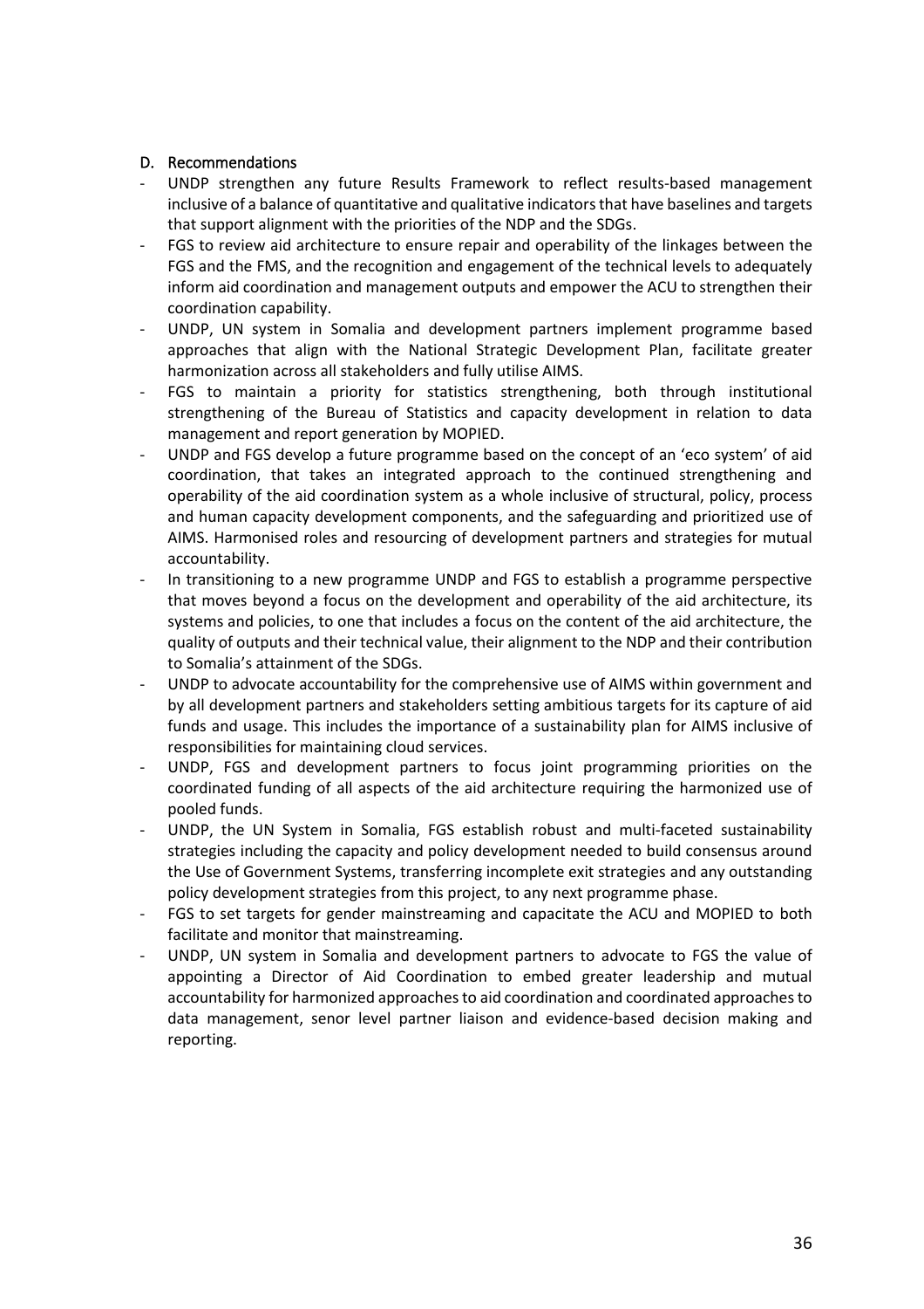## D. Recommendations

- UNDP strengthen any future Results Framework to reflect results-based management inclusive of a balance of quantitative and qualitative indicators that have baselines and targets that support alignment with the priorities of the NDP and the SDGs.
- FGS to review aid architecture to ensure repair and operability of the linkages between the FGS and the FMS, and the recognition and engagement of the technical levels to adequately inform aid coordination and management outputs and empower the ACU to strengthen their coordination capability.
- UNDP, UN system in Somalia and development partners implement programme based approaches that align with the National Strategic Development Plan, facilitate greater harmonization across all stakeholders and fully utilise AIMS.
- FGS to maintain a priority for statistics strengthening, both through institutional strengthening of the Bureau of Statistics and capacity development in relation to data management and report generation by MOPIED.
- UNDP and FGS develop a future programme based on the concept of an 'eco system' of aid coordination, that takes an integrated approach to the continued strengthening and operability of the aid coordination system as a whole inclusive of structural, policy, process and human capacity development components, and the safeguarding and prioritized use of AIMS. Harmonised roles and resourcing of development partners and strategies for mutual accountability.
- In transitioning to a new programme UNDP and FGS to establish a programme perspective that moves beyond a focus on the development and operability of the aid architecture, its systems and policies, to one that includes a focus on the content of the aid architecture, the quality of outputs and their technical value, their alignment to the NDP and their contribution to Somalia's attainment of the SDGs.
- UNDP to advocate accountability for the comprehensive use of AIMS within government and by all development partners and stakeholders setting ambitious targets for its capture of aid funds and usage. This includes the importance of a sustainability plan for AIMS inclusive of responsibilities for maintaining cloud services.
- UNDP, FGS and development partners to focus joint programming priorities on the coordinated funding of all aspects of the aid architecture requiring the harmonized use of pooled funds.
- UNDP, the UN System in Somalia, FGS establish robust and multi-faceted sustainability strategies including the capacity and policy development needed to build consensus around the Use of Government Systems, transferring incomplete exit strategies and any outstanding policy development strategies from this project, to any next programme phase.
- FGS to set targets for gender mainstreaming and capacitate the ACU and MOPIED to both facilitate and monitor that mainstreaming.
- UNDP, UN system in Somalia and development partners to advocate to FGS the value of appointing a Director of Aid Coordination to embed greater leadership and mutual accountability for harmonized approaches to aid coordination and coordinated approaches to data management, senor level partner liaison and evidence-based decision making and reporting.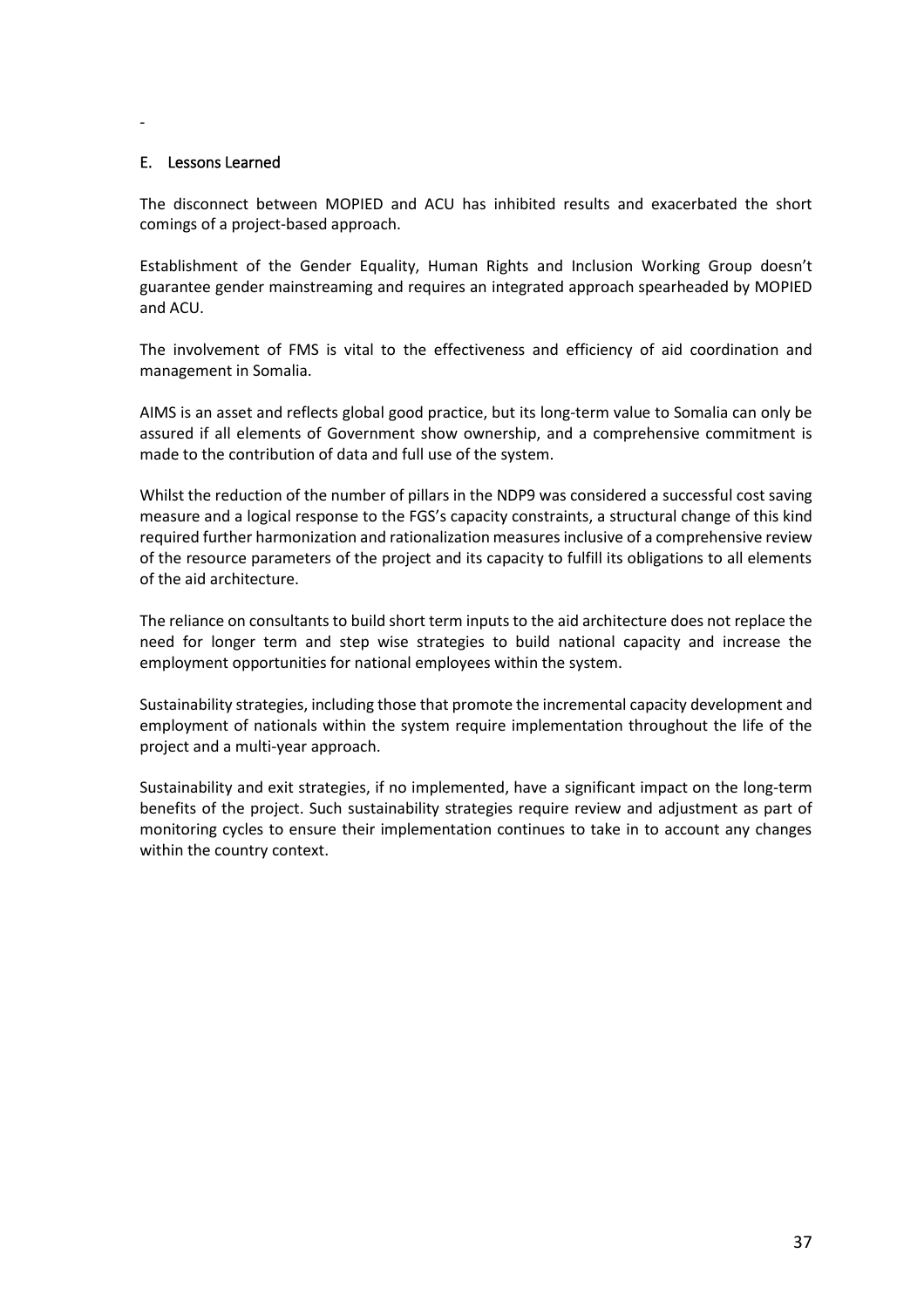-

## E. Lessons Learned

The disconnect between MOPIED and ACU has inhibited results and exacerbated the short comings of a project-based approach.

Establishment of the Gender Equality, Human Rights and Inclusion Working Group doesn't guarantee gender mainstreaming and requires an integrated approach spearheaded by MOPIED and ACU.

The involvement of FMS is vital to the effectiveness and efficiency of aid coordination and management in Somalia.

AIMS is an asset and reflects global good practice, but its long-term value to Somalia can only be assured if all elements of Government show ownership, and a comprehensive commitment is made to the contribution of data and full use of the system.

Whilst the reduction of the number of pillars in the NDP9 was considered a successful cost saving measure and a logical response to the FGS's capacity constraints, a structural change of this kind required further harmonization and rationalization measures inclusive of a comprehensive review of the resource parameters of the project and its capacity to fulfill its obligations to all elements of the aid architecture.

The reliance on consultants to build short term inputs to the aid architecture does not replace the need for longer term and step wise strategies to build national capacity and increase the employment opportunities for national employees within the system.

Sustainability strategies, including those that promote the incremental capacity development and employment of nationals within the system require implementation throughout the life of the project and a multi-year approach.

Sustainability and exit strategies, if no implemented, have a significant impact on the long-term benefits of the project. Such sustainability strategies require review and adjustment as part of monitoring cycles to ensure their implementation continues to take in to account any changes within the country context.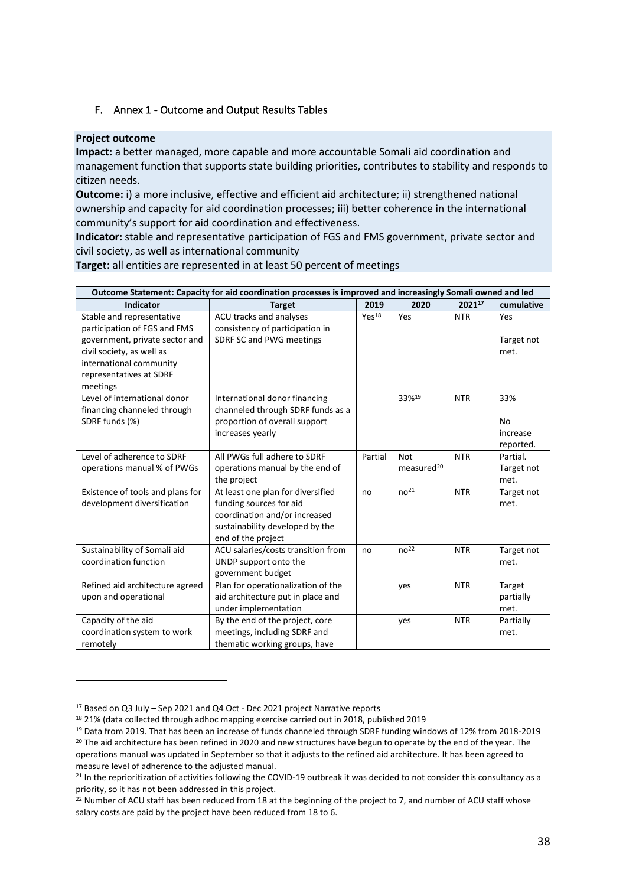## F. Annex 1 - Outcome and Output Results Tables

**Project outcome**

**Impact:** a better managed, more capable and more accountable Somali aid coordination and management function that supports state building priorities, contributes to stability and responds to citizen needs.

**Outcome:** i) a more inclusive, effective and efficient aid architecture; ii) strengthened national ownership and capacity for aid coordination processes; iii) better coherence in the international community's support for aid coordination and effectiveness.

**Indicator:** stable and representative participation of FGS and FMS government, private sector and civil society, as well as international community

**Target:** all entities are represented in at least 50 percent of meetings

| Outcome Statement: Capacity for aid coordination processes is improved and increasingly Somali owned and led | | | | | |
|---|---|---|---|---|---|
| **Indicator** | **Target** | **2019** | **2020** | **2021[17]** | **cumulative** |
| Stable and representative participation of FGS and FMS government, private sector and civil society, as well as international community representatives at SDRF meetings | ACU tracks and analyses consistency of participation in SDRF SC and PWG meetings | Yes[18] | Yes | NTR | Yes<br><br>Target not met. |
| Level of international donor financing channeled through SDRF funds (%) | International donor financing channeled through SDRF funds as a proportion of overall support increases yearly | | 33%[19] | NTR | 33%<br><br>No increase reported. |
| Level of adherence to SDRF operations manual % of PWGs | All PWGs full adhere to SDRF operations manual by the end of the project | Partial | Not measured[20] | NTR | Partial. Target not met. |
| Existence of tools and plans for development diversification | At least one plan for diversified funding sources for aid coordination and/or increased sustainability developed by the end of the project | no | no[21] | NTR | Target not met. |
| Sustainability of Somali aid coordination function | ACU salaries/costs transition from UNDP support onto the government budget | no | no[22] | NTR | Target not met. |
| Refined aid architecture agreed upon and operational | Plan for operationalization of the aid architecture put in place and under implementation | | yes | NTR | Target partially met. |
| Capacity of the aid coordination system to work remotely | By the end of the project, core meetings, including SDRF and thematic working groups, have | | yes | NTR | Partially met. |

[17] Based on Q3 July – Sep 2021 and Q4 Oct - Dec 2021 project Narrative reports

[18] 21% (data collected through adhoc mapping exercise carried out in 2018, published 2019

[19] Data from 2019. That has been an increase of funds channeled through SDRF funding windows of 12% from 2018-2019

[20] The aid architecture has been refined in 2020 and new structures have begun to operate by the end of the year. The operations manual was updated in September so that it adjusts to the refined aid architecture. It has been agreed to measure level of adherence to the adjusted manual.

[21] In the reprioritization of activities following the COVID-19 outbreak it was decided to not consider this consultancy as a priority, so it has not been addressed in this project.

[22] Number of ACU staff has been reduced from 18 at the beginning of the project to 7, and number of ACU staff whose salary costs are paid by the project have been reduced from 18 to 6.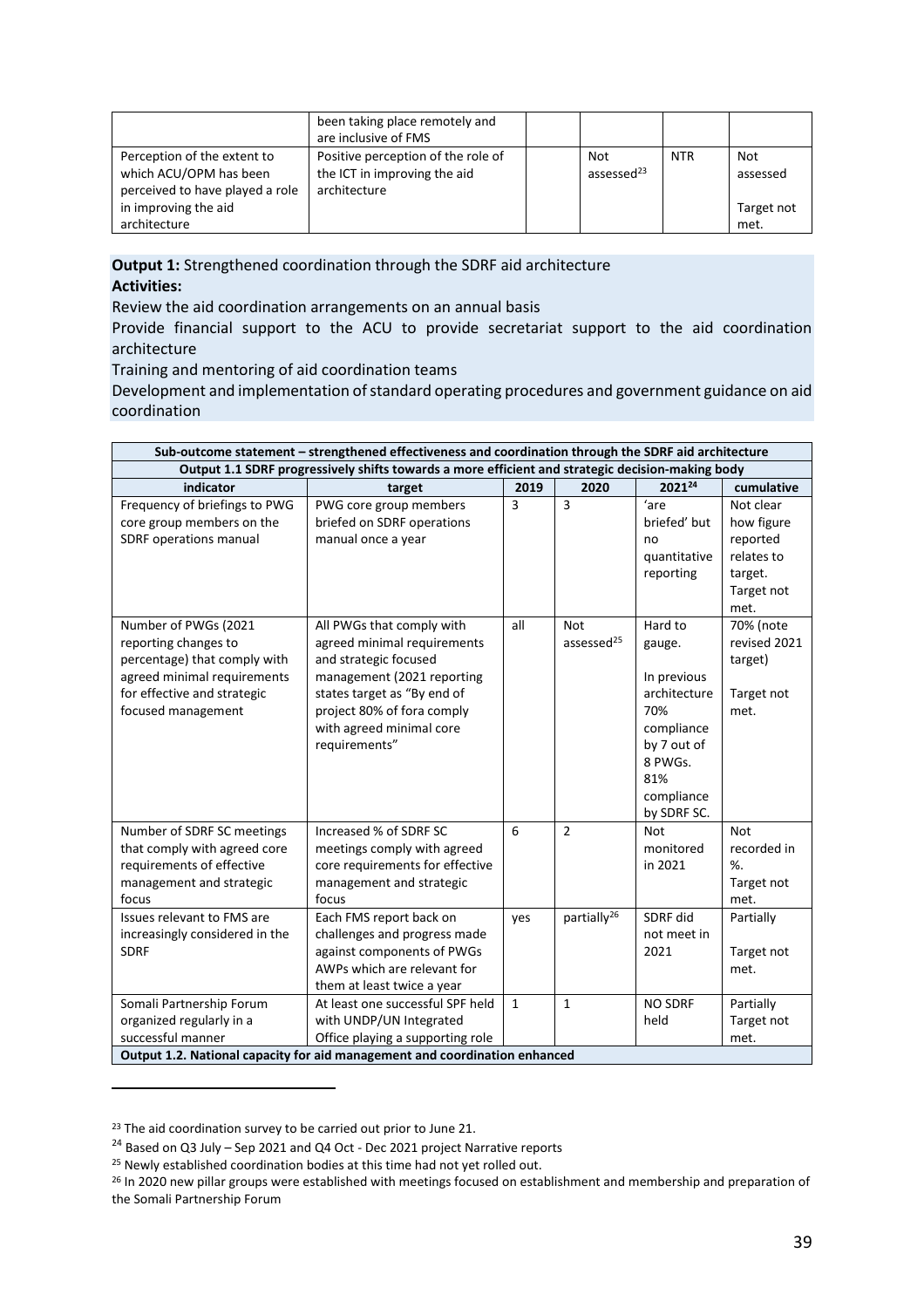|  | been taking place remotely and are inclusive of FMS |  |  |  |  |
|---|---|---|---|---|---|
| Perception of the extent to which ACU/OPM has been perceived to have played a role in improving the aid architecture | Positive perception of the role of the ICT in improving the aid architecture |  | Not assessed[23] | NTR | Not assessed<br><br>Target not met. |

**Output 1:** Strengthened coordination through the SDRF aid architecture

**Activities:**

Review the aid coordination arrangements on an annual basis

Provide financial support to the ACU to provide secretariat support to the aid coordination architecture

Training and mentoring of aid coordination teams

Development and implementation of standard operating procedures and government guidance on aid coordination

| Sub-outcome statement – strengthened effectiveness and coordination through the SDRF aid architecture | | | | | |
|---|---|---|---|---|---|
| **Output 1.1 SDRF progressively shifts towards a more efficient and strategic decision-making body** | | | | | |
| **indicator** | **target** | **2019** | **2020** | **2021[24]** | **cumulative** |
| Frequency of briefings to PWG core group members on the SDRF operations manual | PWG core group members briefed on SDRF operations manual once a year | 3 | 3 | 'are briefed' but no quantitative reporting | Not clear how figure reported relates to target. Target not met. |
| Number of PWGs (2021 reporting changes to percentage) that comply with agreed minimal requirements for effective and strategic focused management | All PWGs that comply with agreed minimal requirements and strategic focused management (2021 reporting states target as "By end of project 80% of fora comply with agreed minimal core requirements" | all | Not assessed[25] | Hard to gauge.<br><br>In previous architecture 70% compliance by 7 out of 8 PWGs. 81% compliance by SDRF SC. | 70% (note revised 2021 target)<br><br>Target not met. |
| Number of SDRF SC meetings that comply with agreed core requirements of effective management and strategic focus | Increased % of SDRF SC meetings comply with agreed core requirements for effective management and strategic focus | 6 | 2 | Not monitored in 2021 | Not recorded in %.<br>Target not met. |
| Issues relevant to FMS are increasingly considered in the SDRF | Each FMS report back on challenges and progress made against components of PWGs AWPs which are relevant for them at least twice a year | yes | partially[26] | SDRF did not meet in 2021 | Partially<br><br>Target not met. |
| Somali Partnership Forum organized regularly in a successful manner | At least one successful SPF held with UNDP/UN Integrated Office playing a supporting role | 1 | 1 | NO SDRF held | Partially<br>Target not met. |
| **Output 1.2. National capacity for aid management and coordination enhanced** | | | | | |

[23] The aid coordination survey to be carried out prior to June 21.

[24] Based on Q3 July – Sep 2021 and Q4 Oct - Dec 2021 project Narrative reports

[25] Newly established coordination bodies at this time had not yet rolled out.

[26] In 2020 new pillar groups were established with meetings focused on establishment and membership and preparation of the Somali Partnership Forum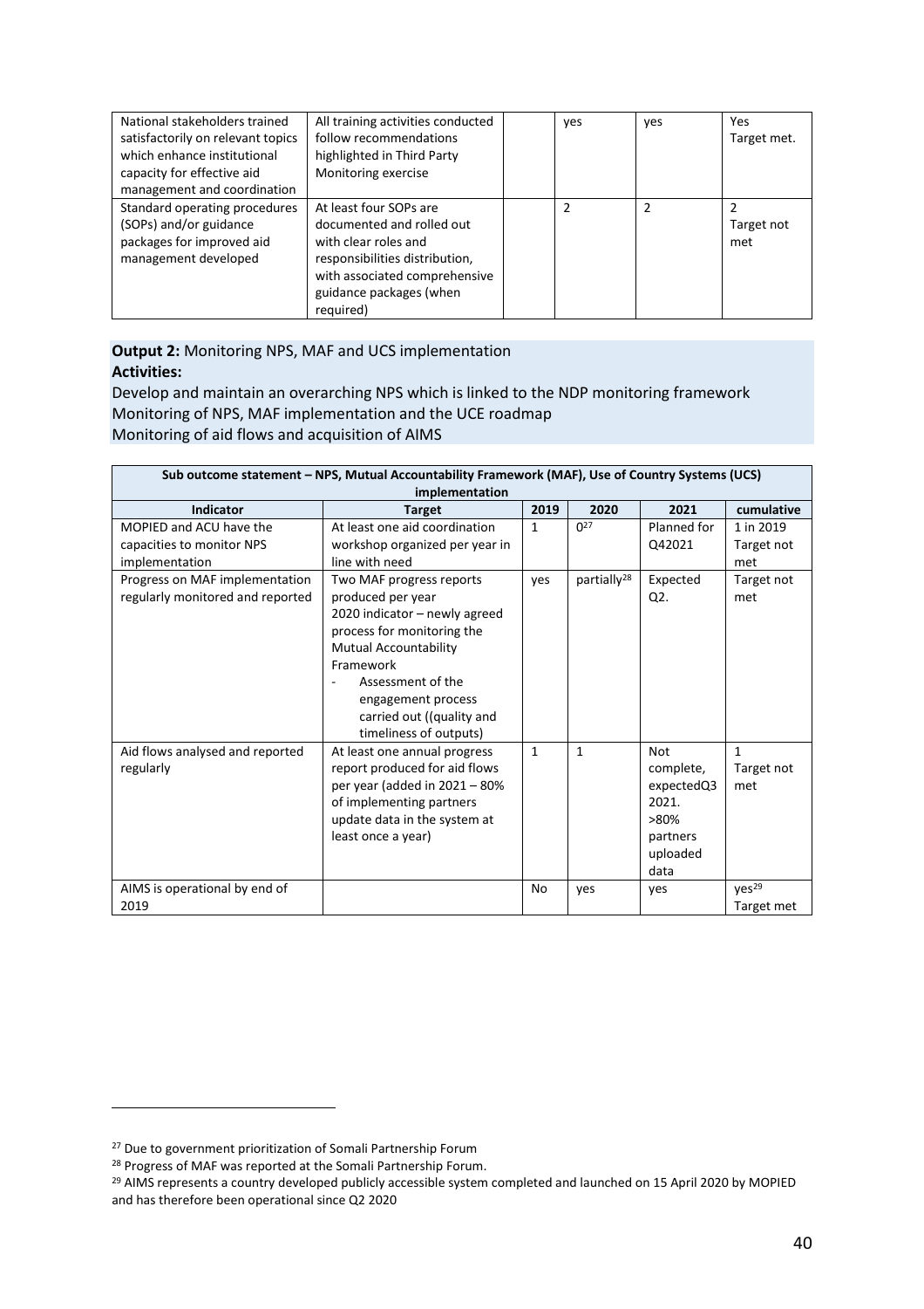| National stakeholders trained satisfactorily on relevant topics which enhance institutional capacity for effective aid management and coordination | All training activities conducted follow recommendations highlighted in Third Party Monitoring exercise | | yes | yes | Yes Target met. |
|---|---|---|---|---|---|
| Standard operating procedures (SOPs) and/or guidance packages for improved aid management developed | At least four SOPs are documented and rolled out with clear roles and responsibilities distribution, with associated comprehensive guidance packages (when required) | | 2 | 2 | 2 Target not met |

**Output 2:** Monitoring NPS, MAF and UCS implementation
**Activities:**
Develop and maintain an overarching NPS which is linked to the NDP monitoring framework
Monitoring of NPS, MAF implementation and the UCE roadmap
Monitoring of aid flows and acquisition of AIMS

| Sub outcome statement – NPS, Mutual Accountability Framework (MAF), Use of Country Systems (UCS) implementation | | | | | |
|---|---|---|---|---|---|
| **Indicator** | **Target** | **2019** | **2020** | **2021** | **cumulative** |
| MOPIED and ACU have the capacities to monitor NPS implementation | At least one aid coordination workshop organized per year in line with need | 1 | 0[27] | Planned for Q42021 | 1 in 2019 Target not met |
| Progress on MAF implementation regularly monitored and reported | Two MAF progress reports produced per year<br>2020 indicator – newly agreed process for monitoring the Mutual Accountability Framework<br>- Assessment of the engagement process carried out ((quality and timeliness of outputs) | yes | partially[28] | Expected Q2. | Target not met |
| Aid flows analysed and reported regularly | At least one annual progress report produced for aid flows per year (added in 2021 – 80% of implementing partners update data in the system at least once a year) | 1 | 1 | Not complete, expectedQ3 2021. >80% partners uploaded data | 1 Target not met |
| AIMS is operational by end of 2019 | | No | yes | yes | yes[29] Target met |

[27] Due to government prioritization of Somali Partnership Forum

[28] Progress of MAF was reported at the Somali Partnership Forum.

[29] AIMS represents a country developed publicly accessible system completed and launched on 15 April 2020 by MOPIED and has therefore been operational since Q2 2020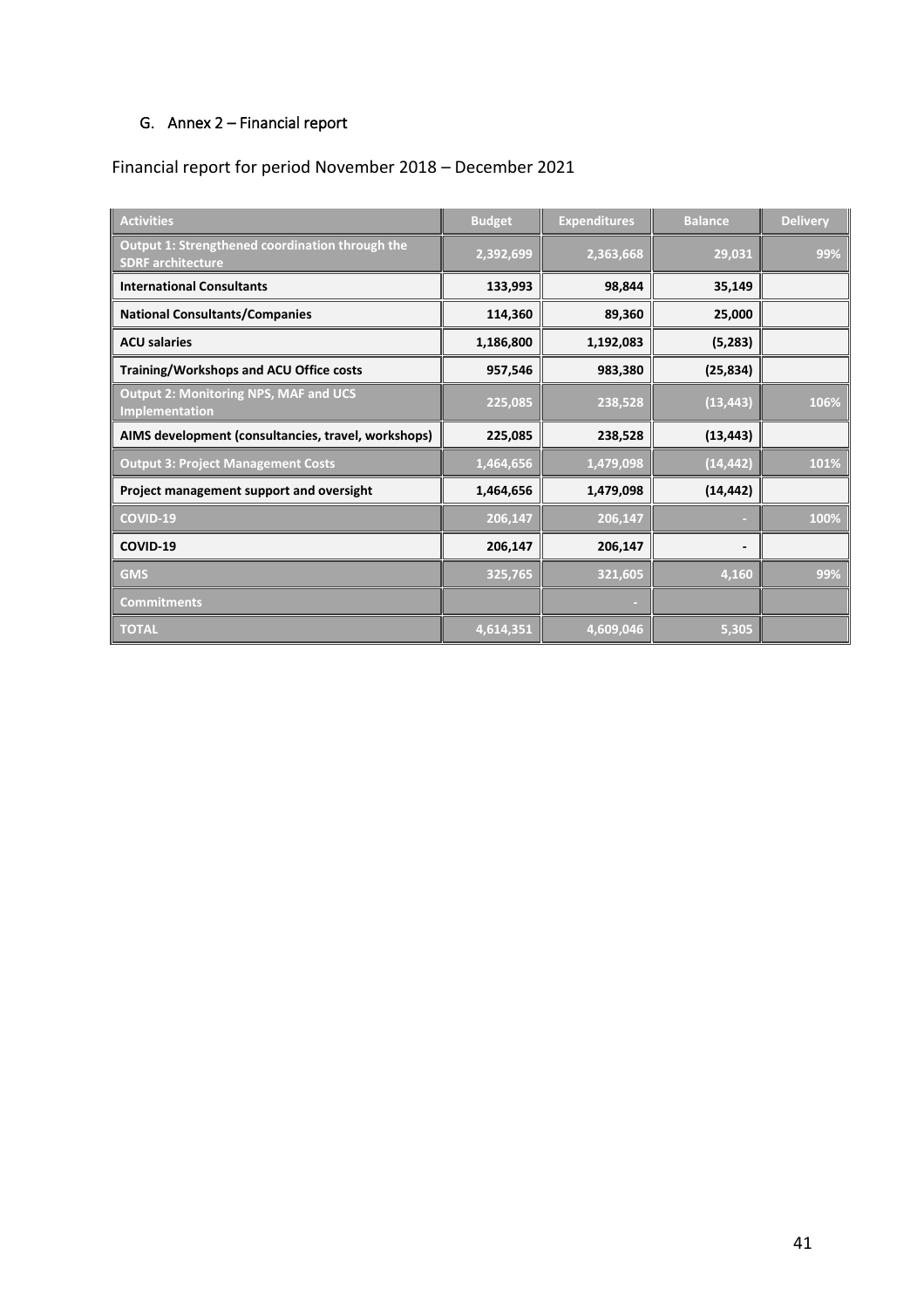## G. Annex 2 – Financial report

Financial report for period November 2018 – December 2021

| Activities | Budget | Expenditures | Balance | Delivery |
|---|---|---|---|---|
| **Output 1: Strengthened coordination through the SDRF architecture** | **2,392,699** | **2,363,668** | **29,031** | **99%** |
| **International Consultants** | **133,993** | **98,844** | **35,149** | |
| **National Consultants/Companies** | **114,360** | **89,360** | **25,000** | |
| **ACU salaries** | **1,186,800** | **1,192,083** | **(5,283)** | |
| **Training/Workshops and ACU Office costs** | **957,546** | **983,380** | **(25,834)** | |
| **Output 2: Monitoring NPS, MAF and UCS Implementation** | **225,085** | **238,528** | **(13,443)** | **106%** |
| **AIMS development (consultancies, travel, workshops)** | **225,085** | **238,528** | **(13,443)** | |
| **Output 3: Project Management Costs** | **1,464,656** | **1,479,098** | **(14,442)** | **101%** |
| **Project management support and oversight** | **1,464,656** | **1,479,098** | **(14,442)** | |
| **COVID-19** | **206,147** | **206,147** | - | **100%** |
| **COVID-19** | **206,147** | **206,147** | - | |
| **GMS** | **325,765** | **321,605** | **4,160** | **99%** |
| **Commitments** | | - | | |
| **TOTAL** | **4,614,351** | **4,609,046** | **5,305** | |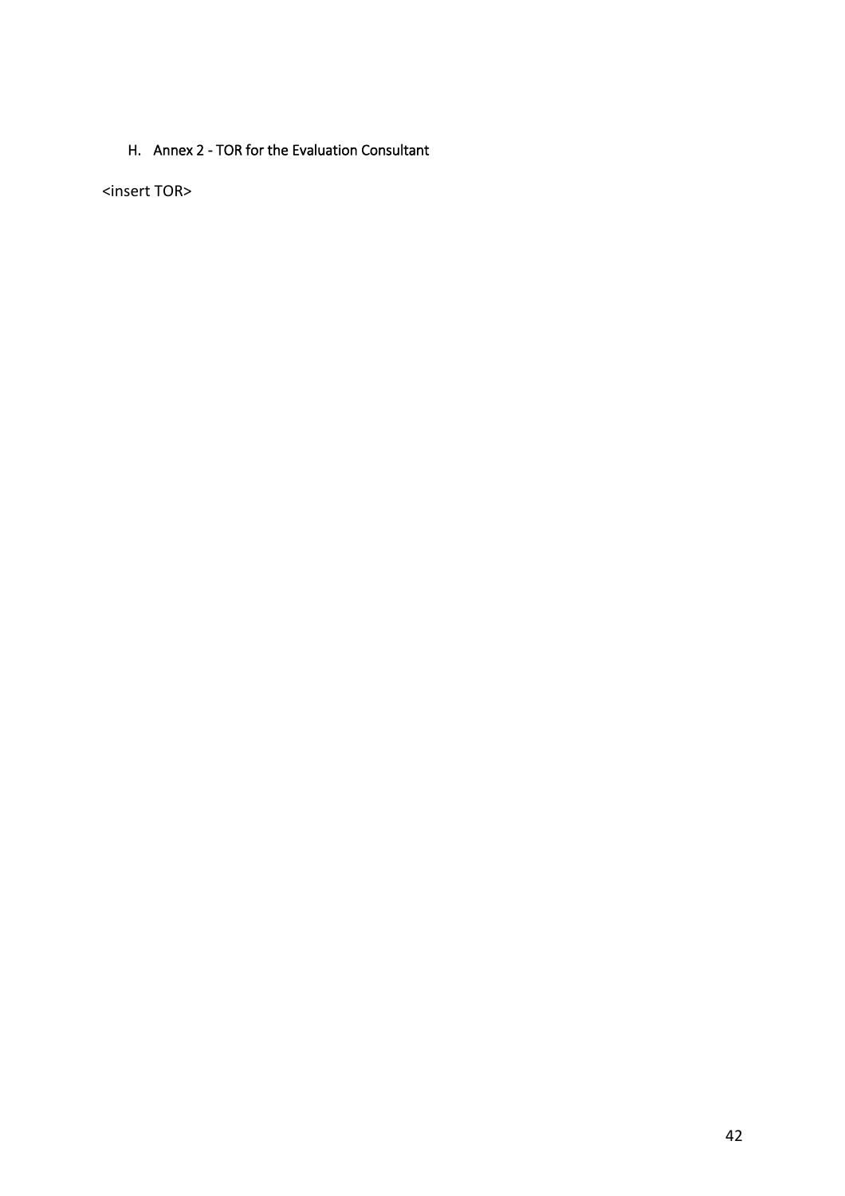## H. Annex 2 - TOR for the Evaluation Consultant

<insert TOR>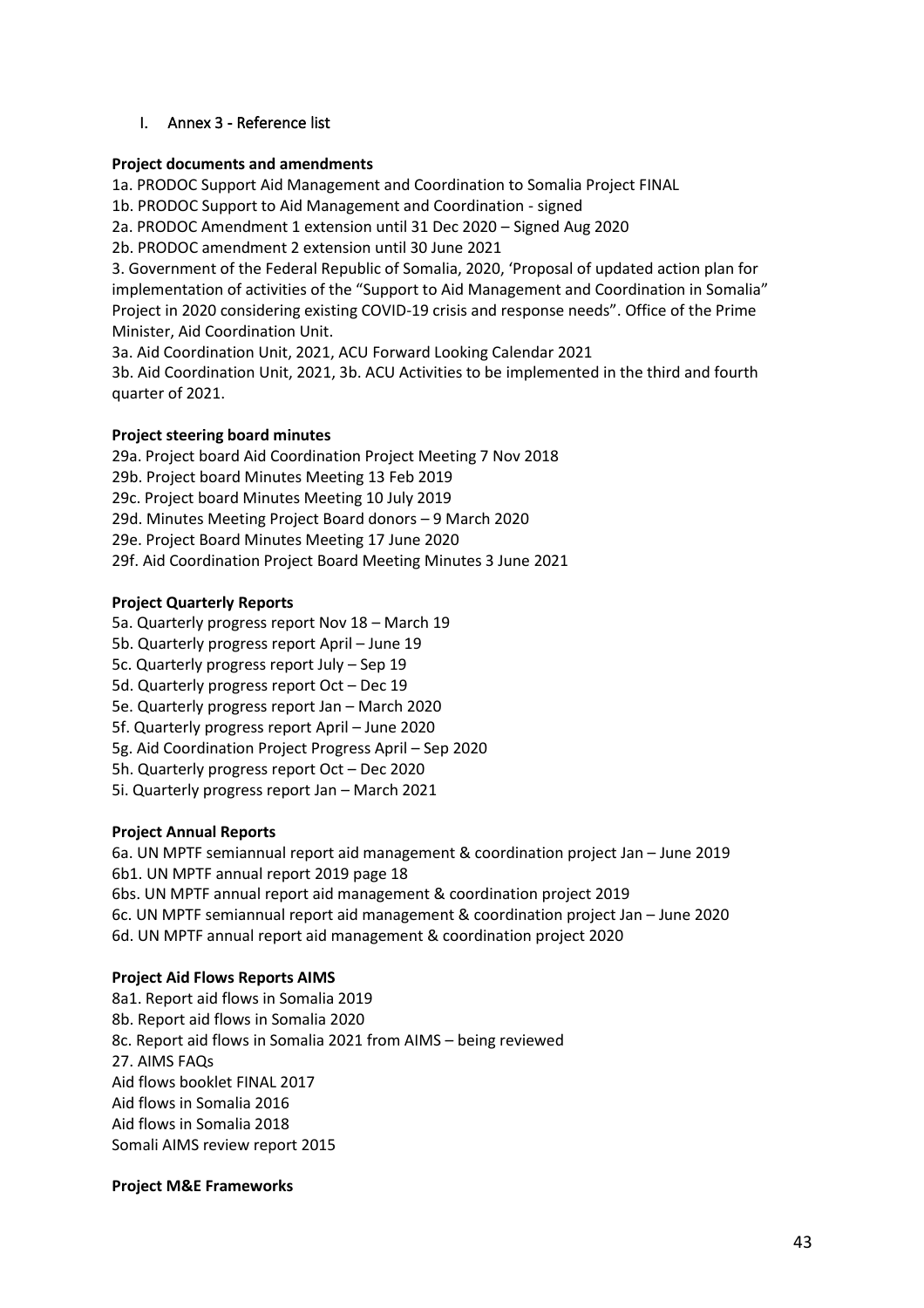# I. Annex 3 - Reference list

**Project documents and amendments**

1a. PRODOC Support Aid Management and Coordination to Somalia Project FINAL
1b. PRODOC Support to Aid Management and Coordination - signed
2a. PRODOC Amendment 1 extension until 31 Dec 2020 – Signed Aug 2020
2b. PRODOC amendment 2 extension until 30 June 2021
3. Government of the Federal Republic of Somalia, 2020, 'Proposal of updated action plan for implementation of activities of the "Support to Aid Management and Coordination in Somalia" Project in 2020 considering existing COVID-19 crisis and response needs". Office of the Prime Minister, Aid Coordination Unit.
3a. Aid Coordination Unit, 2021, ACU Forward Looking Calendar 2021
3b. Aid Coordination Unit, 2021, 3b. ACU Activities to be implemented in the third and fourth quarter of 2021.

**Project steering board minutes**

29a. Project board Aid Coordination Project Meeting 7 Nov 2018
29b. Project board Minutes Meeting 13 Feb 2019
29c. Project board Minutes Meeting 10 July 2019
29d. Minutes Meeting Project Board donors – 9 March 2020
29e. Project Board Minutes Meeting 17 June 2020
29f. Aid Coordination Project Board Meeting Minutes 3 June 2021

**Project Quarterly Reports**

5a. Quarterly progress report Nov 18 – March 19
5b. Quarterly progress report April – June 19
5c. Quarterly progress report July – Sep 19
5d. Quarterly progress report Oct – Dec 19
5e. Quarterly progress report Jan – March 2020
5f. Quarterly progress report April – June 2020
5g. Aid Coordination Project Progress April – Sep 2020
5h. Quarterly progress report Oct – Dec 2020
5i. Quarterly progress report Jan – March 2021

**Project Annual Reports**

6a. UN MPTF semiannual report aid management & coordination project Jan – June 2019
6b1. UN MPTF annual report 2019 page 18
6bs. UN MPTF annual report aid management & coordination project 2019
6c. UN MPTF semiannual report aid management & coordination project Jan – June 2020
6d. UN MPTF annual report aid management & coordination project 2020

**Project Aid Flows Reports AIMS**

8a1. Report aid flows in Somalia 2019
8b. Report aid flows in Somalia 2020
8c. Report aid flows in Somalia 2021 from AIMS – being reviewed
27. AIMS FAQs
Aid flows booklet FINAL 2017
Aid flows in Somalia 2016
Aid flows in Somalia 2018
Somali AIMS review report 2015

**Project M&E Frameworks**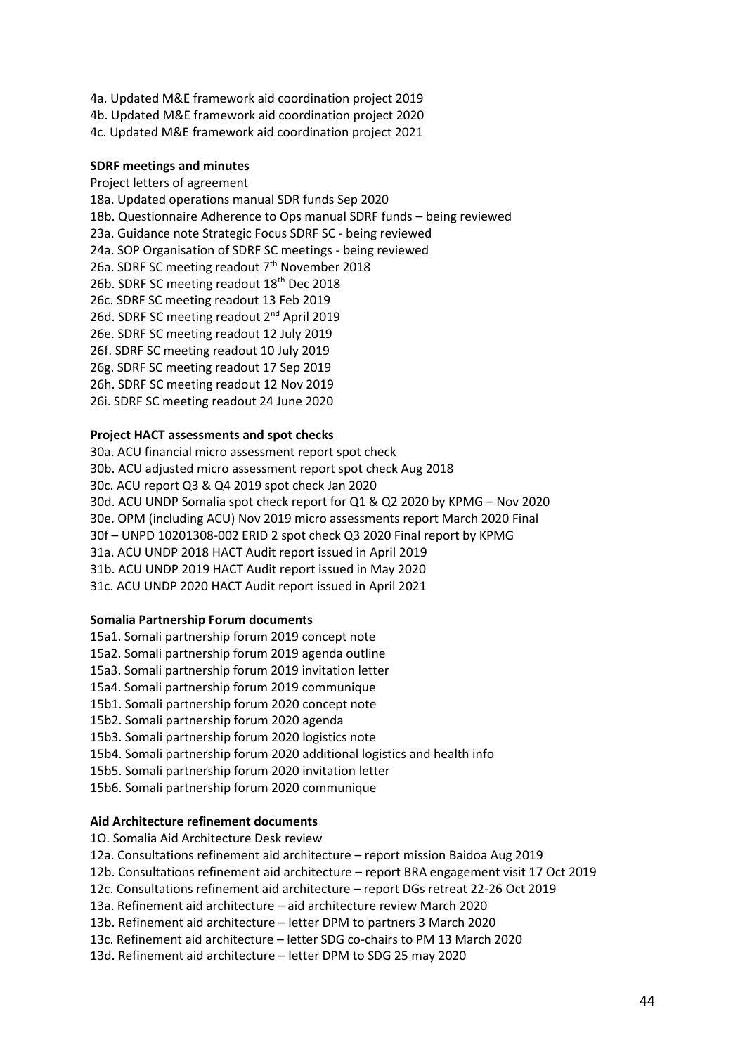4a. Updated M&E framework aid coordination project 2019
4b. Updated M&E framework aid coordination project 2020
4c. Updated M&E framework aid coordination project 2021

**SDRF meetings and minutes**

Project letters of agreement
18a. Updated operations manual SDR funds Sep 2020
18b. Questionnaire Adherence to Ops manual SDRF funds – being reviewed
23a. Guidance note Strategic Focus SDRF SC - being reviewed
24a. SOP Organisation of SDRF SC meetings - being reviewed
26a. SDRF SC meeting readout 7th November 2018
26b. SDRF SC meeting readout 18th Dec 2018
26c. SDRF SC meeting readout 13 Feb 2019
26d. SDRF SC meeting readout 2nd April 2019
26e. SDRF SC meeting readout 12 July 2019
26f. SDRF SC meeting readout 10 July 2019
26g. SDRF SC meeting readout 17 Sep 2019
26h. SDRF SC meeting readout 12 Nov 2019
26i. SDRF SC meeting readout 24 June 2020

**Project HACT assessments and spot checks**

30a. ACU financial micro assessment report spot check
30b. ACU adjusted micro assessment report spot check Aug 2018
30c. ACU report Q3 & Q4 2019 spot check Jan 2020
30d. ACU UNDP Somalia spot check report for Q1 & Q2 2020 by KPMG – Nov 2020
30e. OPM (including ACU) Nov 2019 micro assessments report March 2020 Final
30f – UNPD 10201308-002 ERID 2 spot check Q3 2020 Final report by KPMG
31a. ACU UNDP 2018 HACT Audit report issued in April 2019
31b. ACU UNDP 2019 HACT Audit report issued in May 2020
31c. ACU UNDP 2020 HACT Audit report issued in April 2021

**Somalia Partnership Forum documents**

15a1. Somali partnership forum 2019 concept note
15a2. Somali partnership forum 2019 agenda outline
15a3. Somali partnership forum 2019 invitation letter
15a4. Somali partnership forum 2019 communique
15b1. Somali partnership forum 2020 concept note
15b2. Somali partnership forum 2020 agenda
15b3. Somali partnership forum 2020 logistics note
15b4. Somali partnership forum 2020 additional logistics and health info
15b5. Somali partnership forum 2020 invitation letter
15b6. Somali partnership forum 2020 communique

**Aid Architecture refinement documents**

1O. Somalia Aid Architecture Desk review
12a. Consultations refinement aid architecture – report mission Baidoa Aug 2019
12b. Consultations refinement aid architecture – report BRA engagement visit 17 Oct 2019
12c. Consultations refinement aid architecture – report DGs retreat 22-26 Oct 2019
13a. Refinement aid architecture – aid architecture review March 2020
13b. Refinement aid architecture – letter DPM to partners 3 March 2020
13c. Refinement aid architecture – letter SDG co-chairs to PM 13 March 2020
13d. Refinement aid architecture – letter DPM to SDG 25 may 2020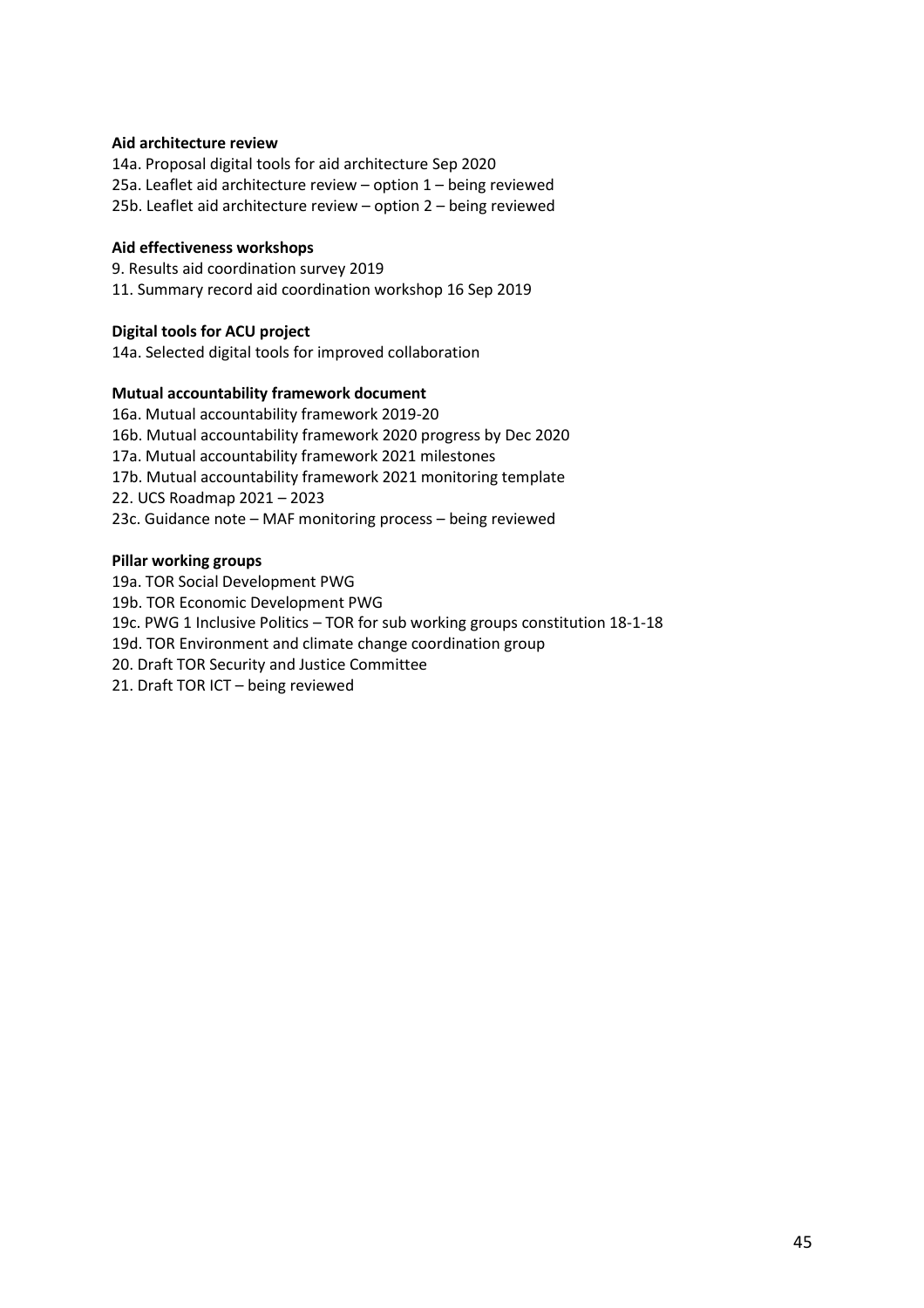**Aid architecture review**

14a. Proposal digital tools for aid architecture Sep 2020
25a. Leaflet aid architecture review – option 1 – being reviewed
25b. Leaflet aid architecture review – option 2 – being reviewed

**Aid effectiveness workshops**

9. Results aid coordination survey 2019
11. Summary record aid coordination workshop 16 Sep 2019

**Digital tools for ACU project**

14a. Selected digital tools for improved collaboration

**Mutual accountability framework document**

16a. Mutual accountability framework 2019-20
16b. Mutual accountability framework 2020 progress by Dec 2020
17a. Mutual accountability framework 2021 milestones
17b. Mutual accountability framework 2021 monitoring template
22. UCS Roadmap 2021 – 2023
23c. Guidance note – MAF monitoring process – being reviewed

**Pillar working groups**

19a. TOR Social Development PWG
19b. TOR Economic Development PWG
19c. PWG 1 Inclusive Politics – TOR for sub working groups constitution 18-1-18
19d. TOR Environment and climate change coordination group
20. Draft TOR Security and Justice Committee
21. Draft TOR ICT – being reviewed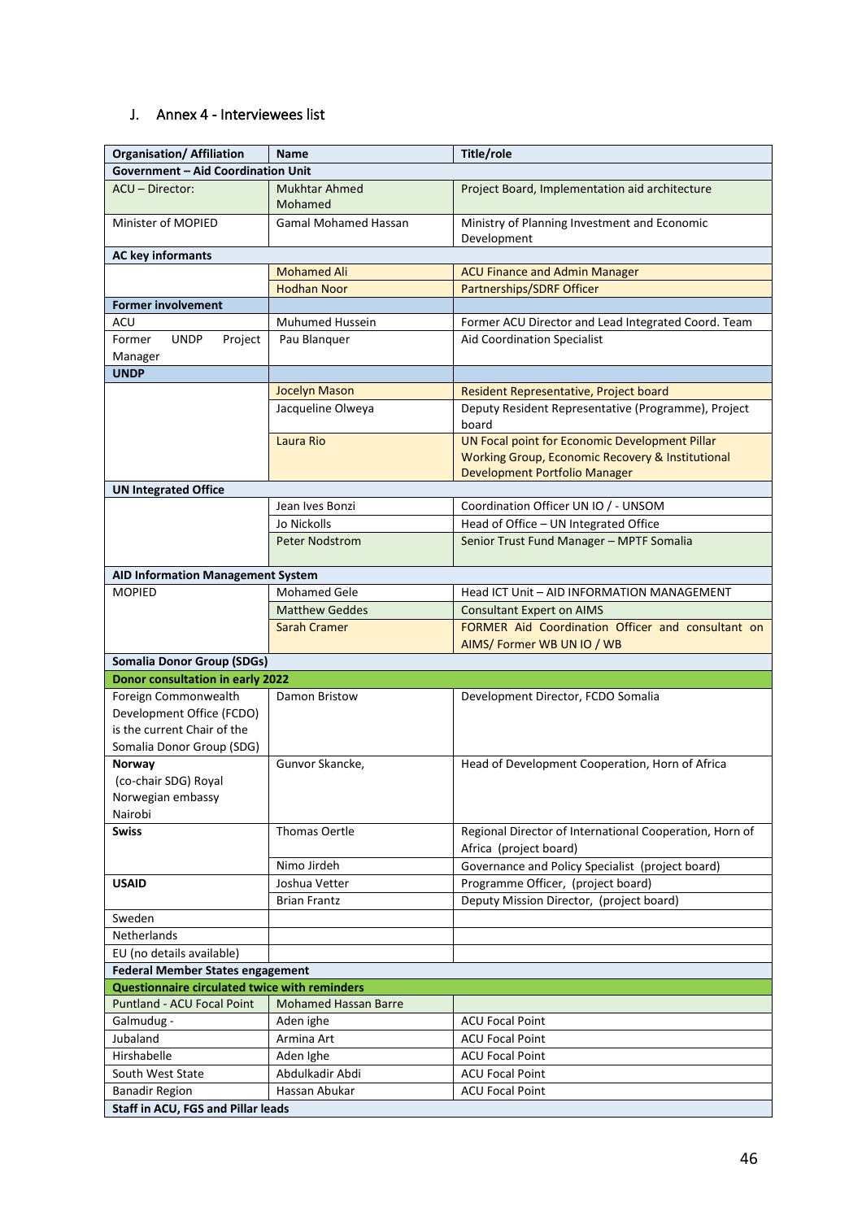## J. Annex 4 - Interviewees list

| Organisation/ Affiliation | Name | Title/role |
|---|---|---|
| **Government – Aid Coordination Unit** | | |
| ACU – Director: | Mukhtar Ahmed Mohamed | Project Board, Implementation aid architecture |
| Minister of MOPIED | Gamal Mohamed Hassan | Ministry of Planning Investment and Economic Development |
| **AC key informants** | | |
| | Mohamed Ali | ACU Finance and Admin Manager |
| | Hodhan Noor | Partnerships/SDRF Officer |
| **Former involvement** | | |
| ACU | Muhumed Hussein | Former ACU Director and Lead Integrated Coord. Team |
| Former UNDP Project Manager | Pau Blanquer | Aid Coordination Specialist |
| **UNDP** | | |
| | Jocelyn Mason | Resident Representative, Project board |
| | Jacqueline Olweya | Deputy Resident Representative (Programme), Project board |
| | Laura Rio | UN Focal point for Economic Development Pillar Working Group, Economic Recovery & Institutional Development Portfolio Manager |
| **UN Integrated Office** | | |
| | Jean Ives Bonzi | Coordination Officer UN IO / - UNSOM |
| | Jo Nickolls | Head of Office – UN Integrated Office |
| | Peter Nodstrom | Senior Trust Fund Manager – MPTF Somalia |
| **AID Information Management System** | | |
| MOPIED | Mohamed Gele | Head ICT Unit – AID INFORMATION MANAGEMENT |
| | Matthew Geddes | Consultant Expert on AIMS |
| | Sarah Cramer | FORMER Aid Coordination Officer and consultant on AIMS/ Former WB UN IO / WB |
| **Somalia Donor Group (SDGs)** | | |
| **Donor consultation in early 2022** | | |
| Foreign Commonwealth Development Office (FCDO) is the current Chair of the Somalia Donor Group (SDG) | Damon Bristow | Development Director, FCDO Somalia |
| **Norway** (co-chair SDG) Royal Norwegian embassy Nairobi | Gunvor Skancke, | Head of Development Cooperation, Horn of Africa |
| **Swiss** | Thomas Oertle | Regional Director of International Cooperation, Horn of Africa (project board) |
| | Nimo Jirdeh | Governance and Policy Specialist (project board) |
| **USAID** | Joshua Vetter | Programme Officer, (project board) |
| | Brian Frantz | Deputy Mission Director, (project board) |
| Sweden | | |
| Netherlands | | |
| EU (no details available) | | |
| **Federal Member States engagement** | | |
| **Questionnaire circulated twice with reminders** | | |
| Puntland - ACU Focal Point | Mohamed Hassan Barre | |
| Galmudug - | Aden ighe | ACU Focal Point |
| Jubaland | Armina Art | ACU Focal Point |
| Hirshabelle | Aden Ighe | ACU Focal Point |
| South West State | Abdulkadir Abdi | ACU Focal Point |
| Banadir Region | Hassan Abukar | ACU Focal Point |
| **Staff in ACU, FGS and Pillar leads** | | |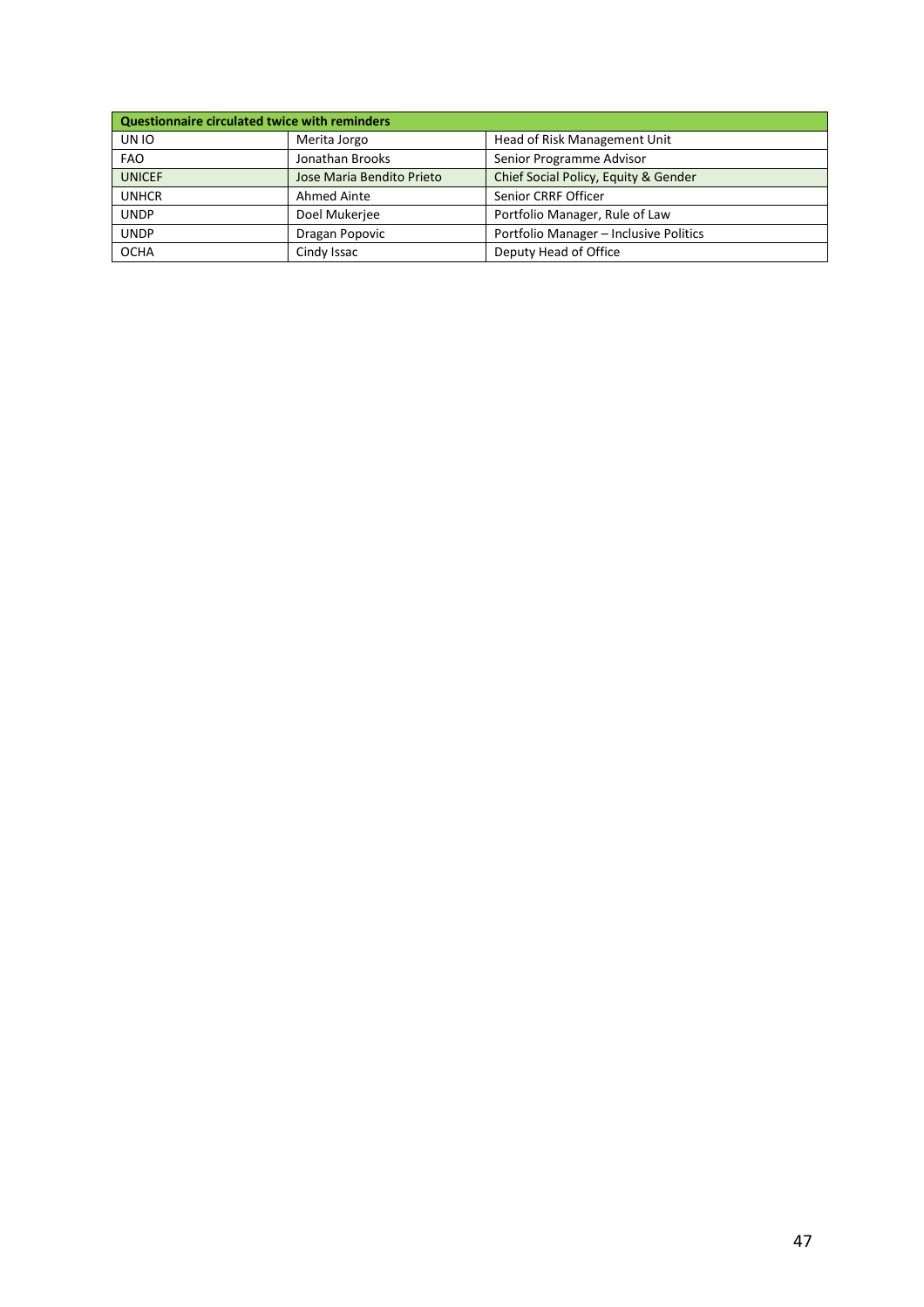| Questionnaire circulated twice with reminders | | |
|---|---|---|
| UN IO | Merita Jorgo | Head of Risk Management Unit |
| FAO | Jonathan Brooks | Senior Programme Advisor |
| UNICEF | Jose Maria Bendito Prieto | Chief Social Policy, Equity & Gender |
| UNHCR | Ahmed Ainte | Senior CRRF Officer |
| UNDP | Doel Mukerjee | Portfolio Manager, Rule of Law |
| UNDP | Dragan Popovic | Portfolio Manager – Inclusive Politics |
| OCHA | Cindy Issac | Deputy Head of Office |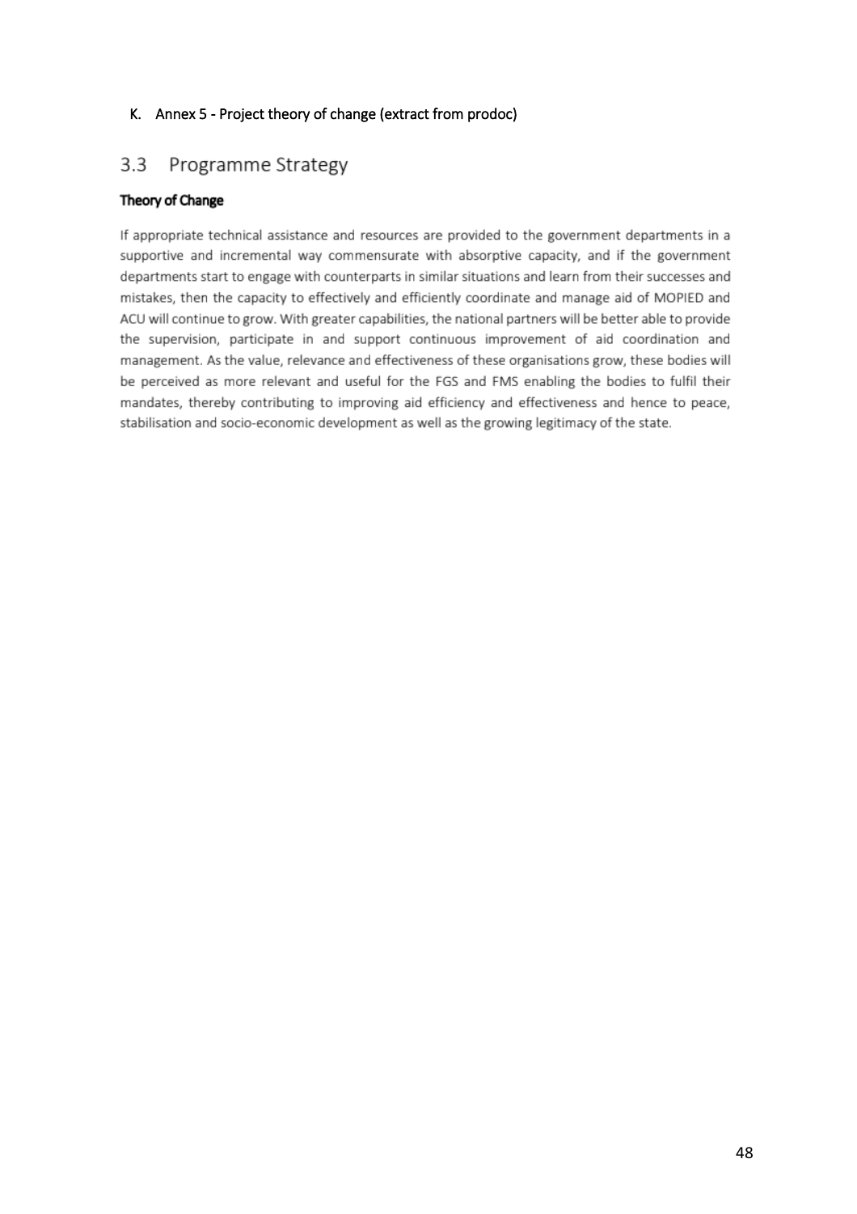## K. Annex 5 - Project theory of change (extract from prodoc)

## 3.3 Programme Strategy

**Theory of Change**

If appropriate technical assistance and resources are provided to the government departments in a supportive and incremental way commensurate with absorptive capacity, and if the government departments start to engage with counterparts in similar situations and learn from their successes and mistakes, then the capacity to effectively and efficiently coordinate and manage aid of MOPIED and ACU will continue to grow. With greater capabilities, the national partners will be better able to provide the supervision, participate in and support continuous improvement of aid coordination and management. As the value, relevance and effectiveness of these organisations grow, these bodies will be perceived as more relevant and useful for the FGS and FMS enabling the bodies to fulfil their mandates, thereby contributing to improving aid efficiency and effectiveness and hence to peace, stabilisation and socio-economic development as well as the growing legitimacy of the state.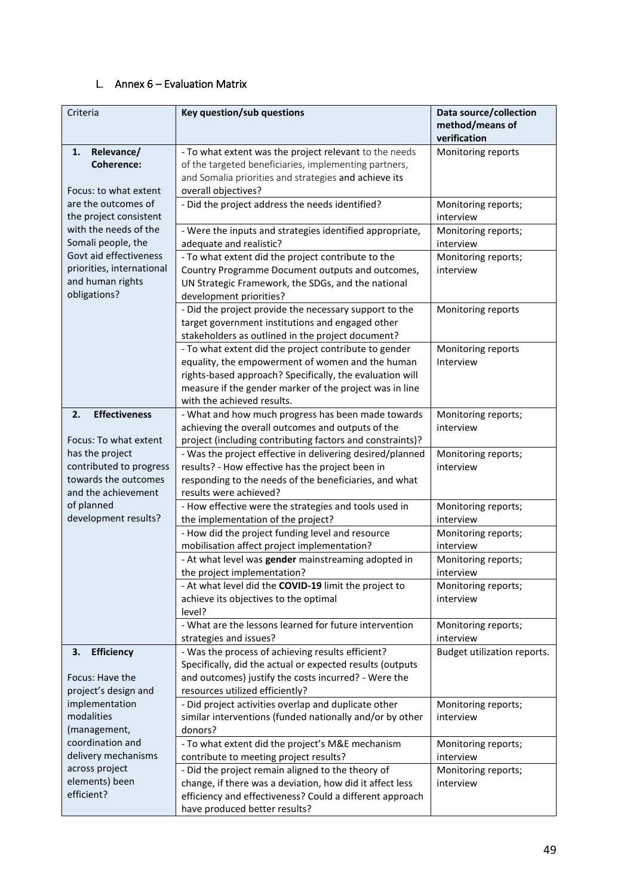## L. Annex 6 – Evaluation Matrix

| Criteria | **Key question/sub questions** | **Data source/collection method/means of verification** |
|---|---|---|
| **1. Relevance/ Coherence:**<br><br>Focus: to what extent are the outcomes of the project consistent with the needs of the Somali people, the Govt aid effectiveness priorities, international and human rights obligations? | - To what extent was the project relevant to the needs of the targeted beneficiaries, implementing partners, and Somalia priorities and strategies and achieve its overall objectives? | Monitoring reports |
| | - Did the project address the needs identified? | Monitoring reports; interview |
| | - Were the inputs and strategies identified appropriate, adequate and realistic? | Monitoring reports; interview |
| | - To what extent did the project contribute to the Country Programme Document outputs and outcomes, UN Strategic Framework, the SDGs, and the national development priorities? | Monitoring reports; interview |
| | - Did the project provide the necessary support to the target government institutions and engaged other stakeholders as outlined in the project document? | Monitoring reports |
| | - To what extent did the project contribute to gender equality, the empowerment of women and the human rights-based approach? Specifically, the evaluation will measure if the gender marker of the project was in line with the achieved results. | Monitoring reports<br>Interview |
| **2. Effectiveness**<br><br>Focus: To what extent has the project contributed to progress towards the outcomes and the achievement of planned development results? | - What and how much progress has been made towards achieving the overall outcomes and outputs of the project (including contributing factors and constraints)? | Monitoring reports; interview |
| | - Was the project effective in delivering desired/planned results? - How effective has the project been in responding to the needs of the beneficiaries, and what results were achieved? | Monitoring reports; interview |
| | - How effective were the strategies and tools used in the implementation of the project? | Monitoring reports; interview |
| | - How did the project funding level and resource mobilisation affect project implementation? | Monitoring reports; interview |
| | - At what level was **gender** mainstreaming adopted in the project implementation? | Monitoring reports; interview |
| | - At what level did the **COVID-19** limit the project to achieve its objectives to the optimal level? | Monitoring reports; interview |
| | - What are the lessons learned for future intervention strategies and issues? | Monitoring reports; interview |
| **3. Efficiency**<br><br>Focus: Have the project's design and implementation modalities (management, coordination and delivery mechanisms across project elements) been efficient? | - Was the process of achieving results efficient? Specifically, did the actual or expected results (outputs and outcomes) justify the costs incurred? - Were the resources utilized efficiently? | Budget utilization reports. |
| | - Did project activities overlap and duplicate other similar interventions (funded nationally and/or by other donors? | Monitoring reports; interview |
| | - To what extent did the project's M&E mechanism contribute to meeting project results? | Monitoring reports; interview |
| | - Did the project remain aligned to the theory of change, if there was a deviation, how did it affect less efficiency and effectiveness? Could a different approach have produced better results? | Monitoring reports; interview |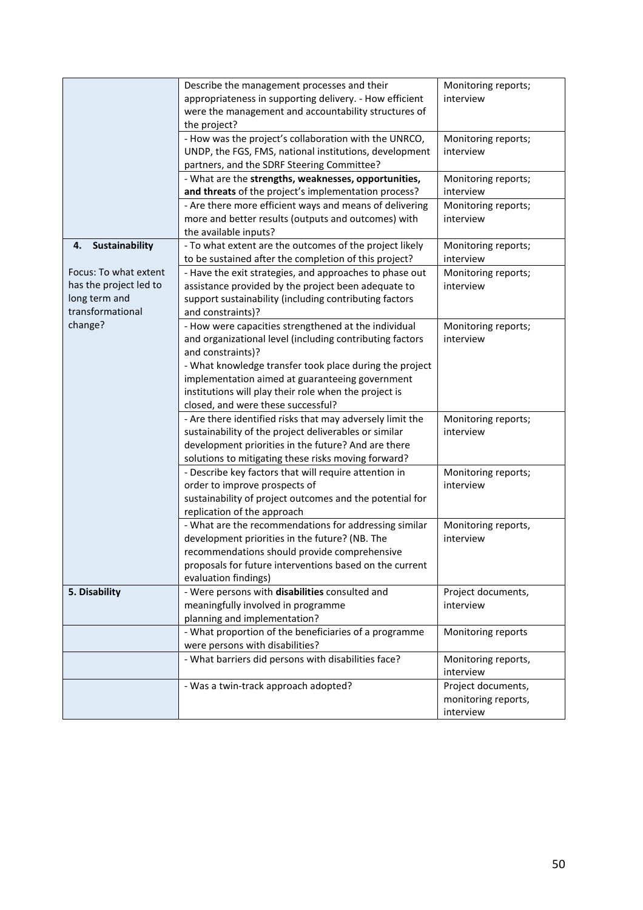| | | |
|---|---|---|
| | Describe the management processes and their appropriateness in supporting delivery. - How efficient were the management and accountability structures of the project? | Monitoring reports; interview |
| | - How was the project's collaboration with the UNRCO, UNDP, the FGS, FMS, national institutions, development partners, and the SDRF Steering Committee? | Monitoring reports; interview |
| | - What are the **strengths, weaknesses, opportunities, and threats** of the project's implementation process? | Monitoring reports; interview |
| | - Are there more efficient ways and means of delivering more and better results (outputs and outcomes) with the available inputs? | Monitoring reports; interview |
| **4. Sustainability**<br><br>Focus: To what extent has the project led to long term and transformational change? | - To what extent are the outcomes of the project likely to be sustained after the completion of this project? | Monitoring reports; interview |
| | - Have the exit strategies, and approaches to phase out assistance provided by the project been adequate to support sustainability (including contributing factors and constraints)? | Monitoring reports; interview |
| | - How were capacities strengthened at the individual and organizational level (including contributing factors and constraints)?<br>- What knowledge transfer took place during the project implementation aimed at guaranteeing government institutions will play their role when the project is closed, and were these successful? | Monitoring reports; interview |
| | - Are there identified risks that may adversely limit the sustainability of the project deliverables or similar development priorities in the future? And are there solutions to mitigating these risks moving forward? | Monitoring reports; interview |
| | - Describe key factors that will require attention in order to improve prospects of sustainability of project outcomes and the potential for replication of the approach | Monitoring reports; interview |
| | - What are the recommendations for addressing similar development priorities in the future? (NB. The recommendations should provide comprehensive proposals for future interventions based on the current evaluation findings) | Monitoring reports, interview |
| **5. Disability** | - Were persons with **disabilities** consulted and meaningfully involved in programme planning and implementation? | Project documents, interview |
| | - What proportion of the beneficiaries of a programme were persons with disabilities? | Monitoring reports |
| | - What barriers did persons with disabilities face? | Monitoring reports, interview |
| | - Was a twin-track approach adopted? | Project documents, monitoring reports, interview |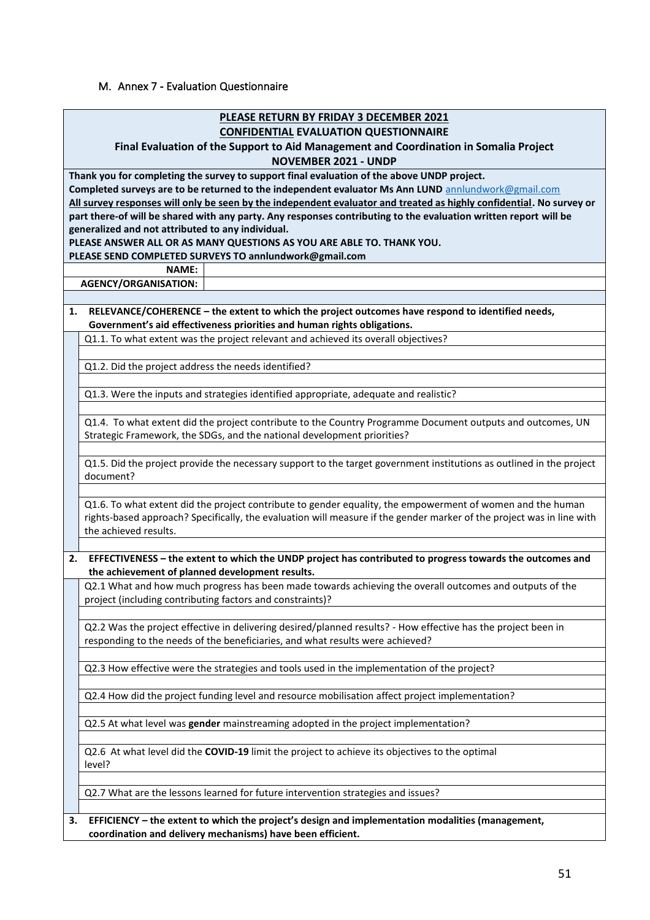## M. Annex 7 - Evaluation Questionnaire

**<u>PLEASE RETURN BY FRIDAY 3 DECEMBER 2021</u>**

**<u>CONFIDENTIAL</u> EVALUATION QUESTIONNAIRE**

**Final Evaluation of the Support to Aid Management and Coordination in Somalia Project**

**NOVEMBER 2021 - UNDP**

**Thank you for completing the survey to support final evaluation of the above UNDP project.**
**Completed surveys are to be returned to the independent evaluator Ms Ann LUND** annlundwork@gmail.com
**<u>All survey responses will only be seen by the independent evaluator and treated as highly confidential</u>. No survey or part there-of will be shared with any party. Any responses contributing to the evaluation written report will be generalized and not attributed to any individual.**
**PLEASE ANSWER ALL OR AS MANY QUESTIONS AS YOU ARE ABLE TO. THANK YOU.**
**PLEASE SEND COMPLETED SURVEYS TO annlundwork@gmail.com**

| | |
|---|---|
| **NAME:** | |
| **AGENCY/ORGANISATION:** | |

**1. RELEVANCE/COHERENCE – the extent to which the project outcomes have respond to identified needs, Government's aid effectiveness priorities and human rights obligations.**

Q1.1. To what extent was the project relevant and achieved its overall objectives?

Q1.2. Did the project address the needs identified?

Q1.3. Were the inputs and strategies identified appropriate, adequate and realistic?

Q1.4. To what extent did the project contribute to the Country Programme Document outputs and outcomes, UN Strategic Framework, the SDGs, and the national development priorities?

Q1.5. Did the project provide the necessary support to the target government institutions as outlined in the project document?

Q1.6. To what extent did the project contribute to gender equality, the empowerment of women and the human rights-based approach? Specifically, the evaluation will measure if the gender marker of the project was in line with the achieved results.

**2. EFFECTIVENESS – the extent to which the UNDP project has contributed to progress towards the outcomes and the achievement of planned development results.**

Q2.1 What and how much progress has been made towards achieving the overall outcomes and outputs of the project (including contributing factors and constraints)?

Q2.2 Was the project effective in delivering desired/planned results? - How effective has the project been in responding to the needs of the beneficiaries, and what results were achieved?

Q2.3 How effective were the strategies and tools used in the implementation of the project?

Q2.4 How did the project funding level and resource mobilisation affect project implementation?

Q2.5 At what level was **gender** mainstreaming adopted in the project implementation?

Q2.6 At what level did the **COVID-19** limit the project to achieve its objectives to the optimal level?

Q2.7 What are the lessons learned for future intervention strategies and issues?

**3. EFFICIENCY – the extent to which the project's design and implementation modalities (management, coordination and delivery mechanisms) have been efficient.**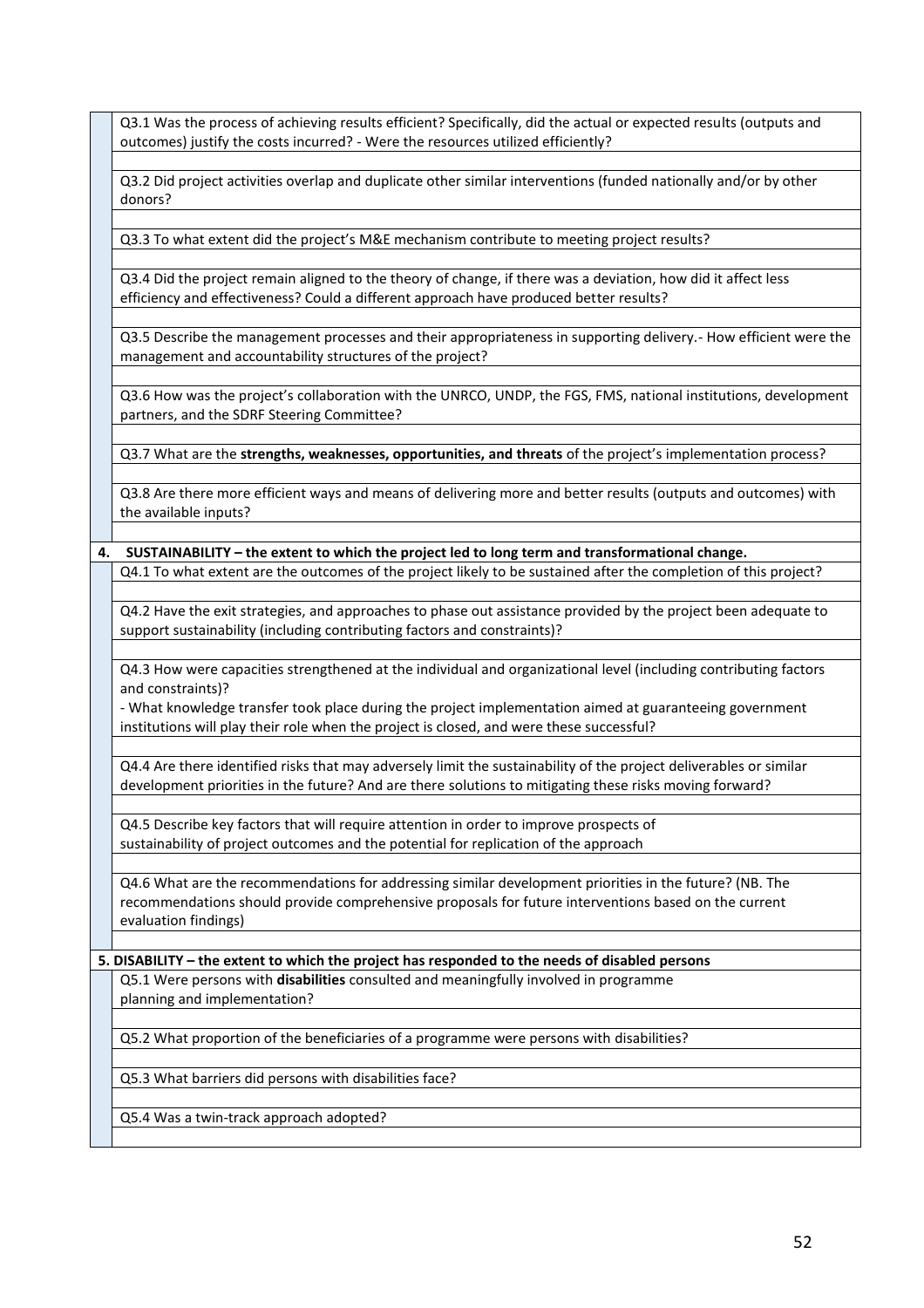| | |
|---|---|
| | Q3.1 Was the process of achieving results efficient? Specifically, did the actual or expected results (outputs and outcomes) justify the costs incurred? - Were the resources utilized efficiently? |
| | |
| | Q3.2 Did project activities overlap and duplicate other similar interventions (funded nationally and/or by other donors? |
| | |
| | Q3.3 To what extent did the project's M&E mechanism contribute to meeting project results? |
| | |
| | Q3.4 Did the project remain aligned to the theory of change, if there was a deviation, how did it affect less efficiency and effectiveness? Could a different approach have produced better results? |
| | |
| | Q3.5 Describe the management processes and their appropriateness in supporting delivery.- How efficient were the management and accountability structures of the project? |
| | |
| | Q3.6 How was the project's collaboration with the UNRCO, UNDP, the FGS, FMS, national institutions, development partners, and the SDRF Steering Committee? |
| | |
| | Q3.7 What are the **strengths, weaknesses, opportunities, and threats** of the project's implementation process? |
| | |
| | Q3.8 Are there more efficient ways and means of delivering more and better results (outputs and outcomes) with the available inputs? |
| | |
| **4.** | **SUSTAINABILITY – the extent to which the project led to long term and transformational change.** |
| | Q4.1 To what extent are the outcomes of the project likely to be sustained after the completion of this project? |
| | |
| | Q4.2 Have the exit strategies, and approaches to phase out assistance provided by the project been adequate to support sustainability (including contributing factors and constraints)? |
| | |
| | Q4.3 How were capacities strengthened at the individual and organizational level (including contributing factors and constraints)? - What knowledge transfer took place during the project implementation aimed at guaranteeing government institutions will play their role when the project is closed, and were these successful? |
| | |
| | Q4.4 Are there identified risks that may adversely limit the sustainability of the project deliverables or similar development priorities in the future? And are there solutions to mitigating these risks moving forward? |
| | |
| | Q4.5 Describe key factors that will require attention in order to improve prospects of sustainability of project outcomes and the potential for replication of the approach |
| | |
| | Q4.6 What are the recommendations for addressing similar development priorities in the future? (NB. The recommendations should provide comprehensive proposals for future interventions based on the current evaluation findings) |
| | |
| **5. DISABILITY – the extent to which the project has responded to the needs of disabled persons** | |
| | Q5.1 Were persons with **disabilities** consulted and meaningfully involved in programme planning and implementation? |
| | |
| | Q5.2 What proportion of the beneficiaries of a programme were persons with disabilities? |
| | |
| | Q5.3 What barriers did persons with disabilities face? |
| | |
| | Q5.4 Was a twin-track approach adopted? |
| | |